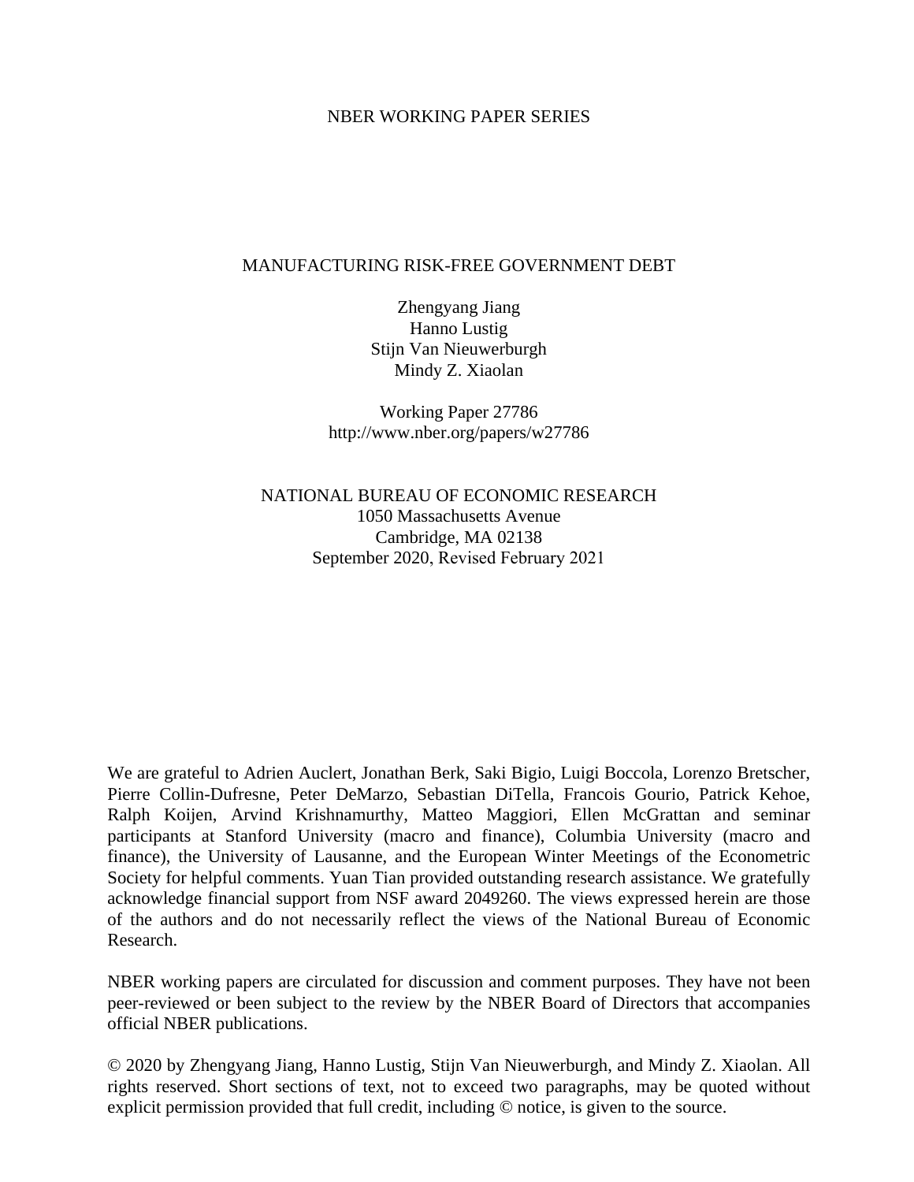NBER WORKING PAPER SERIES

# MANUFACTURING RISK-FREE GOVERNMENT DEBT

Zhengyang Jiang
Hanno Lustig
Stijn Van Nieuwerburgh
Mindy Z. Xiaolan

Working Paper 27786
http://www.nber.org/papers/w27786

NATIONAL BUREAU OF ECONOMIC RESEARCH
1050 Massachusetts Avenue
Cambridge, MA 02138
September 2020, Revised February 2021

We are grateful to Adrien Auclert, Jonathan Berk, Saki Bigio, Luigi Boccola, Lorenzo Bretscher, Pierre Collin-Dufresne, Peter DeMarzo, Sebastian DiTella, Francois Gourio, Patrick Kehoe, Ralph Koijen, Arvind Krishnamurthy, Matteo Maggiori, Ellen McGrattan and seminar participants at Stanford University (macro and finance), Columbia University (macro and finance), the University of Lausanne, and the European Winter Meetings of the Econometric Society for helpful comments. Yuan Tian provided outstanding research assistance. We gratefully acknowledge financial support from NSF award 2049260. The views expressed herein are those of the authors and do not necessarily reflect the views of the National Bureau of Economic Research.

NBER working papers are circulated for discussion and comment purposes. They have not been peer-reviewed or been subject to the review by the NBER Board of Directors that accompanies official NBER publications.

© 2020 by Zhengyang Jiang, Hanno Lustig, Stijn Van Nieuwerburgh, and Mindy Z. Xiaolan. All rights reserved. Short sections of text, not to exceed two paragraphs, may be quoted without explicit permission provided that full credit, including © notice, is given to the source.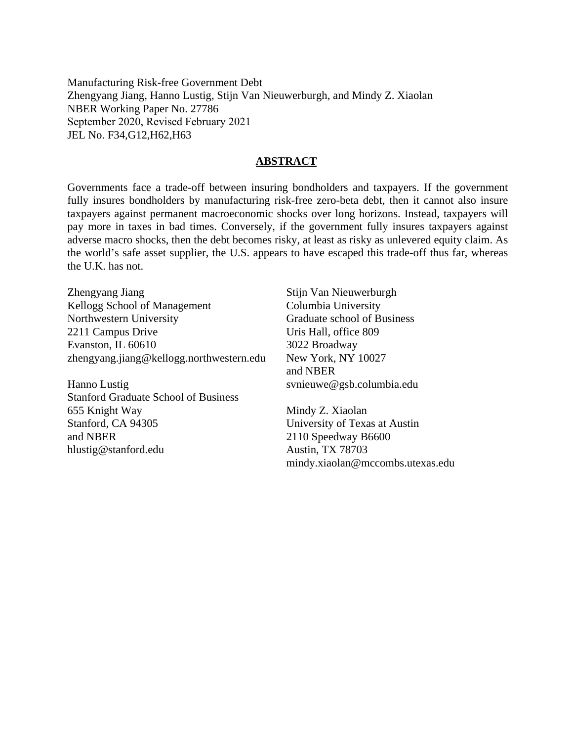Manufacturing Risk-free Government Debt
Zhengyang Jiang, Hanno Lustig, Stijn Van Nieuwerburgh, and Mindy Z. Xiaolan
NBER Working Paper No. 27786
September 2020, Revised February 2021
JEL No. F34,G12,H62,H63

## ABSTRACT

Governments face a trade-off between insuring bondholders and taxpayers. If the government fully insures bondholders by manufacturing risk-free zero-beta debt, then it cannot also insure taxpayers against permanent macroeconomic shocks over long horizons. Instead, taxpayers will pay more in taxes in bad times. Conversely, if the government fully insures taxpayers against adverse macro shocks, then the debt becomes risky, at least as risky as unlevered equity claim. As the world's safe asset supplier, the U.S. appears to have escaped this trade-off thus far, whereas the U.K. has not.

Zhengyang Jiang
Kellogg School of Management
Northwestern University
2211 Campus Drive
Evanston, IL 60610
zhengyang.jiang@kellogg.northwestern.edu

Hanno Lustig
Stanford Graduate School of Business
655 Knight Way
Stanford, CA 94305
and NBER
hlustig@stanford.edu

Stijn Van Nieuwerburgh
Columbia University
Graduate school of Business
Uris Hall, office 809
3022 Broadway
New York, NY 10027
and NBER
svnieuwe@gsb.columbia.edu

Mindy Z. Xiaolan
University of Texas at Austin
2110 Speedway B6600
Austin, TX 78703
mindy.xiaolan@mccombs.utexas.edu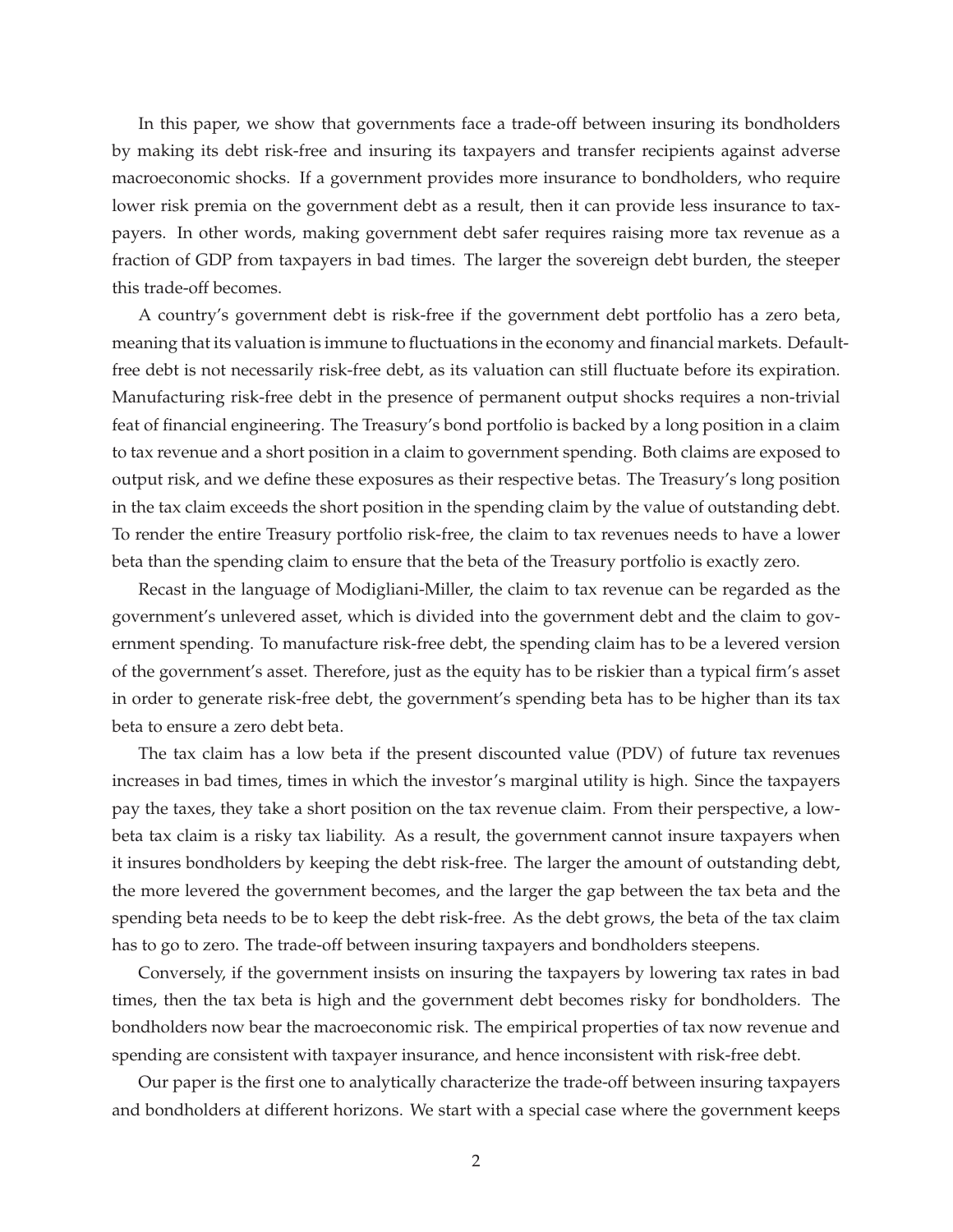In this paper, we show that governments face a trade-off between insuring its bondholders by making its debt risk-free and insuring its taxpayers and transfer recipients against adverse macroeconomic shocks. If a government provides more insurance to bondholders, who require lower risk premia on the government debt as a result, then it can provide less insurance to taxpayers. In other words, making government debt safer requires raising more tax revenue as a fraction of GDP from taxpayers in bad times. The larger the sovereign debt burden, the steeper this trade-off becomes.

A country's government debt is risk-free if the government debt portfolio has a zero beta, meaning that its valuation is immune to fluctuations in the economy and financial markets. Default-free debt is not necessarily risk-free debt, as its valuation can still fluctuate before its expiration. Manufacturing risk-free debt in the presence of permanent output shocks requires a non-trivial feat of financial engineering. The Treasury's bond portfolio is backed by a long position in a claim to tax revenue and a short position in a claim to government spending. Both claims are exposed to output risk, and we define these exposures as their respective betas. The Treasury's long position in the tax claim exceeds the short position in the spending claim by the value of outstanding debt. To render the entire Treasury portfolio risk-free, the claim to tax revenues needs to have a lower beta than the spending claim to ensure that the beta of the Treasury portfolio is exactly zero.

Recast in the language of Modigliani-Miller, the claim to tax revenue can be regarded as the government's unlevered asset, which is divided into the government debt and the claim to government spending. To manufacture risk-free debt, the spending claim has to be a levered version of the government's asset. Therefore, just as the equity has to be riskier than a typical firm's asset in order to generate risk-free debt, the government's spending beta has to be higher than its tax beta to ensure a zero debt beta.

The tax claim has a low beta if the present discounted value (PDV) of future tax revenues increases in bad times, times in which the investor's marginal utility is high. Since the taxpayers pay the taxes, they take a short position on the tax revenue claim. From their perspective, a low-beta tax claim is a risky tax liability. As a result, the government cannot insure taxpayers when it insures bondholders by keeping the debt risk-free. The larger the amount of outstanding debt, the more levered the government becomes, and the larger the gap between the tax beta and the spending beta needs to be to keep the debt risk-free. As the debt grows, the beta of the tax claim has to go to zero. The trade-off between insuring taxpayers and bondholders steepens.

Conversely, if the government insists on insuring the taxpayers by lowering tax rates in bad times, then the tax beta is high and the government debt becomes risky for bondholders. The bondholders now bear the macroeconomic risk. The empirical properties of tax now revenue and spending are consistent with taxpayer insurance, and hence inconsistent with risk-free debt.

Our paper is the first one to analytically characterize the trade-off between insuring taxpayers and bondholders at different horizons. We start with a special case where the government keeps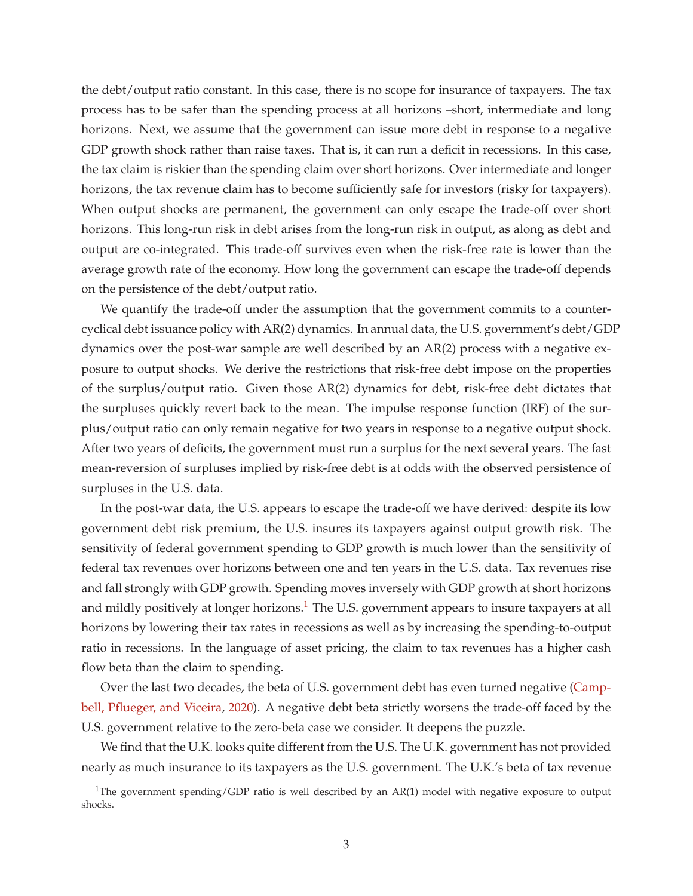the debt/output ratio constant. In this case, there is no scope for insurance of taxpayers. The tax process has to be safer than the spending process at all horizons –short, intermediate and long horizons. Next, we assume that the government can issue more debt in response to a negative GDP growth shock rather than raise taxes. That is, it can run a deficit in recessions. In this case, the tax claim is riskier than the spending claim over short horizons. Over intermediate and longer horizons, the tax revenue claim has to become sufficiently safe for investors (risky for taxpayers). When output shocks are permanent, the government can only escape the trade-off over short horizons. This long-run risk in debt arises from the long-run risk in output, as along as debt and output are co-integrated. This trade-off survives even when the risk-free rate is lower than the average growth rate of the economy. How long the government can escape the trade-off depends on the persistence of the debt/output ratio.

We quantify the trade-off under the assumption that the government commits to a counter-cyclical debt issuance policy with AR(2) dynamics. In annual data, the U.S. government's debt/GDP dynamics over the post-war sample are well described by an AR(2) process with a negative exposure to output shocks. We derive the restrictions that risk-free debt impose on the properties of the surplus/output ratio. Given those AR(2) dynamics for debt, risk-free debt dictates that the surpluses quickly revert back to the mean. The impulse response function (IRF) of the surplus/output ratio can only remain negative for two years in response to a negative output shock. After two years of deficits, the government must run a surplus for the next several years. The fast mean-reversion of surpluses implied by risk-free debt is at odds with the observed persistence of surpluses in the U.S. data.

In the post-war data, the U.S. appears to escape the trade-off we have derived: despite its low government debt risk premium, the U.S. insures its taxpayers against output growth risk. The sensitivity of federal government spending to GDP growth is much lower than the sensitivity of federal tax revenues over horizons between one and ten years in the U.S. data. Tax revenues rise and fall strongly with GDP growth. Spending moves inversely with GDP growth at short horizons and mildly positively at longer horizons.[1] The U.S. government appears to insure taxpayers at all horizons by lowering their tax rates in recessions as well as by increasing the spending-to-output ratio in recessions. In the language of asset pricing, the claim to tax revenues has a higher cash flow beta than the claim to spending.

Over the last two decades, the beta of U.S. government debt has even turned negative (Campbell, Pflueger, and Viceira, 2020). A negative debt beta strictly worsens the trade-off faced by the U.S. government relative to the zero-beta case we consider. It deepens the puzzle.

We find that the U.K. looks quite different from the U.S. The U.K. government has not provided nearly as much insurance to its taxpayers as the U.S. government. The U.K.'s beta of tax revenue

[1] The government spending/GDP ratio is well described by an AR(1) model with negative exposure to output shocks.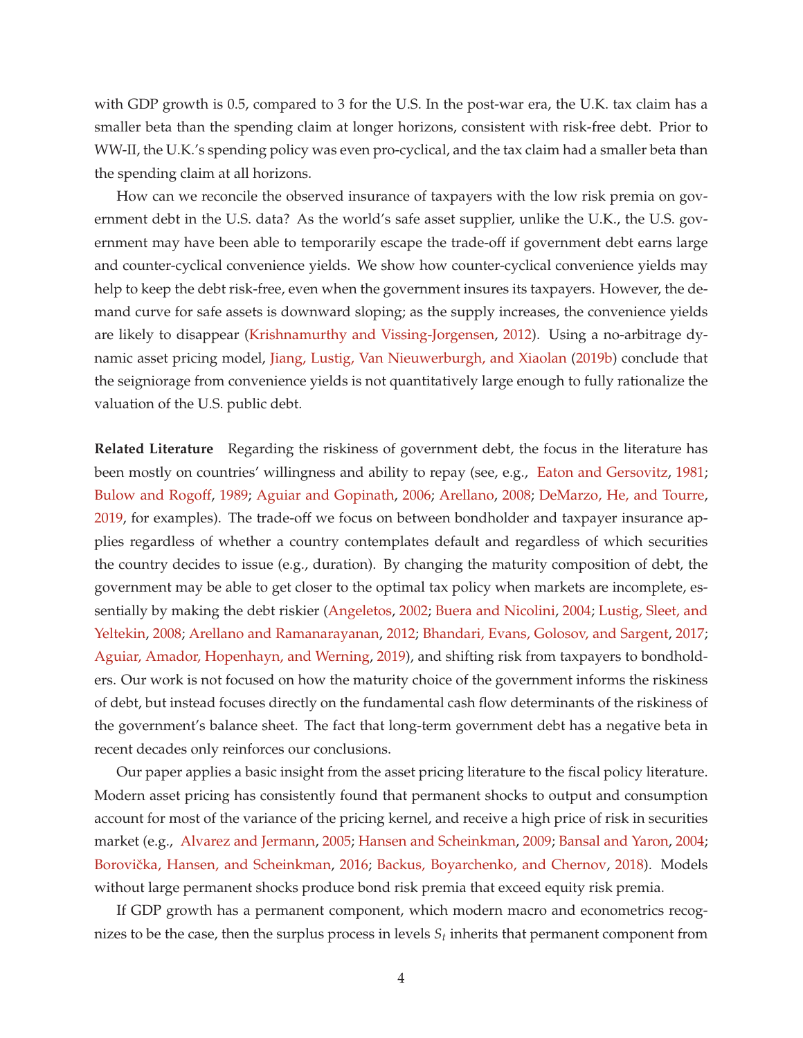with GDP growth is 0.5, compared to 3 for the U.S. In the post-war era, the U.K. tax claim has a smaller beta than the spending claim at longer horizons, consistent with risk-free debt. Prior to WW-II, the U.K.'s spending policy was even pro-cyclical, and the tax claim had a smaller beta than the spending claim at all horizons.

How can we reconcile the observed insurance of taxpayers with the low risk premia on government debt in the U.S. data? As the world's safe asset supplier, unlike the U.K., the U.S. government may have been able to temporarily escape the trade-off if government debt earns large and counter-cyclical convenience yields. We show how counter-cyclical convenience yields may help to keep the debt risk-free, even when the government insures its taxpayers. However, the demand curve for safe assets is downward sloping; as the supply increases, the convenience yields are likely to disappear (Krishnamurthy and Vissing-Jorgensen, 2012). Using a no-arbitrage dynamic asset pricing model, Jiang, Lustig, Van Nieuwerburgh, and Xiaolan (2019b) conclude that the seigniorage from convenience yields is not quantitatively large enough to fully rationalize the valuation of the U.S. public debt.

**Related Literature** Regarding the riskiness of government debt, the focus in the literature has been mostly on countries' willingness and ability to repay (see, e.g., Eaton and Gersovitz, 1981; Bulow and Rogoff, 1989; Aguiar and Gopinath, 2006; Arellano, 2008; DeMarzo, He, and Tourre, 2019, for examples). The trade-off we focus on between bondholder and taxpayer insurance applies regardless of whether a country contemplates default and regardless of which securities the country decides to issue (e.g., duration). By changing the maturity composition of debt, the government may be able to get closer to the optimal tax policy when markets are incomplete, essentially by making the debt riskier (Angeletos, 2002; Buera and Nicolini, 2004; Lustig, Sleet, and Yeltekin, 2008; Arellano and Ramanarayanan, 2012; Bhandari, Evans, Golosov, and Sargent, 2017; Aguiar, Amador, Hopenhayn, and Werning, 2019), and shifting risk from taxpayers to bondholders. Our work is not focused on how the maturity choice of the government informs the riskiness of debt, but instead focuses directly on the fundamental cash flow determinants of the riskiness of the government's balance sheet. The fact that long-term government debt has a negative beta in recent decades only reinforces our conclusions.

Our paper applies a basic insight from the asset pricing literature to the fiscal policy literature. Modern asset pricing has consistently found that permanent shocks to output and consumption account for most of the variance of the pricing kernel, and receive a high price of risk in securities market (e.g., Alvarez and Jermann, 2005; Hansen and Scheinkman, 2009; Bansal and Yaron, 2004; Borovička, Hansen, and Scheinkman, 2016; Backus, Boyarchenko, and Chernov, 2018). Models without large permanent shocks produce bond risk premia that exceed equity risk premia.

If GDP growth has a permanent component, which modern macro and econometrics recognizes to be the case, then the surplus process in levels $S_t$ inherits that permanent component from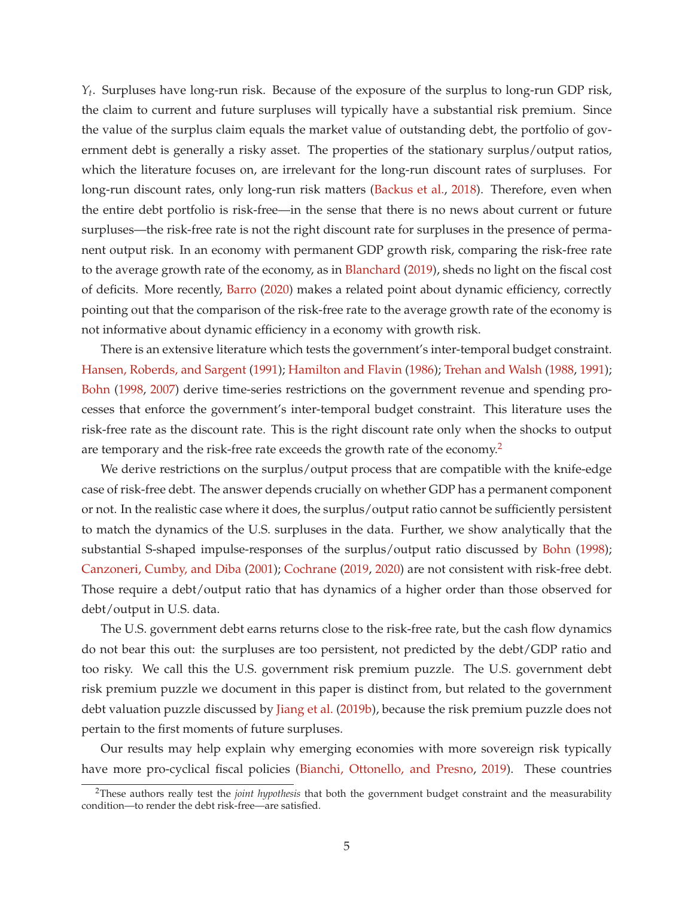$Y_t$. Surpluses have long-run risk. Because of the exposure of the surplus to long-run GDP risk, the claim to current and future surpluses will typically have a substantial risk premium. Since the value of the surplus claim equals the market value of outstanding debt, the portfolio of government debt is generally a risky asset. The properties of the stationary surplus/output ratios, which the literature focuses on, are irrelevant for the long-run discount rates of surpluses. For long-run discount rates, only long-run risk matters (Backus et al., 2018). Therefore, even when the entire debt portfolio is risk-free—in the sense that there is no news about current or future surpluses—the risk-free rate is not the right discount rate for surpluses in the presence of permanent output risk. In an economy with permanent GDP growth risk, comparing the risk-free rate to the average growth rate of the economy, as in Blanchard (2019), sheds no light on the fiscal cost of deficits. More recently, Barro (2020) makes a related point about dynamic efficiency, correctly pointing out that the comparison of the risk-free rate to the average growth rate of the economy is not informative about dynamic efficiency in a economy with growth risk.

There is an extensive literature which tests the government's inter-temporal budget constraint. Hansen, Roberds, and Sargent (1991); Hamilton and Flavin (1986); Trehan and Walsh (1988, 1991); Bohn (1998, 2007) derive time-series restrictions on the government revenue and spending processes that enforce the government's inter-temporal budget constraint. This literature uses the risk-free rate as the discount rate. This is the right discount rate only when the shocks to output are temporary and the risk-free rate exceeds the growth rate of the economy.[2]

We derive restrictions on the surplus/output process that are compatible with the knife-edge case of risk-free debt. The answer depends crucially on whether GDP has a permanent component or not. In the realistic case where it does, the surplus/output ratio cannot be sufficiently persistent to match the dynamics of the U.S. surpluses in the data. Further, we show analytically that the substantial S-shaped impulse-responses of the surplus/output ratio discussed by Bohn (1998); Canzoneri, Cumby, and Diba (2001); Cochrane (2019, 2020) are not consistent with risk-free debt. Those require a debt/output ratio that has dynamics of a higher order than those observed for debt/output in U.S. data.

The U.S. government debt earns returns close to the risk-free rate, but the cash flow dynamics do not bear this out: the surpluses are too persistent, not predicted by the debt/GDP ratio and too risky. We call this the U.S. government risk premium puzzle. The U.S. government debt risk premium puzzle we document in this paper is distinct from, but related to the government debt valuation puzzle discussed by Jiang et al. (2019b), because the risk premium puzzle does not pertain to the first moments of future surpluses.

Our results may help explain why emerging economies with more sovereign risk typically have more pro-cyclical fiscal policies (Bianchi, Ottonello, and Presno, 2019). These countries

[2] These authors really test the *joint hypothesis* that both the government budget constraint and the measurability condition—to render the debt risk-free—are satisfied.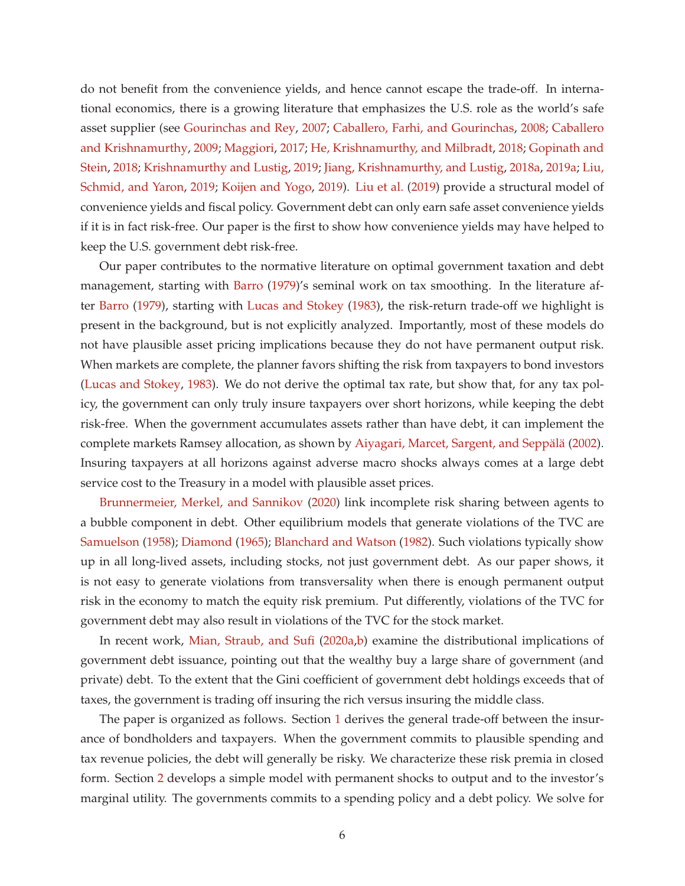do not benefit from the convenience yields, and hence cannot escape the trade-off. In international economics, there is a growing literature that emphasizes the U.S. role as the world's safe asset supplier (see Gourinchas and Rey, 2007; Caballero, Farhi, and Gourinchas, 2008; Caballero and Krishnamurthy, 2009; Maggiori, 2017; He, Krishnamurthy, and Milbradt, 2018; Gopinath and Stein, 2018; Krishnamurthy and Lustig, 2019; Jiang, Krishnamurthy, and Lustig, 2018a, 2019a; Liu, Schmid, and Yaron, 2019; Koijen and Yogo, 2019). Liu et al. (2019) provide a structural model of convenience yields and fiscal policy. Government debt can only earn safe asset convenience yields if it is in fact risk-free. Our paper is the first to show how convenience yields may have helped to keep the U.S. government debt risk-free.

Our paper contributes to the normative literature on optimal government taxation and debt management, starting with Barro (1979)'s seminal work on tax smoothing. In the literature after Barro (1979), starting with Lucas and Stokey (1983), the risk-return trade-off we highlight is present in the background, but is not explicitly analyzed. Importantly, most of these models do not have plausible asset pricing implications because they do not have permanent output risk. When markets are complete, the planner favors shifting the risk from taxpayers to bond investors (Lucas and Stokey, 1983). We do not derive the optimal tax rate, but show that, for any tax policy, the government can only truly insure taxpayers over short horizons, while keeping the debt risk-free. When the government accumulates assets rather than have debt, it can implement the complete markets Ramsey allocation, as shown by Aiyagari, Marcet, Sargent, and Seppälä (2002). Insuring taxpayers at all horizons against adverse macro shocks always comes at a large debt service cost to the Treasury in a model with plausible asset prices.

Brunnermeier, Merkel, and Sannikov (2020) link incomplete risk sharing between agents to a bubble component in debt. Other equilibrium models that generate violations of the TVC are Samuelson (1958); Diamond (1965); Blanchard and Watson (1982). Such violations typically show up in all long-lived assets, including stocks, not just government debt. As our paper shows, it is not easy to generate violations from transversality when there is enough permanent output risk in the economy to match the equity risk premium. Put differently, violations of the TVC for government debt may also result in violations of the TVC for the stock market.

In recent work, Mian, Straub, and Sufi (2020a,b) examine the distributional implications of government debt issuance, pointing out that the wealthy buy a large share of government (and private) debt. To the extent that the Gini coefficient of government debt holdings exceeds that of taxes, the government is trading off insuring the rich versus insuring the middle class.

The paper is organized as follows. Section 1 derives the general trade-off between the insurance of bondholders and taxpayers. When the government commits to plausible spending and tax revenue policies, the debt will generally be risky. We characterize these risk premia in closed form. Section 2 develops a simple model with permanent shocks to output and to the investor's marginal utility. The governments commits to a spending policy and a debt policy. We solve for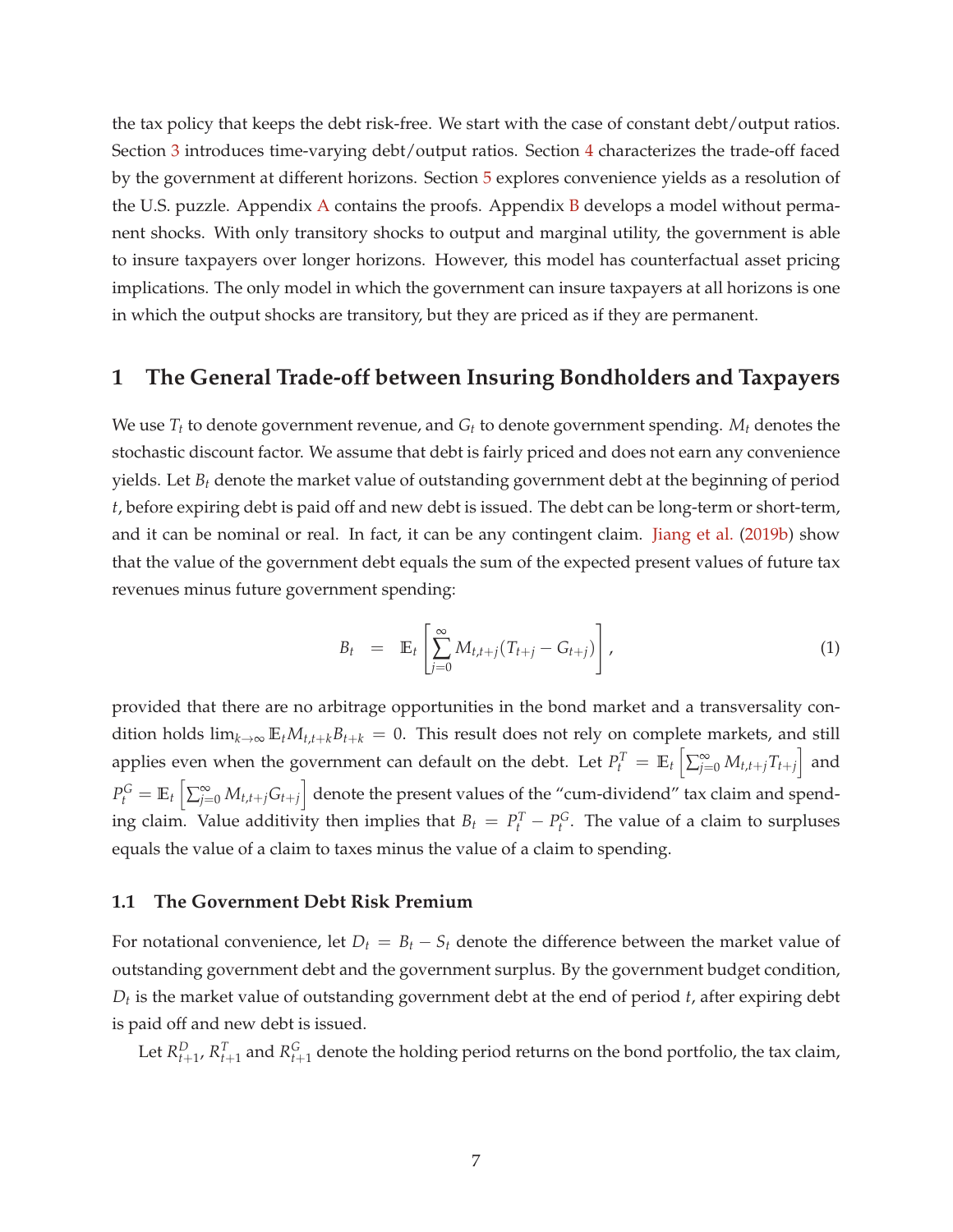the tax policy that keeps the debt risk-free. We start with the case of constant debt/output ratios. Section 3 introduces time-varying debt/output ratios. Section 4 characterizes the trade-off faced by the government at different horizons. Section 5 explores convenience yields as a resolution of the U.S. puzzle. Appendix A contains the proofs. Appendix B develops a model without permanent shocks. With only transitory shocks to output and marginal utility, the government is able to insure taxpayers over longer horizons. However, this model has counterfactual asset pricing implications. The only model in which the government can insure taxpayers at all horizons is one in which the output shocks are transitory, but they are priced as if they are permanent.

# 1 The General Trade-off between Insuring Bondholders and Taxpayers

We use $T_t$ to denote government revenue, and $G_t$ to denote government spending. $M_t$ denotes the stochastic discount factor. We assume that debt is fairly priced and does not earn any convenience yields. Let $B_t$ denote the market value of outstanding government debt at the beginning of period $t$, before expiring debt is paid off and new debt is issued. The debt can be long-term or short-term, and it can be nominal or real. In fact, it can be any contingent claim. Jiang et al. (2019b) show that the value of the government debt equals the sum of the expected present values of future tax revenues minus future government spending:

$$B_t \quad = \quad \mathbb{E}_t\left[\sum_{j=0}^{\infty} M_{t,t+j}(T_{t+j} - G_{t+j})\right], \tag{1}$$

provided that there are no arbitrage opportunities in the bond market and a transversality condition holds $\lim_{k\to\infty} \mathbb{E}_t M_{t,t+k} B_{t+k} = 0$. This result does not rely on complete markets, and still applies even when the government can default on the debt. Let $P_t^T = \mathbb{E}_t\left[\sum_{j=0}^{\infty} M_{t,t+j} T_{t+j}\right]$ and $P_t^G = \mathbb{E}_t\left[\sum_{j=0}^{\infty} M_{t,t+j} G_{t+j}\right]$ denote the present values of the "cum-dividend" tax claim and spending claim. Value additivity then implies that $B_t = P_t^T - P_t^G$. The value of a claim to surpluses equals the value of a claim to taxes minus the value of a claim to spending.

## 1.1 The Government Debt Risk Premium

For notational convenience, let $D_t = B_t - S_t$ denote the difference between the market value of outstanding government debt and the government surplus. By the government budget condition, $D_t$ is the market value of outstanding government debt at the end of period $t$, after expiring debt is paid off and new debt is issued.

Let $R_{t+1}^D$, $R_{t+1}^T$ and $R_{t+1}^G$ denote the holding period returns on the bond portfolio, the tax claim,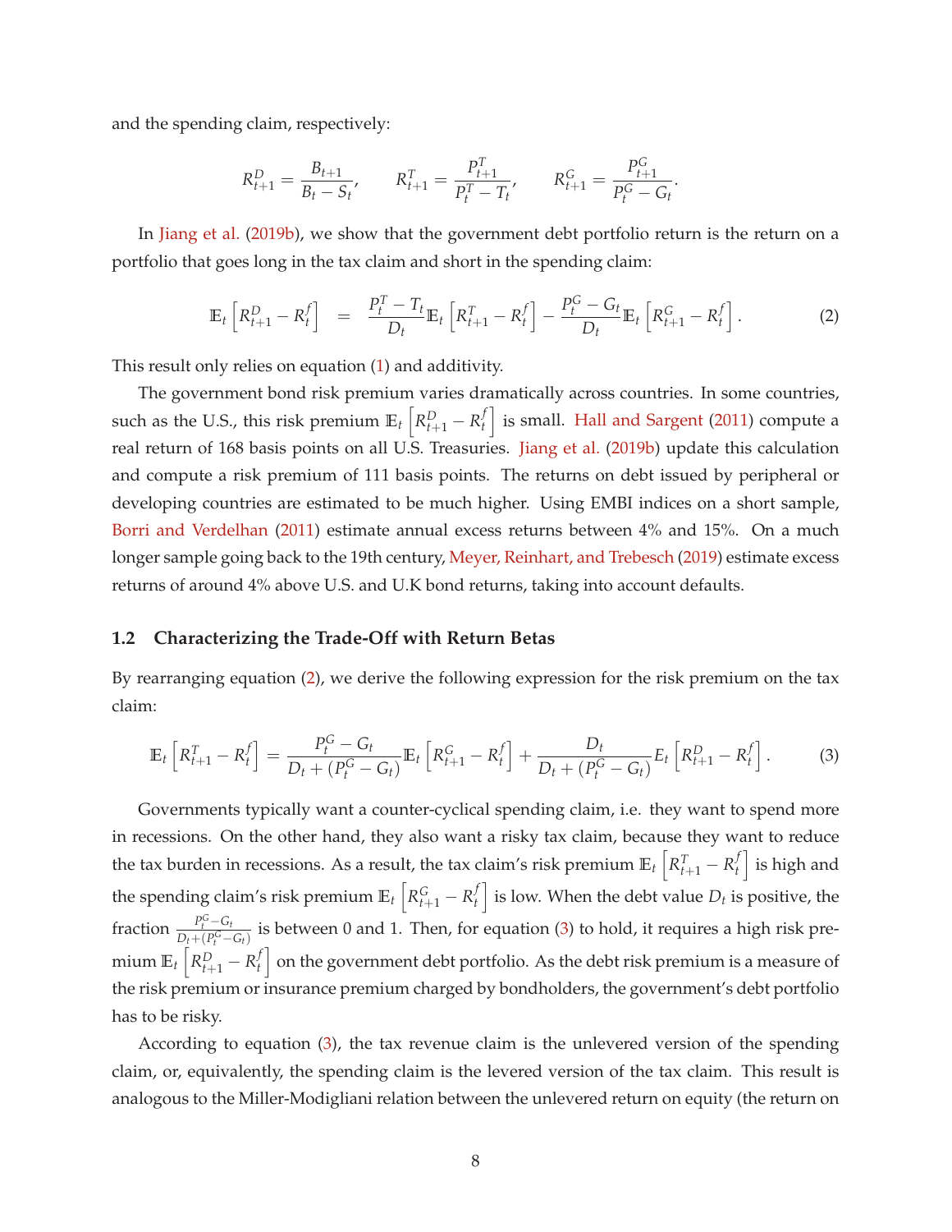and the spending claim, respectively:

$$R^D_{t+1} = \frac{B_{t+1}}{B_t - S_t}, \qquad R^T_{t+1} = \frac{P^T_{t+1}}{P^T_t - T_t}, \qquad R^G_{t+1} = \frac{P^G_{t+1}}{P^G_t - G_t}.$$

In Jiang et al. (2019b), we show that the government debt portfolio return is the return on a portfolio that goes long in the tax claim and short in the spending claim:

$$\mathbb{E}_t\left[R^D_{t+1} - R^f_t\right] \quad = \quad \frac{P^T_t - T_t}{D_t}\mathbb{E}_t\left[R^T_{t+1} - R^f_t\right] - \frac{P^G_t - G_t}{D_t}\mathbb{E}_t\left[R^G_{t+1} - R^f_t\right]. \tag{2}$$

This result only relies on equation (1) and additivity.

The government bond risk premium varies dramatically across countries. In some countries, such as the U.S., this risk premium $\mathbb{E}_t\left[R^D_{t+1} - R^f_t\right]$ is small. Hall and Sargent (2011) compute a real return of 168 basis points on all U.S. Treasuries. Jiang et al. (2019b) update this calculation and compute a risk premium of 111 basis points. The returns on debt issued by peripheral or developing countries are estimated to be much higher. Using EMBI indices on a short sample, Borri and Verdelhan (2011) estimate annual excess returns between 4% and 15%. On a much longer sample going back to the 19th century, Meyer, Reinhart, and Trebesch (2019) estimate excess returns of around 4% above U.S. and U.K bond returns, taking into account defaults.

### 1.2 Characterizing the Trade-Off with Return Betas

By rearranging equation (2), we derive the following expression for the risk premium on the tax claim:

$$\mathbb{E}_t\left[R^T_{t+1} - R^f_t\right] = \frac{P^G_t - G_t}{D_t + (P^G_t - G_t)}\mathbb{E}_t\left[R^G_{t+1} - R^f_t\right] + \frac{D_t}{D_t + (P^G_t - G_t)}E_t\left[R^D_{t+1} - R^f_t\right]. \tag{3}$$

Governments typically want a counter-cyclical spending claim, i.e. they want to spend more in recessions. On the other hand, they also want a risky tax claim, because they want to reduce the tax burden in recessions. As a result, the tax claim's risk premium $\mathbb{E}_t\left[R^T_{t+1} - R^f_t\right]$ is high and the spending claim's risk premium $\mathbb{E}_t\left[R^G_{t+1} - R^f_t\right]$ is low. When the debt value $D_t$ is positive, the fraction $\frac{P^G_t - G_t}{D_t + (P^G_t - G_t)}$ is between 0 and 1. Then, for equation (3) to hold, it requires a high risk premium $\mathbb{E}_t\left[R^D_{t+1} - R^f_t\right]$ on the government debt portfolio. As the debt risk premium is a measure of the risk premium or insurance premium charged by bondholders, the government's debt portfolio has to be risky.

According to equation (3), the tax revenue claim is the unlevered version of the spending claim, or, equivalently, the spending claim is the levered version of the tax claim. This result is analogous to the Miller-Modigliani relation between the unlevered return on equity (the return on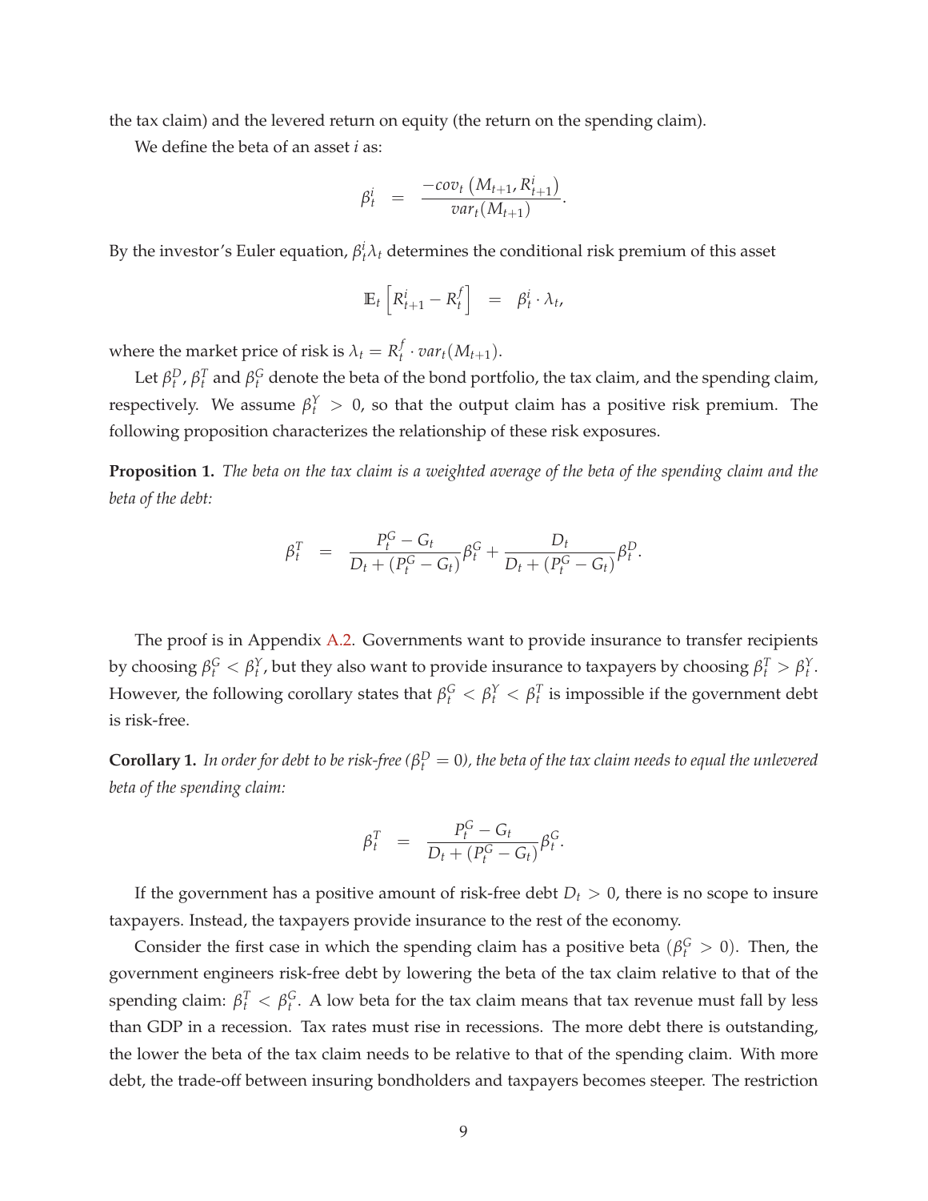the tax claim) and the levered return on equity (the return on the spending claim).

We define the beta of an asset $i$ as:

$$\beta_t^i = \frac{-cov_t\left(M_{t+1}, R_{t+1}^i\right)}{var_t(M_{t+1})}.$$

By the investor's Euler equation, $\beta_t^i \lambda_t$ determines the conditional risk premium of this asset

$$\mathbb{E}_t\left[R_{t+1}^i - R_t^f\right] = \beta_t^i \cdot \lambda_t,$$

where the market price of risk is $\lambda_t = R_t^f \cdot var_t(M_{t+1})$.

Let $\beta_t^D$, $\beta_t^T$ and $\beta_t^G$ denote the beta of the bond portfolio, the tax claim, and the spending claim, respectively. We assume $\beta_t^Y > 0$, so that the output claim has a positive risk premium. The following proposition characterizes the relationship of these risk exposures.

**Proposition 1.** *The beta on the tax claim is a weighted average of the beta of the spending claim and the beta of the debt:*

$$\beta_t^T = \frac{P_t^G - G_t}{D_t + (P_t^G - G_t)}\beta_t^G + \frac{D_t}{D_t + (P_t^G - G_t)}\beta_t^D.$$

The proof is in Appendix A.2. Governments want to provide insurance to transfer recipients by choosing $\beta_t^G < \beta_t^Y$, but they also want to provide insurance to taxpayers by choosing $\beta_t^T > \beta_t^Y$. However, the following corollary states that $\beta_t^G < \beta_t^Y < \beta_t^T$ is impossible if the government debt is risk-free.

**Corollary 1.** *In order for debt to be risk-free ($\beta_t^D = 0$), the beta of the tax claim needs to equal the unlevered beta of the spending claim:*

$$\beta_t^T = \frac{P_t^G - G_t}{D_t + (P_t^G - G_t)}\beta_t^G.$$

If the government has a positive amount of risk-free debt $D_t > 0$, there is no scope to insure taxpayers. Instead, the taxpayers provide insurance to the rest of the economy.

Consider the first case in which the spending claim has a positive beta ($\beta_t^G > 0$). Then, the government engineers risk-free debt by lowering the beta of the tax claim relative to that of the spending claim: $\beta_t^T < \beta_t^G$. A low beta for the tax claim means that tax revenue must fall by less than GDP in a recession. Tax rates must rise in recessions. The more debt there is outstanding, the lower the beta of the tax claim needs to be relative to that of the spending claim. With more debt, the trade-off between insuring bondholders and taxpayers becomes steeper. The restriction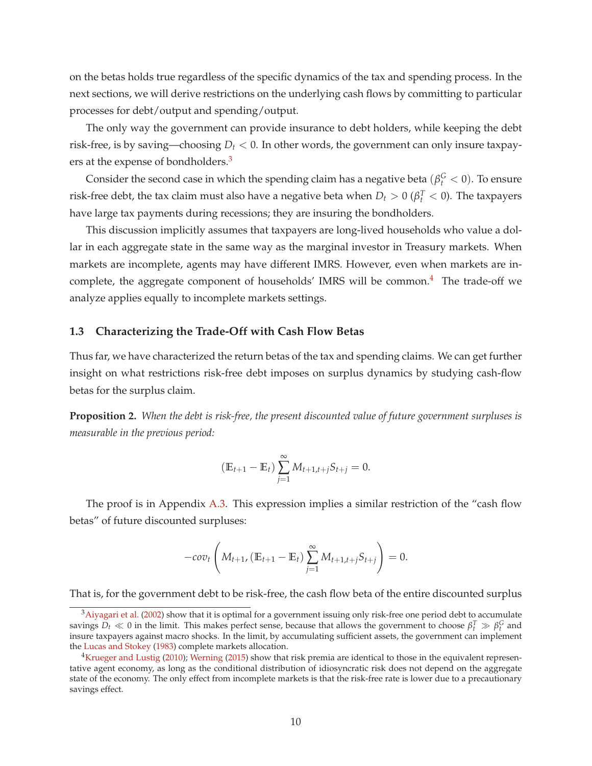on the betas holds true regardless of the specific dynamics of the tax and spending process. In the next sections, we will derive restrictions on the underlying cash flows by committing to particular processes for debt/output and spending/output.

The only way the government can provide insurance to debt holders, while keeping the debt risk-free, is by saving—choosing $D_t < 0$. In other words, the government can only insure taxpayers at the expense of bondholders.[3]

Consider the second case in which the spending claim has a negative beta ($\beta_t^G < 0$). To ensure risk-free debt, the tax claim must also have a negative beta when $D_t > 0$ ($\beta_t^T < 0$). The taxpayers have large tax payments during recessions; they are insuring the bondholders.

This discussion implicitly assumes that taxpayers are long-lived households who value a dollar in each aggregate state in the same way as the marginal investor in Treasury markets. When markets are incomplete, agents may have different IMRS. However, even when markets are incomplete, the aggregate component of households' IMRS will be common.[4] The trade-off we analyze applies equally to incomplete markets settings.

### 1.3 Characterizing the Trade-Off with Cash Flow Betas

Thus far, we have characterized the return betas of the tax and spending claims. We can get further insight on what restrictions risk-free debt imposes on surplus dynamics by studying cash-flow betas for the surplus claim.

**Proposition 2.** *When the debt is risk-free, the present discounted value of future government surpluses is measurable in the previous period:*

$$(\mathbb{E}_{t+1} - \mathbb{E}_t) \sum_{j=1}^{\infty} M_{t+1,t+j} S_{t+j} = 0.$$

The proof is in Appendix A.3. This expression implies a similar restriction of the "cash flow betas" of future discounted surpluses:

$$-cov_t \left( M_{t+1}, (\mathbb{E}_{t+1} - \mathbb{E}_t) \sum_{j=1}^{\infty} M_{t+1,t+j} S_{t+j} \right) = 0.$$

That is, for the government debt to be risk-free, the cash flow beta of the entire discounted surplus

[3] Aiyagari et al. (2002) show that it is optimal for a government issuing only risk-free one period debt to accumulate savings $D_t \ll 0$ in the limit. This makes perfect sense, because that allows the government to choose $\beta_t^T \gg \beta_t^G$ and insure taxpayers against macro shocks. In the limit, by accumulating sufficient assets, the government can implement the Lucas and Stokey (1983) complete markets allocation.

[4] Krueger and Lustig (2010); Werning (2015) show that risk premia are identical to those in the equivalent representative agent economy, as long as the conditional distribution of idiosyncratic risk does not depend on the aggregate state of the economy. The only effect from incomplete markets is that the risk-free rate is lower due to a precautionary savings effect.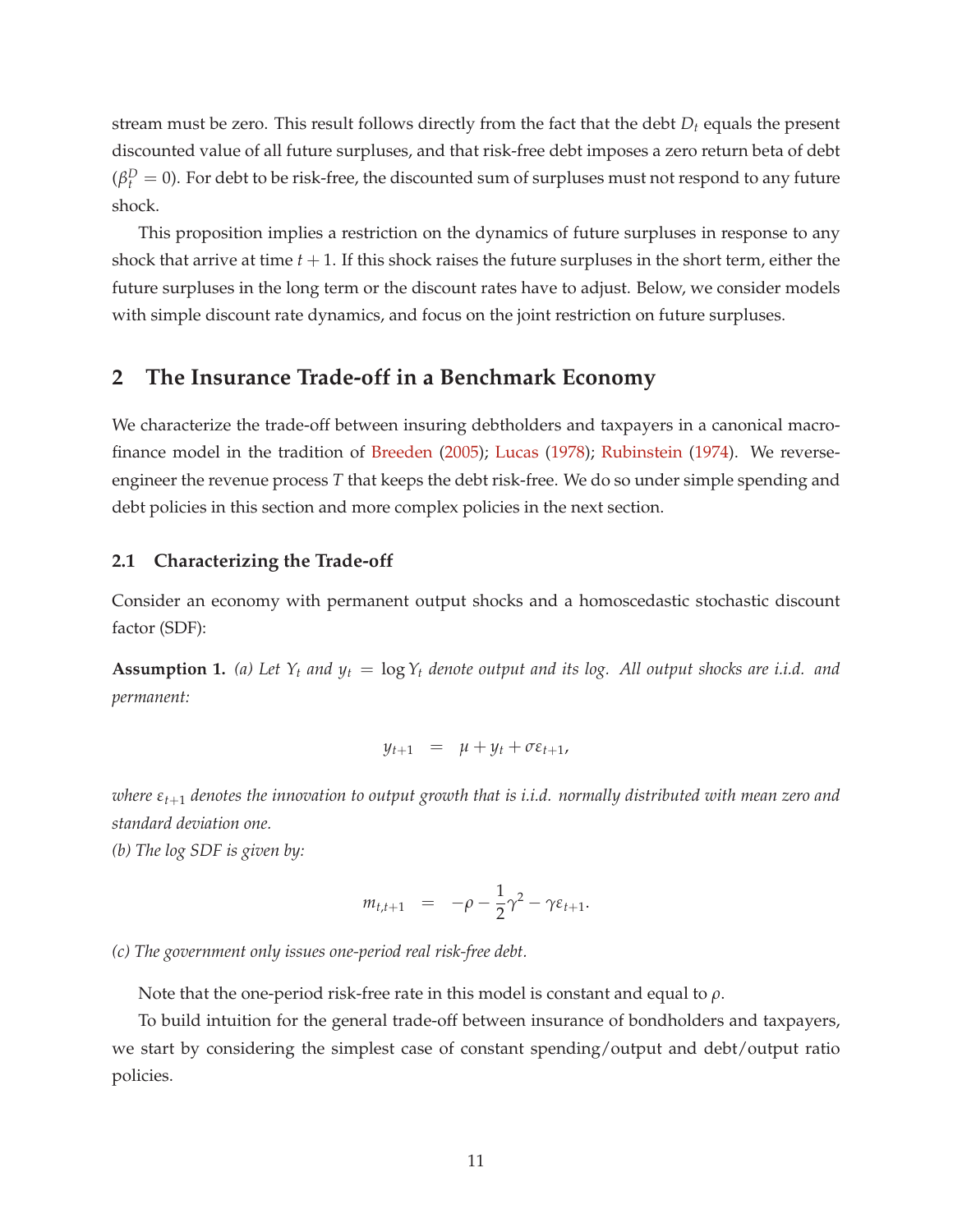stream must be zero. This result follows directly from the fact that the debt $D_t$ equals the present discounted value of all future surpluses, and that risk-free debt imposes a zero return beta of debt ($\beta_t^D = 0$). For debt to be risk-free, the discounted sum of surpluses must not respond to any future shock.

This proposition implies a restriction on the dynamics of future surpluses in response to any shock that arrive at time $t+1$. If this shock raises the future surpluses in the short term, either the future surpluses in the long term or the discount rates have to adjust. Below, we consider models with simple discount rate dynamics, and focus on the joint restriction on future surpluses.

## 2 The Insurance Trade-off in a Benchmark Economy

We characterize the trade-off between insuring debtholders and taxpayers in a canonical macro-finance model in the tradition of Breeden (2005); Lucas (1978); Rubinstein (1974). We reverse-engineer the revenue process $T$ that keeps the debt risk-free. We do so under simple spending and debt policies in this section and more complex policies in the next section.

### 2.1 Characterizing the Trade-off

Consider an economy with permanent output shocks and a homoscedastic stochastic discount factor (SDF):

**Assumption 1.** *(a) Let $Y_t$ and $y_t = \log Y_t$ denote output and its log. All output shocks are i.i.d. and permanent:*

$$y_{t+1} \quad = \quad \mu + y_t + \sigma \varepsilon_{t+1},$$

*where $\varepsilon_{t+1}$ denotes the innovation to output growth that is i.i.d. normally distributed with mean zero and standard deviation one.*

*(b) The log SDF is given by:*

$$m_{t,t+1} \quad = \quad -\rho - \frac{1}{2}\gamma^2 - \gamma \varepsilon_{t+1}.$$

*(c) The government only issues one-period real risk-free debt.*

Note that the one-period risk-free rate in this model is constant and equal to $\rho$.

To build intuition for the general trade-off between insurance of bondholders and taxpayers, we start by considering the simplest case of constant spending/output and debt/output ratio policies.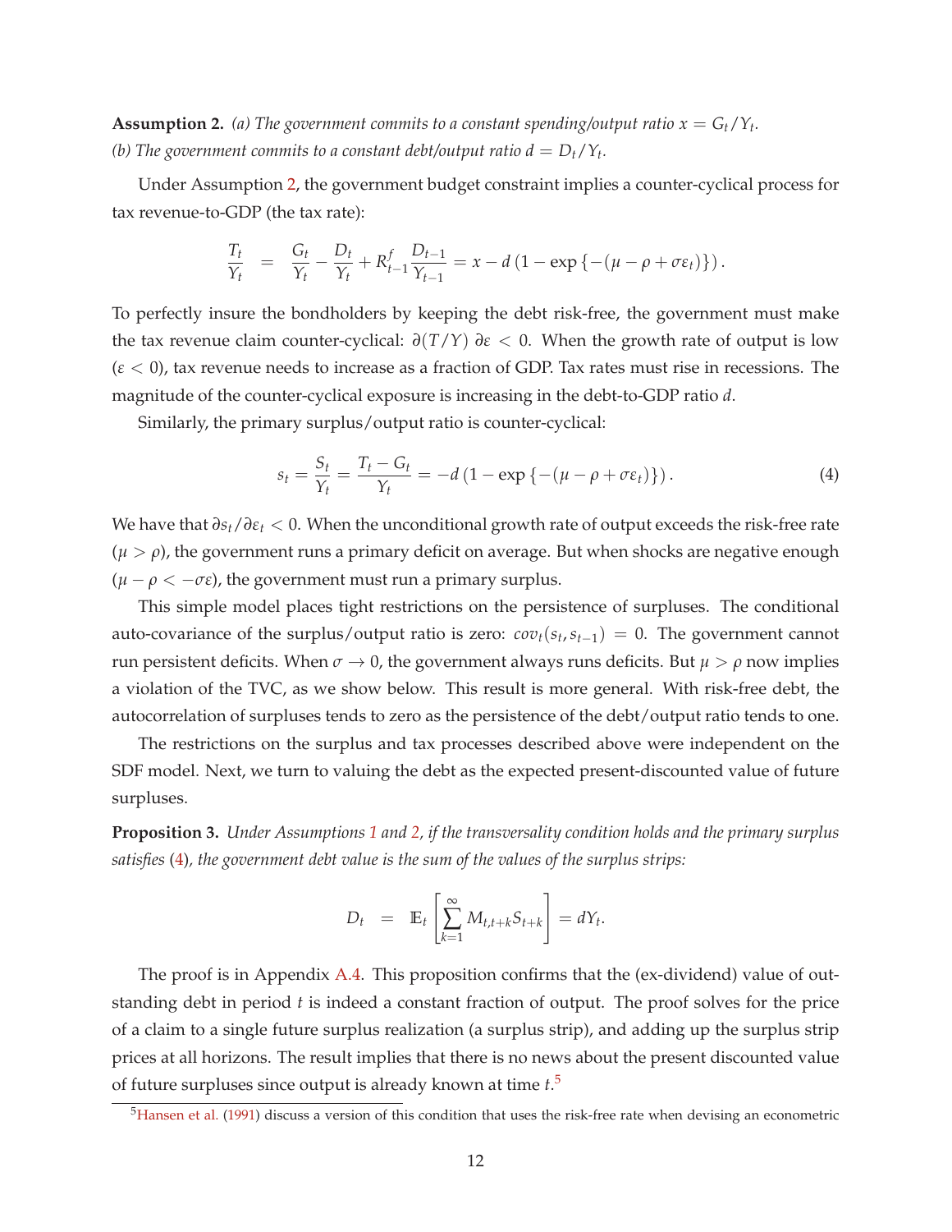**Assumption 2.** *(a) The government commits to a constant spending/output ratio $x = G_t/Y_t$.*
*(b) The government commits to a constant debt/output ratio $d = D_t/Y_t$.*

Under Assumption 2, the government budget constraint implies a counter-cyclical process for tax revenue-to-GDP (the tax rate):

$$\frac{T_t}{Y_t} = \frac{G_t}{Y_t} - \frac{D_t}{Y_t} + R^f_{t-1}\frac{D_{t-1}}{Y_{t-1}} = x - d\left(1 - \exp\left\{-(\mu - \rho + \sigma\varepsilon_t)\right\}\right).$$

To perfectly insure the bondholders by keeping the debt risk-free, the government must make the tax revenue claim counter-cyclical: $\partial(T/Y)\,\partial\varepsilon < 0$. When the growth rate of output is low ($\varepsilon < 0$), tax revenue needs to increase as a fraction of GDP. Tax rates must rise in recessions. The magnitude of the counter-cyclical exposure is increasing in the debt-to-GDP ratio $d$.

Similarly, the primary surplus/output ratio is counter-cyclical:

$$s_t = \frac{S_t}{Y_t} = \frac{T_t - G_t}{Y_t} = -d\left(1 - \exp\left\{-(\mu - \rho + \sigma\varepsilon_t)\right\}\right). \tag{4}$$

We have that $\partial s_t/\partial\varepsilon_t < 0$. When the unconditional growth rate of output exceeds the risk-free rate ($\mu > \rho$), the government runs a primary deficit on average. But when shocks are negative enough ($\mu - \rho < -\sigma\varepsilon$), the government must run a primary surplus.

This simple model places tight restrictions on the persistence of surpluses. The conditional auto-covariance of the surplus/output ratio is zero: $cov_t(s_t, s_{t-1}) = 0$. The government cannot run persistent deficits. When $\sigma \to 0$, the government always runs deficits. But $\mu > \rho$ now implies a violation of the TVC, as we show below. This result is more general. With risk-free debt, the autocorrelation of surpluses tends to zero as the persistence of the debt/output ratio tends to one.

The restrictions on the surplus and tax processes described above were independent on the SDF model. Next, we turn to valuing the debt as the expected present-discounted value of future surpluses.

**Proposition 3.** *Under Assumptions 1 and 2, if the transversality condition holds and the primary surplus satisfies (4), the government debt value is the sum of the values of the surplus strips:*

$$D_t = \mathbb{E}_t\left[\sum_{k=1}^{\infty} M_{t,t+k} S_{t+k}\right] = dY_t.$$

The proof is in Appendix A.4. This proposition confirms that the (ex-dividend) value of outstanding debt in period $t$ is indeed a constant fraction of output. The proof solves for the price of a claim to a single future surplus realization (a surplus strip), and adding up the surplus strip prices at all horizons. The result implies that there is no news about the present discounted value of future surpluses since output is already known at time $t$.[5]

[5] Hansen et al. (1991) discuss a version of this condition that uses the risk-free rate when devising an econometric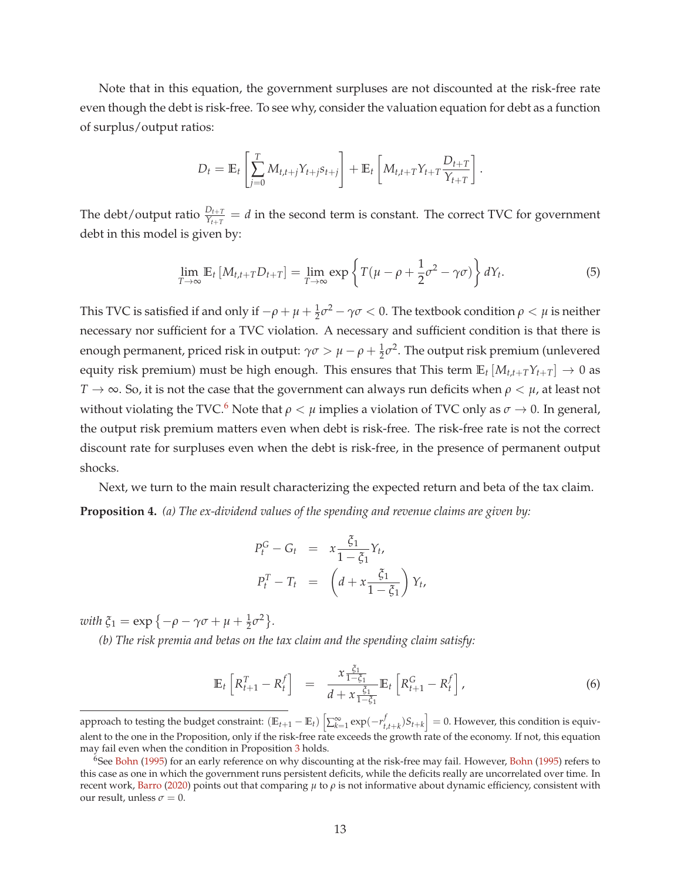Note that in this equation, the government surpluses are not discounted at the risk-free rate even though the debt is risk-free. To see why, consider the valuation equation for debt as a function of surplus/output ratios:

$$D_t = \mathbb{E}_t \left[ \sum_{j=0}^{T} M_{t,t+j} Y_{t+j} s_{t+j} \right] + \mathbb{E}_t \left[ M_{t,t+T} Y_{t+T} \frac{D_{t+T}}{Y_{t+T}} \right].$$

The debt/output ratio $\frac{D_{t+T}}{Y_{t+T}} = d$ in the second term is constant. The correct TVC for government debt in this model is given by:

$$\lim_{T \to \infty} \mathbb{E}_t \left[ M_{t,t+T} D_{t+T} \right] = \lim_{T \to \infty} \exp \left\{ T(\mu - \rho + \frac{1}{2}\sigma^2 - \gamma\sigma) \right\} dY_t. \tag{5}$$

This TVC is satisfied if and only if $-\rho + \mu + \frac{1}{2}\sigma^2 - \gamma\sigma < 0$. The textbook condition $\rho < \mu$ is neither necessary nor sufficient for a TVC violation. A necessary and sufficient condition is that there is enough permanent, priced risk in output: $\gamma\sigma > \mu - \rho + \frac{1}{2}\sigma^2$. The output risk premium (unlevered equity risk premium) must be high enough. This ensures that This term $\mathbb{E}_t \left[ M_{t,t+T} Y_{t+T} \right] \to 0$ as $T \to \infty$. So, it is not the case that the government can always run deficits when $\rho < \mu$, at least not without violating the TVC.[6] Note that $\rho < \mu$ implies a violation of TVC only as $\sigma \to 0$. In general, the output risk premium matters even when debt is risk-free. The risk-free rate is not the correct discount rate for surpluses even when the debt is risk-free, in the presence of permanent output shocks.

Next, we turn to the main result characterizing the expected return and beta of the tax claim.

**Proposition 4.** *(a) The ex-dividend values of the spending and revenue claims are given by:*

$$\begin{aligned} P_t^G - G_t &= x \frac{\xi_1}{1 - \xi_1} Y_t, \\ P_t^T - T_t &= \left( d + x \frac{\xi_1}{1 - \xi_1} \right) Y_t, \end{aligned}$$

*with* $\xi_1 = \exp\left\{ -\rho - \gamma\sigma + \mu + \frac{1}{2}\sigma^2 \right\}$.

*(b) The risk premia and betas on the tax claim and the spending claim satisfy:*

$$\mathbb{E}_t \left[ R_{t+1}^T - R_t^f \right] = \frac{x \frac{\xi_1}{1-\xi_1}}{d + x \frac{\xi_1}{1-\xi_1}} \mathbb{E}_t \left[ R_{t+1}^G - R_t^f \right], \tag{6}$$

---

approach to testing the budget constraint: $(\mathbb{E}_{t+1} - \mathbb{E}_t) \left[ \sum_{k=1}^{\infty} \exp(-r_{t,t+k}^f) S_{t+k} \right] = 0$. However, this condition is equivalent to the one in the Proposition, only if the risk-free rate exceeds the growth rate of the economy. If not, this equation may fail even when the condition in Proposition 3 holds.

[6] See Bohn (1995) for an early reference on why discounting at the risk-free may fail. However, Bohn (1995) refers to this case as one in which the government runs persistent deficits, while the deficits really are uncorrelated over time. In recent work, Barro (2020) points out that comparing $\mu$ to $\rho$ is not informative about dynamic efficiency, consistent with our result, unless $\sigma = 0$.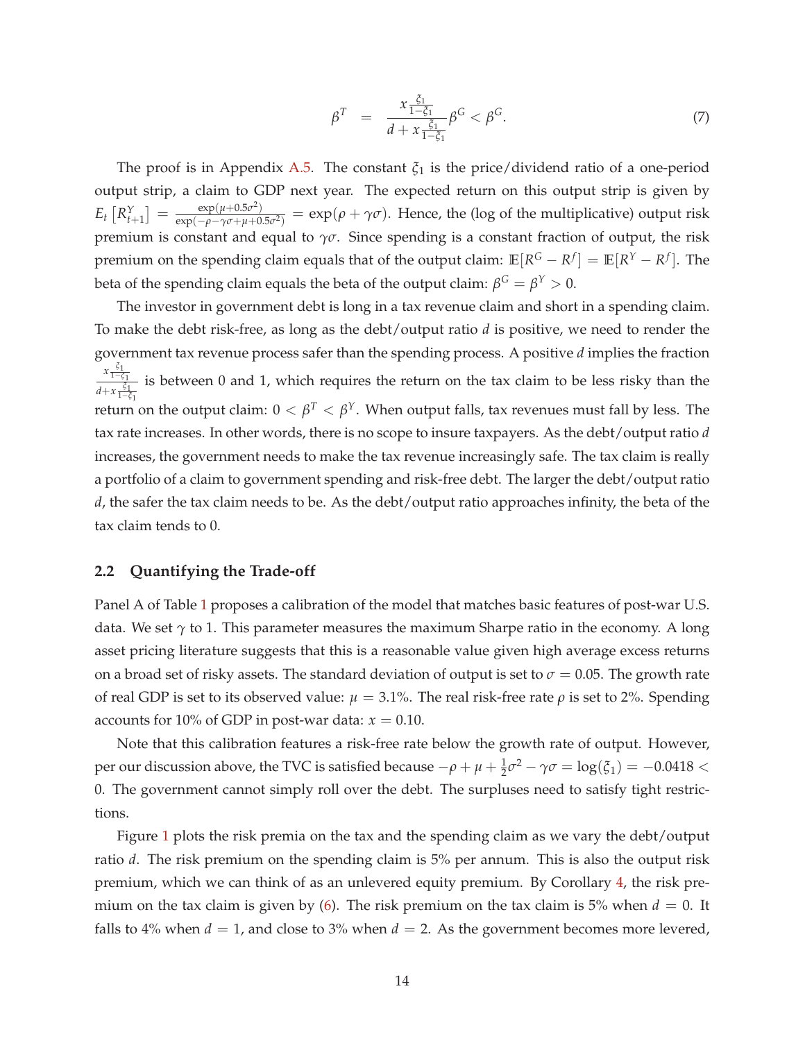$$\beta^T = \frac{x\frac{\xi_1}{1-\xi_1}}{d + x\frac{\xi_1}{1-\xi_1}}\beta^G < \beta^G. \tag{7}$$

The proof is in Appendix A.5. The constant $\xi_1$ is the price/dividend ratio of a one-period output strip, a claim to GDP next year. The expected return on this output strip is given by $E_t\left[R^Y_{t+1}\right] = \frac{\exp(\mu+0.5\sigma^2)}{\exp(-\rho-\gamma\sigma+\mu+0.5\sigma^2)} = \exp(\rho+\gamma\sigma)$. Hence, the (log of the multiplicative) output risk premium is constant and equal to $\gamma\sigma$. Since spending is a constant fraction of output, the risk premium on the spending claim equals that of the output claim: $\mathbb{E}[R^G - R^f] = \mathbb{E}[R^Y - R^f]$. The beta of the spending claim equals the beta of the output claim: $\beta^G = \beta^Y > 0$.

The investor in government debt is long in a tax revenue claim and short in a spending claim. To make the debt risk-free, as long as the debt/output ratio $d$ is positive, we need to render the government tax revenue process safer than the spending process. A positive $d$ implies the fraction $\frac{x\frac{\xi_1}{1-\xi_1}}{d+x\frac{\xi_1}{1-\xi_1}}$ is between 0 and 1, which requires the return on the tax claim to be less risky than the return on the output claim: $0 < \beta^T < \beta^Y$. When output falls, tax revenues must fall by less. The tax rate increases. In other words, there is no scope to insure taxpayers. As the debt/output ratio $d$ increases, the government needs to make the tax revenue increasingly safe. The tax claim is really a portfolio of a claim to government spending and risk-free debt. The larger the debt/output ratio $d$, the safer the tax claim needs to be. As the debt/output ratio approaches infinity, the beta of the tax claim tends to 0.

## 2.2 Quantifying the Trade-off

Panel A of Table 1 proposes a calibration of the model that matches basic features of post-war U.S. data. We set $\gamma$ to 1. This parameter measures the maximum Sharpe ratio in the economy. A long asset pricing literature suggests that this is a reasonable value given high average excess returns on a broad set of risky assets. The standard deviation of output is set to $\sigma = 0.05$. The growth rate of real GDP is set to its observed value: $\mu = 3.1\%$. The real risk-free rate $\rho$ is set to 2%. Spending accounts for 10% of GDP in post-war data: $x = 0.10$.

Note that this calibration features a risk-free rate below the growth rate of output. However, per our discussion above, the TVC is satisfied because $-\rho + \mu + \frac{1}{2}\sigma^2 - \gamma\sigma = \log(\xi_1) = -0.0418 < 0$. The government cannot simply roll over the debt. The surpluses need to satisfy tight restrictions.

Figure 1 plots the risk premia on the tax and the spending claim as we vary the debt/output ratio $d$. The risk premium on the spending claim is 5% per annum. This is also the output risk premium, which we can think of as an unlevered equity premium. By Corollary 4, the risk premium on the tax claim is given by (6). The risk premium on the tax claim is 5% when $d = 0$. It falls to 4% when $d = 1$, and close to 3% when $d = 2$. As the government becomes more levered,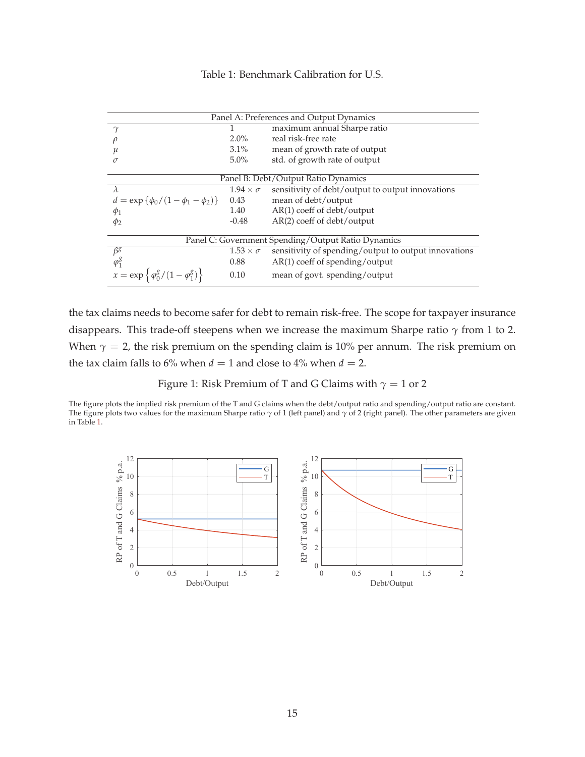Table 1: Benchmark Calibration for U.S.

| Panel A: Preferences and Output Dynamics | | |
|---|---|---|
| $\gamma$ | 1 | maximum annual Sharpe ratio |
| $\rho$ | 2.0% | real risk-free rate |
| $\mu$ | 3.1% | mean of growth rate of output |
| $\sigma$ | 5.0% | std. of growth rate of output |
| **Panel B: Debt/Output Ratio Dynamics** | | |
| $\lambda$ | $1.94 \times \sigma$ | sensitivity of debt/output to output innovations |
| $d = \exp\{\phi_0/(1-\phi_1-\phi_2)\}$ | 0.43 | mean of debt/output |
| $\phi_1$ | 1.40 | AR(1) coeff of debt/output |
| $\phi_2$ | -0.48 | AR(2) coeff of debt/output |
| **Panel C: Government Spending/Output Ratio Dynamics** | | |
| $\beta^g$ | $1.53 \times \sigma$ | sensitivity of spending/output to output innovations |
| $\varphi_1^g$ | 0.88 | AR(1) coeff of spending/output |
| $x = \exp\left\{\varphi_0^g/(1-\varphi_1^g)\right\}$ | 0.10 | mean of govt. spending/output |

the tax claims needs to become safer for debt to remain risk-free. The scope for taxpayer insurance disappears. This trade-off steepens when we increase the maximum Sharpe ratio $\gamma$ from 1 to 2. When $\gamma = 2$, the risk premium on the spending claim is 10% per annum. The risk premium on the tax claim falls to 6% when $d = 1$ and close to 4% when $d = 2$.

Figure 1: Risk Premium of T and G Claims with $\gamma = 1$ or 2

The figure plots the implied risk premium of the T and G claims when the debt/output ratio and spending/output ratio are constant. The figure plots two values for the maximum Sharpe ratio $\gamma$ of 1 (left panel) and $\gamma$ of 2 (right panel). The other parameters are given in Table 1.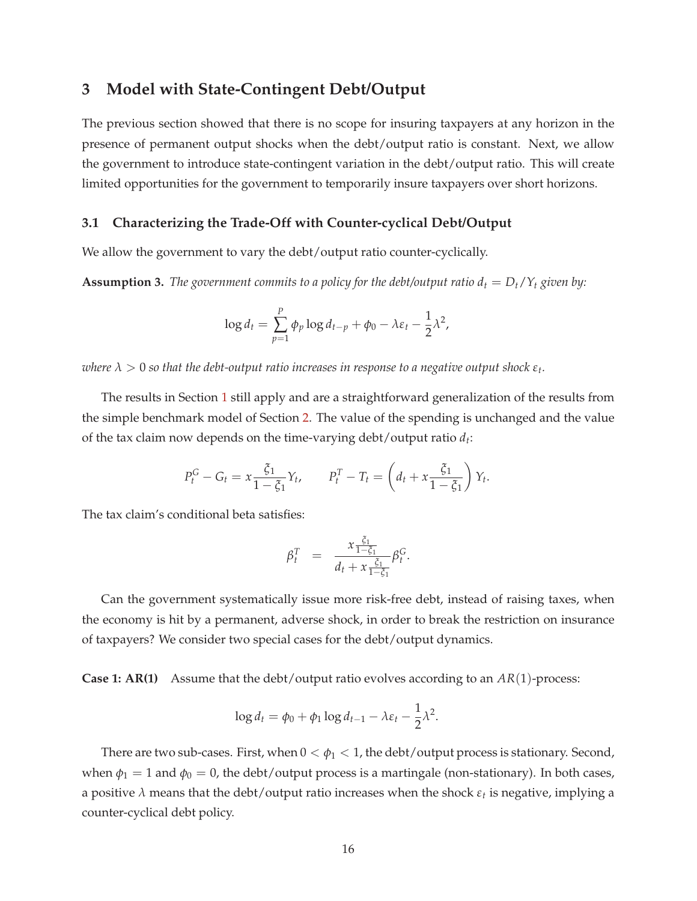## 3 Model with State-Contingent Debt/Output

The previous section showed that there is no scope for insuring taxpayers at any horizon in the presence of permanent output shocks when the debt/output ratio is constant. Next, we allow the government to introduce state-contingent variation in the debt/output ratio. This will create limited opportunities for the government to temporarily insure taxpayers over short horizons.

### 3.1 Characterizing the Trade-Off with Counter-cyclical Debt/Output

We allow the government to vary the debt/output ratio counter-cyclically.

**Assumption 3.** *The government commits to a policy for the debt/output ratio $d_t = D_t/Y_t$ given by:*

$$\log d_t = \sum_{p=1}^{P} \phi_p \log d_{t-p} + \phi_0 - \lambda \varepsilon_t - \frac{1}{2}\lambda^2,$$

*where $\lambda > 0$ so that the debt-output ratio increases in response to a negative output shock $\varepsilon_t$.*

The results in Section 1 still apply and are a straightforward generalization of the results from the simple benchmark model of Section 2. The value of the spending is unchanged and the value of the tax claim now depends on the time-varying debt/output ratio $d_t$:

$$P_t^G - G_t = x\frac{\xi_1}{1-\xi_1}Y_t, \qquad P_t^T - T_t = \left(d_t + x\frac{\xi_1}{1-\xi_1}\right)Y_t.$$

The tax claim's conditional beta satisfies:

$$\beta_t^T = \frac{x\frac{\xi_1}{1-\xi_1}}{d_t + x\frac{\xi_1}{1-\xi_1}}\beta_t^G.$$

Can the government systematically issue more risk-free debt, instead of raising taxes, when the economy is hit by a permanent, adverse shock, in order to break the restriction on insurance of taxpayers? We consider two special cases for the debt/output dynamics.

**Case 1: AR(1)** Assume that the debt/output ratio evolves according to an $AR(1)$-process:

$$\log d_t = \phi_0 + \phi_1 \log d_{t-1} - \lambda \varepsilon_t - \frac{1}{2}\lambda^2.$$

There are two sub-cases. First, when $0 < \phi_1 < 1$, the debt/output process is stationary. Second, when $\phi_1 = 1$ and $\phi_0 = 0$, the debt/output process is a martingale (non-stationary). In both cases, a positive $\lambda$ means that the debt/output ratio increases when the shock $\varepsilon_t$ is negative, implying a counter-cyclical debt policy.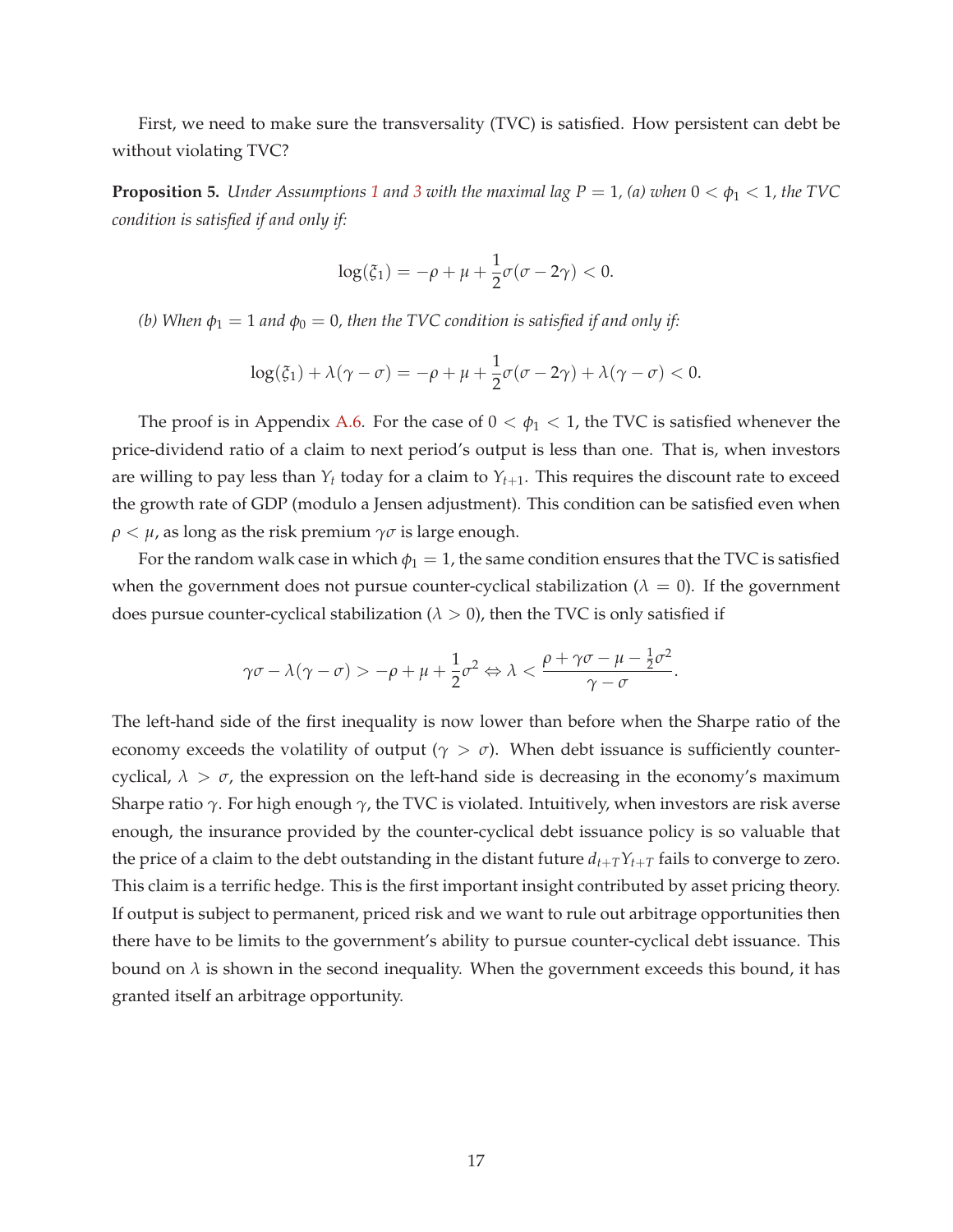First, we need to make sure the transversality (TVC) is satisfied. How persistent can debt be without violating TVC?

**Proposition 5.** *Under Assumptions 1 and 3 with the maximal lag $P = 1$, (a) when $0 < \phi_1 < 1$, the TVC condition is satisfied if and only if:*

$$\log(\xi_1) = -\rho + \mu + \frac{1}{2}\sigma(\sigma - 2\gamma) < 0.$$

*(b) When $\phi_1 = 1$ and $\phi_0 = 0$, then the TVC condition is satisfied if and only if:*

$$\log(\xi_1) + \lambda(\gamma - \sigma) = -\rho + \mu + \frac{1}{2}\sigma(\sigma - 2\gamma) + \lambda(\gamma - \sigma) < 0.$$

The proof is in Appendix A.6. For the case of $0 < \phi_1 < 1$, the TVC is satisfied whenever the price-dividend ratio of a claim to next period's output is less than one. That is, when investors are willing to pay less than $Y_t$ today for a claim to $Y_{t+1}$. This requires the discount rate to exceed the growth rate of GDP (modulo a Jensen adjustment). This condition can be satisfied even when $\rho < \mu$, as long as the risk premium $\gamma\sigma$ is large enough.

For the random walk case in which $\phi_1 = 1$, the same condition ensures that the TVC is satisfied when the government does not pursue counter-cyclical stabilization ($\lambda = 0$). If the government does pursue counter-cyclical stabilization ($\lambda > 0$), then the TVC is only satisfied if

$$\gamma\sigma - \lambda(\gamma - \sigma) > -\rho + \mu + \frac{1}{2}\sigma^2 \Leftrightarrow \lambda < \frac{\rho + \gamma\sigma - \mu - \frac{1}{2}\sigma^2}{\gamma - \sigma}.$$

The left-hand side of the first inequality is now lower than before when the Sharpe ratio of the economy exceeds the volatility of output ($\gamma > \sigma$). When debt issuance is sufficiently counter-cyclical, $\lambda > \sigma$, the expression on the left-hand side is decreasing in the economy's maximum Sharpe ratio $\gamma$. For high enough $\gamma$, the TVC is violated. Intuitively, when investors are risk averse enough, the insurance provided by the counter-cyclical debt issuance policy is so valuable that the price of a claim to the debt outstanding in the distant future $d_{t+T}Y_{t+T}$ fails to converge to zero. This claim is a terrific hedge. This is the first important insight contributed by asset pricing theory. If output is subject to permanent, priced risk and we want to rule out arbitrage opportunities then there have to be limits to the government's ability to pursue counter-cyclical debt issuance. This bound on $\lambda$ is shown in the second inequality. When the government exceeds this bound, it has granted itself an arbitrage opportunity.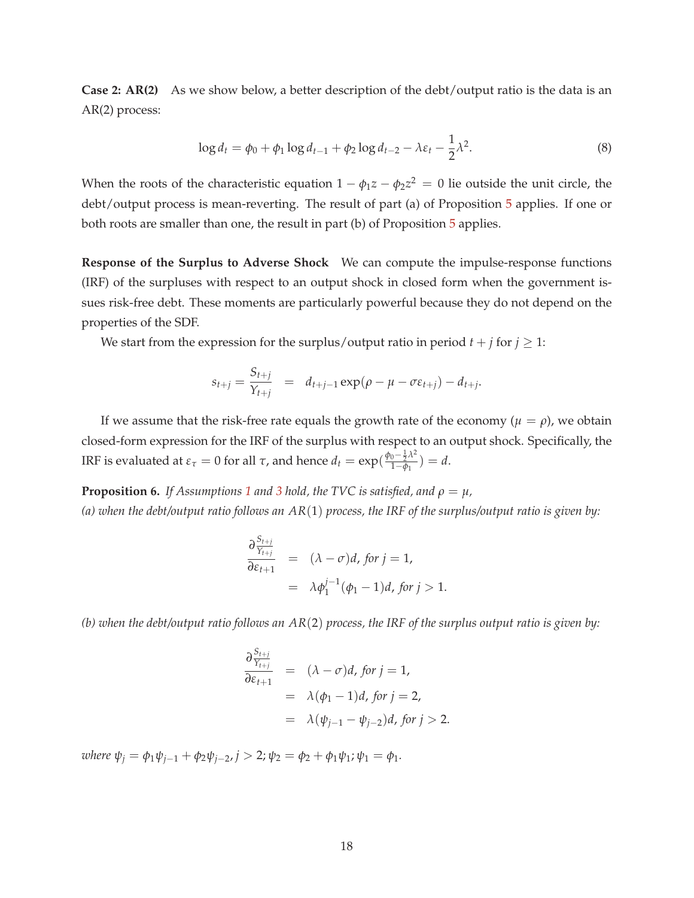**Case 2: AR(2)** As we show below, a better description of the debt/output ratio is the data is an AR(2) process:

$$\log d_t = \phi_0 + \phi_1 \log d_{t-1} + \phi_2 \log d_{t-2} - \lambda \varepsilon_t - \frac{1}{2}\lambda^2. \tag{8}$$

When the roots of the characteristic equation $1 - \phi_1 z - \phi_2 z^2 = 0$ lie outside the unit circle, the debt/output process is mean-reverting. The result of part (a) of Proposition 5 applies. If one or both roots are smaller than one, the result in part (b) of Proposition 5 applies.

**Response of the Surplus to Adverse Shock** We can compute the impulse-response functions (IRF) of the surpluses with respect to an output shock in closed form when the government issues risk-free debt. These moments are particularly powerful because they do not depend on the properties of the SDF.

We start from the expression for the surplus/output ratio in period $t+j$ for $j \geq 1$:

$$s_{t+j} = \frac{S_{t+j}}{Y_{t+j}} \;\;=\;\; d_{t+j-1} \exp(\rho - \mu - \sigma \varepsilon_{t+j}) - d_{t+j}.$$

If we assume that the risk-free rate equals the growth rate of the economy ($\mu = \rho$), we obtain closed-form expression for the IRF of the surplus with respect to an output shock. Specifically, the IRF is evaluated at $\varepsilon_\tau = 0$ for all $\tau$, and hence $d_t = \exp(\frac{\phi_0 - \frac{1}{2}\lambda^2}{1-\phi_1}) = d$.

**Proposition 6.** *If Assumptions 1 and 3 hold, the TVC is satisfied, and $\rho = \mu$,*
*(a) when the debt/output ratio follows an $AR(1)$ process, the IRF of the surplus/output ratio is given by:*

$$\begin{aligned}
\frac{\partial \frac{S_{t+j}}{Y_{t+j}}}{\partial \varepsilon_{t+1}} &= (\lambda - \sigma) d, \text{ for } j = 1, \\
&= \lambda \phi_1^{j-1} (\phi_1 - 1) d, \text{ for } j > 1.
\end{aligned}$$

*(b) when the debt/output ratio follows an $AR(2)$ process, the IRF of the surplus output ratio is given by:*

$$\begin{aligned}
\frac{\partial \frac{S_{t+j}}{Y_{t+j}}}{\partial \varepsilon_{t+1}} &= (\lambda - \sigma) d, \text{ for } j = 1, \\
&= \lambda (\phi_1 - 1) d, \text{ for } j = 2, \\
&= \lambda (\psi_{j-1} - \psi_{j-2}) d, \text{ for } j > 2.
\end{aligned}$$

*where $\psi_j = \phi_1 \psi_{j-1} + \phi_2 \psi_{j-2}, j > 2; \psi_2 = \phi_2 + \phi_1 \psi_1; \psi_1 = \phi_1$.*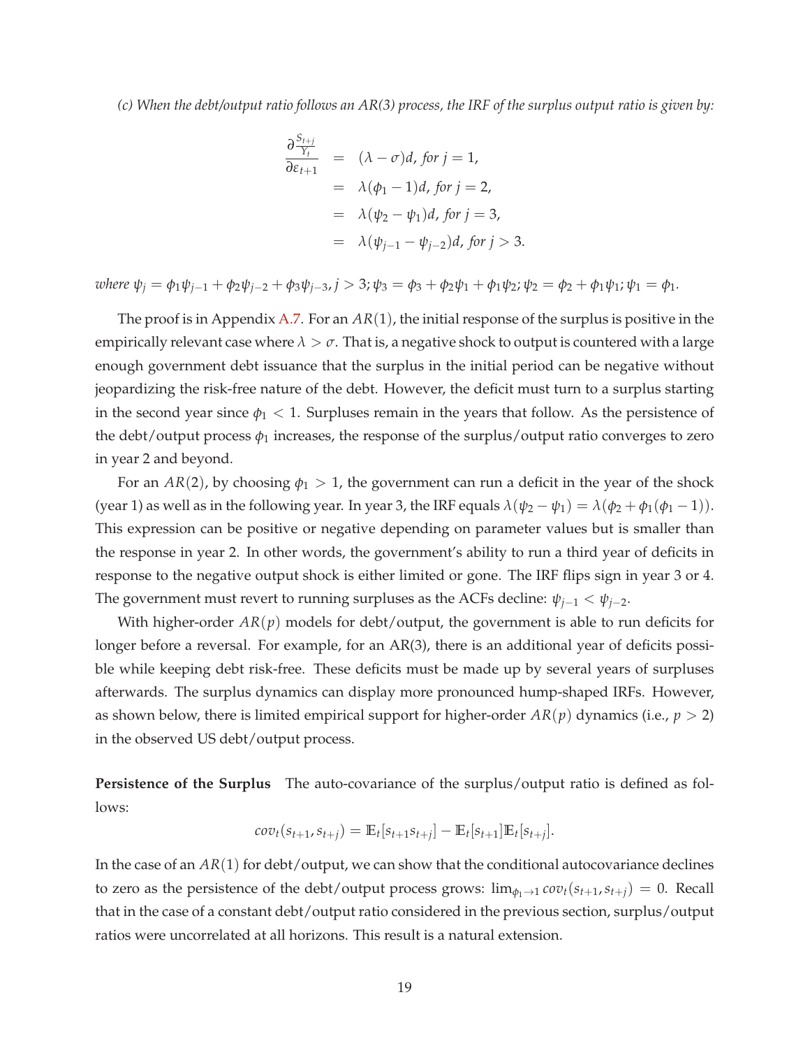*(c) When the debt/output ratio follows an AR(3) process, the IRF of the surplus output ratio is given by:*

$$
\begin{aligned}
\frac{\partial \frac{S_{t+j}}{Y_t}}{\partial \varepsilon_{t+1}} &= (\lambda - \sigma)d, \text{ for } j = 1, \\
&= \lambda(\phi_1 - 1)d, \text{ for } j = 2, \\
&= \lambda(\psi_2 - \psi_1)d, \text{ for } j = 3, \\
&= \lambda(\psi_{j-1} - \psi_{j-2})d, \text{ for } j > 3.
\end{aligned}
$$

*where* $\psi_j = \phi_1 \psi_{j-1} + \phi_2 \psi_{j-2} + \phi_3 \psi_{j-3}, j > 3; \psi_3 = \phi_3 + \phi_2 \psi_1 + \phi_1 \psi_2; \psi_2 = \phi_2 + \phi_1 \psi_1; \psi_1 = \phi_1.$

The proof is in Appendix A.7. For an $AR(1)$, the initial response of the surplus is positive in the empirically relevant case where $\lambda > \sigma$. That is, a negative shock to output is countered with a large enough government debt issuance that the surplus in the initial period can be negative without jeopardizing the risk-free nature of the debt. However, the deficit must turn to a surplus starting in the second year since $\phi_1 < 1$. Surpluses remain in the years that follow. As the persistence of the debt/output process $\phi_1$ increases, the response of the surplus/output ratio converges to zero in year 2 and beyond.

For an $AR(2)$, by choosing $\phi_1 > 1$, the government can run a deficit in the year of the shock (year 1) as well as in the following year. In year 3, the IRF equals $\lambda(\psi_2 - \psi_1) = \lambda(\phi_2 + \phi_1(\phi_1 - 1))$. This expression can be positive or negative depending on parameter values but is smaller than the response in year 2. In other words, the government's ability to run a third year of deficits in response to the negative output shock is either limited or gone. The IRF flips sign in year 3 or 4. The government must revert to running surpluses as the ACFs decline: $\psi_{j-1} < \psi_{j-2}$.

With higher-order $AR(p)$ models for debt/output, the government is able to run deficits for longer before a reversal. For example, for an AR(3), there is an additional year of deficits possible while keeping debt risk-free. These deficits must be made up by several years of surpluses afterwards. The surplus dynamics can display more pronounced hump-shaped IRFs. However, as shown below, there is limited empirical support for higher-order $AR(p)$ dynamics (i.e., $p > 2$) in the observed US debt/output process.

**Persistence of the Surplus** The auto-covariance of the surplus/output ratio is defined as follows:

$$
cov_t(s_{t+1}, s_{t+j}) = \mathbb{E}_t[s_{t+1}s_{t+j}] - \mathbb{E}_t[s_{t+1}]\mathbb{E}_t[s_{t+j}].
$$

In the case of an $AR(1)$ for debt/output, we can show that the conditional autocovariance declines to zero as the persistence of the debt/output process grows: $\lim_{\phi_1 \to 1} cov_t(s_{t+1}, s_{t+j}) = 0$. Recall that in the case of a constant debt/output ratio considered in the previous section, surplus/output ratios were uncorrelated at all horizons. This result is a natural extension.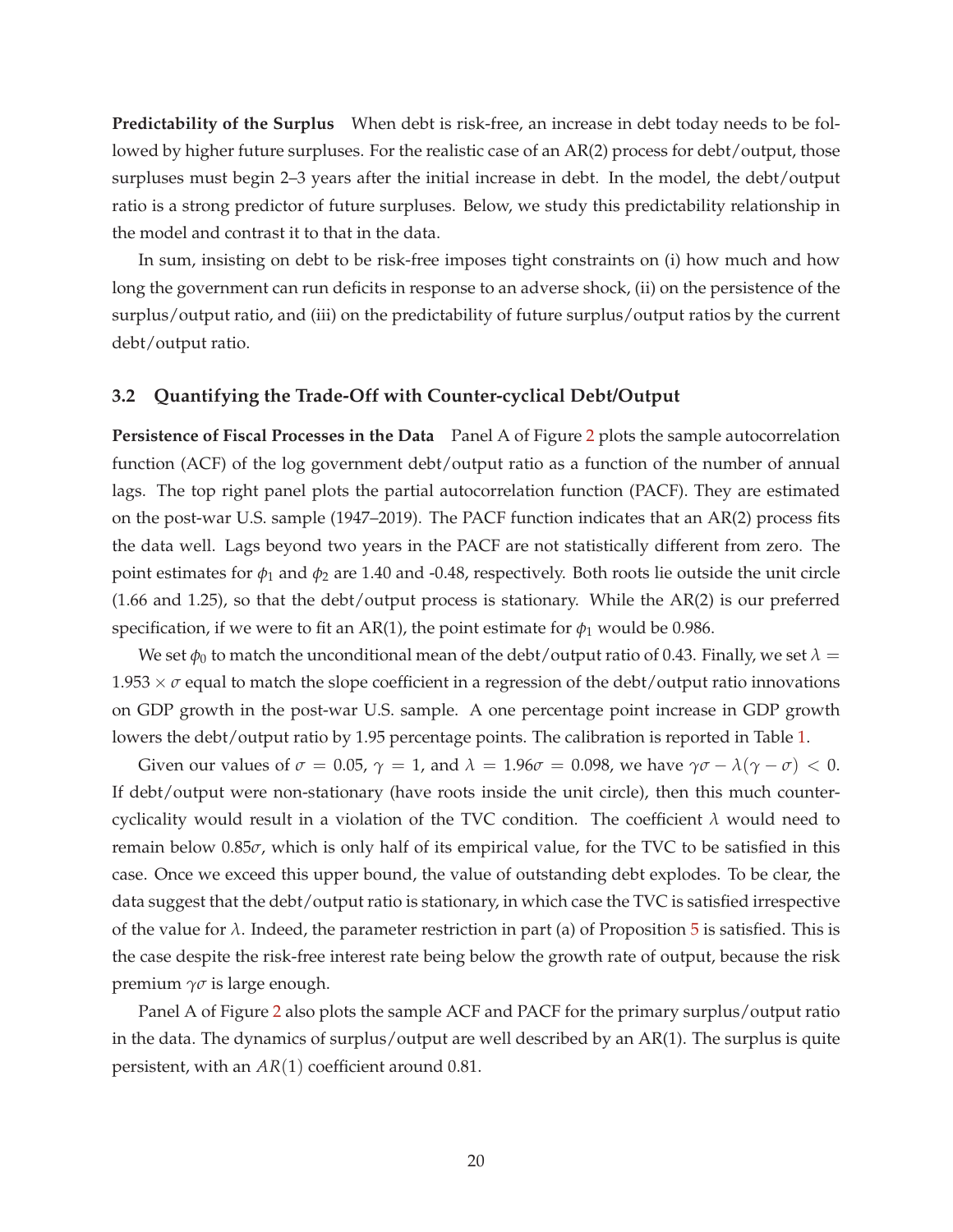**Predictability of the Surplus** When debt is risk-free, an increase in debt today needs to be followed by higher future surpluses. For the realistic case of an AR(2) process for debt/output, those surpluses must begin 2–3 years after the initial increase in debt. In the model, the debt/output ratio is a strong predictor of future surpluses. Below, we study this predictability relationship in the model and contrast it to that in the data.

In sum, insisting on debt to be risk-free imposes tight constraints on (i) how much and how long the government can run deficits in response to an adverse shock, (ii) on the persistence of the surplus/output ratio, and (iii) on the predictability of future surplus/output ratios by the current debt/output ratio.

### 3.2 Quantifying the Trade-Off with Counter-cyclical Debt/Output

**Persistence of Fiscal Processes in the Data** Panel A of Figure 2 plots the sample autocorrelation function (ACF) of the log government debt/output ratio as a function of the number of annual lags. The top right panel plots the partial autocorrelation function (PACF). They are estimated on the post-war U.S. sample (1947–2019). The PACF function indicates that an AR(2) process fits the data well. Lags beyond two years in the PACF are not statistically different from zero. The point estimates for $\phi_1$ and $\phi_2$ are 1.40 and -0.48, respectively. Both roots lie outside the unit circle (1.66 and 1.25), so that the debt/output process is stationary. While the AR(2) is our preferred specification, if we were to fit an AR(1), the point estimate for $\phi_1$ would be 0.986.

We set $\phi_0$ to match the unconditional mean of the debt/output ratio of 0.43. Finally, we set $\lambda = 1.953 \times \sigma$ equal to match the slope coefficient in a regression of the debt/output ratio innovations on GDP growth in the post-war U.S. sample. A one percentage point increase in GDP growth lowers the debt/output ratio by 1.95 percentage points. The calibration is reported in Table 1.

Given our values of $\sigma = 0.05$, $\gamma = 1$, and $\lambda = 1.96\sigma = 0.098$, we have $\gamma\sigma - \lambda(\gamma - \sigma) < 0$. If debt/output were non-stationary (have roots inside the unit circle), then this much counter-cyclicality would result in a violation of the TVC condition. The coefficient $\lambda$ would need to remain below $0.85\sigma$, which is only half of its empirical value, for the TVC to be satisfied in this case. Once we exceed this upper bound, the value of outstanding debt explodes. To be clear, the data suggest that the debt/output ratio is stationary, in which case the TVC is satisfied irrespective of the value for $\lambda$. Indeed, the parameter restriction in part (a) of Proposition 5 is satisfied. This is the case despite the risk-free interest rate being below the growth rate of output, because the risk premium $\gamma\sigma$ is large enough.

Panel A of Figure 2 also plots the sample ACF and PACF for the primary surplus/output ratio in the data. The dynamics of surplus/output are well described by an AR(1). The surplus is quite persistent, with an $AR(1)$ coefficient around 0.81.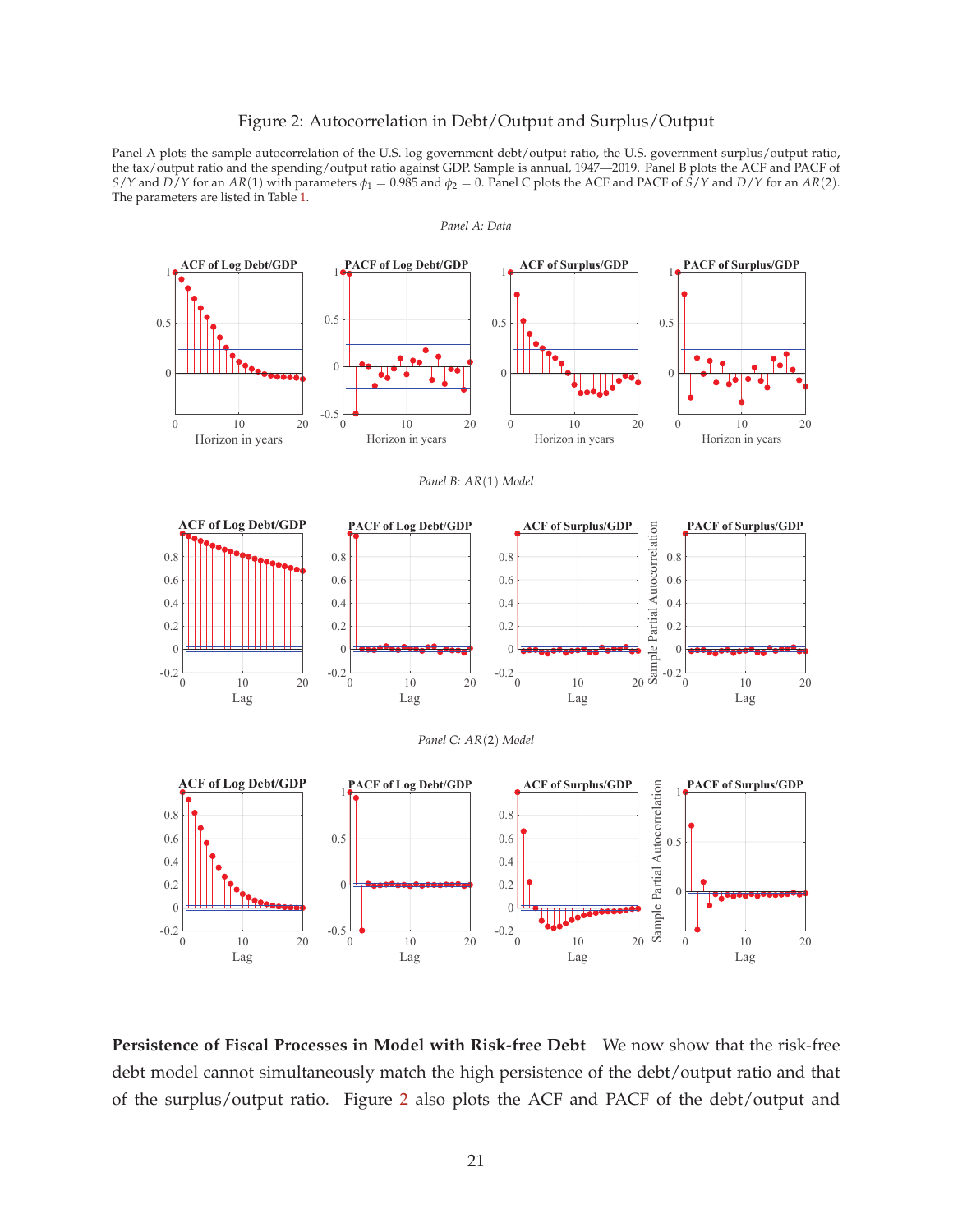Figure 2: Autocorrelation in Debt/Output and Surplus/Output

Panel A plots the sample autocorrelation of the U.S. log government debt/output ratio, the U.S. government surplus/output ratio, the tax/output ratio and the spending/output ratio against GDP. Sample is annual, 1947—2019. Panel B plots the ACF and PACF of $S/Y$ and $D/Y$ for an $AR(1)$ with parameters $\phi_1 = 0.985$ and $\phi_2 = 0$. Panel C plots the ACF and PACF of $S/Y$ and $D/Y$ for an $AR(2)$. The parameters are listed in Table 1.

*Panel A: Data*

*Panel B: AR(1) Model*

*Panel C: AR(2) Model*

**Persistence of Fiscal Processes in Model with Risk-free Debt** We now show that the risk-free debt model cannot simultaneously match the high persistence of the debt/output ratio and that of the surplus/output ratio. Figure 2 also plots the ACF and PACF of the debt/output and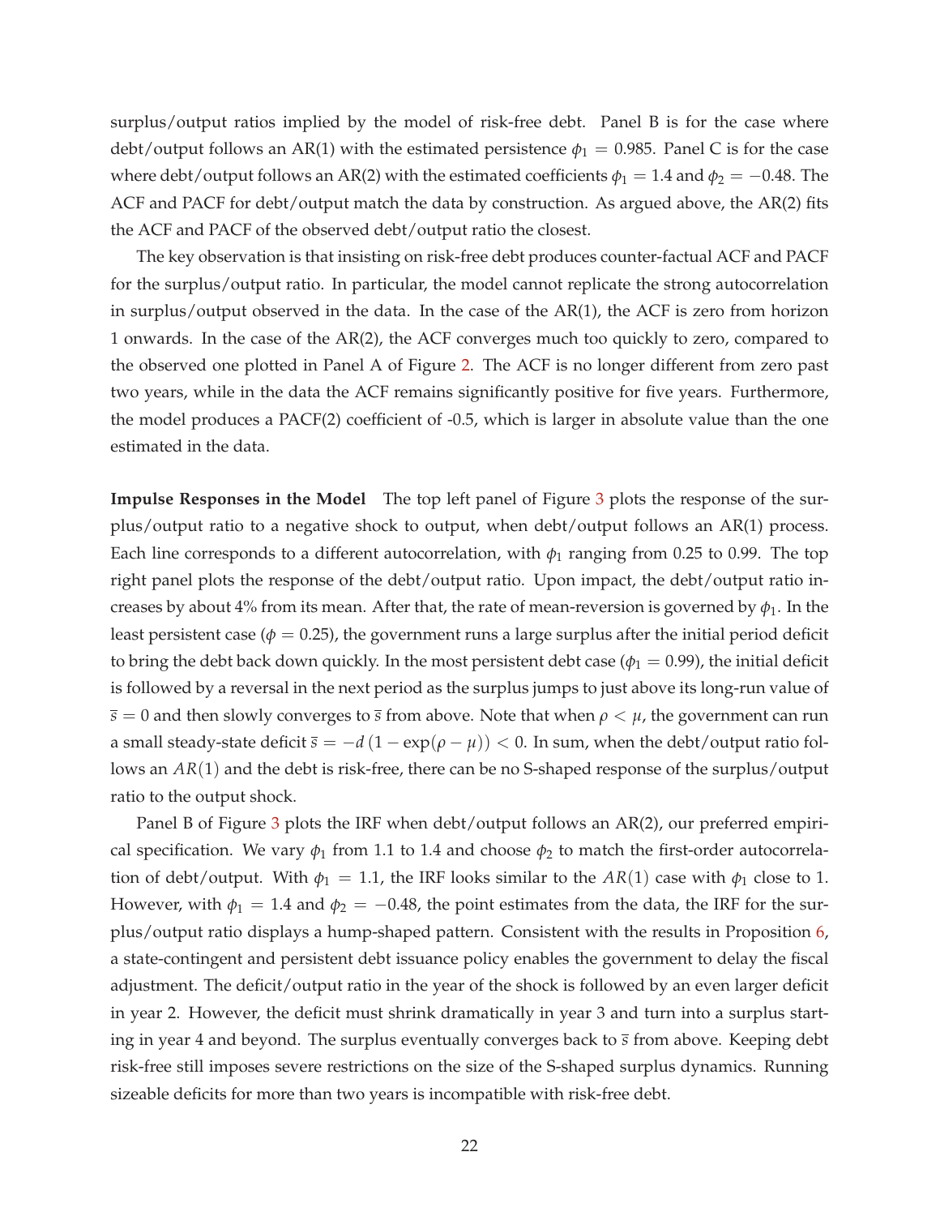surplus/output ratios implied by the model of risk-free debt. Panel B is for the case where debt/output follows an AR(1) with the estimated persistence $\phi_1 = 0.985$. Panel C is for the case where debt/output follows an AR(2) with the estimated coefficients $\phi_1 = 1.4$ and $\phi_2 = -0.48$. The ACF and PACF for debt/output match the data by construction. As argued above, the AR(2) fits the ACF and PACF of the observed debt/output ratio the closest.

The key observation is that insisting on risk-free debt produces counter-factual ACF and PACF for the surplus/output ratio. In particular, the model cannot replicate the strong autocorrelation in surplus/output observed in the data. In the case of the AR(1), the ACF is zero from horizon 1 onwards. In the case of the AR(2), the ACF converges much too quickly to zero, compared to the observed one plotted in Panel A of Figure 2. The ACF is no longer different from zero past two years, while in the data the ACF remains significantly positive for five years. Furthermore, the model produces a PACF(2) coefficient of -0.5, which is larger in absolute value than the one estimated in the data.

**Impulse Responses in the Model** The top left panel of Figure 3 plots the response of the surplus/output ratio to a negative shock to output, when debt/output follows an AR(1) process. Each line corresponds to a different autocorrelation, with $\phi_1$ ranging from 0.25 to 0.99. The top right panel plots the response of the debt/output ratio. Upon impact, the debt/output ratio increases by about 4% from its mean. After that, the rate of mean-reversion is governed by $\phi_1$. In the least persistent case ($\phi = 0.25$), the government runs a large surplus after the initial period deficit to bring the debt back down quickly. In the most persistent debt case ($\phi_1 = 0.99$), the initial deficit is followed by a reversal in the next period as the surplus jumps to just above its long-run value of $\bar{s} = 0$ and then slowly converges to $\bar{s}$ from above. Note that when $\rho < \mu$, the government can run a small steady-state deficit $\bar{s} = -d\,(1 - \exp(\rho - \mu)) < 0$. In sum, when the debt/output ratio follows an $AR(1)$ and the debt is risk-free, there can be no S-shaped response of the surplus/output ratio to the output shock.

Panel B of Figure 3 plots the IRF when debt/output follows an AR(2), our preferred empirical specification. We vary $\phi_1$ from 1.1 to 1.4 and choose $\phi_2$ to match the first-order autocorrelation of debt/output. With $\phi_1 = 1.1$, the IRF looks similar to the $AR(1)$ case with $\phi_1$ close to 1. However, with $\phi_1 = 1.4$ and $\phi_2 = -0.48$, the point estimates from the data, the IRF for the surplus/output ratio displays a hump-shaped pattern. Consistent with the results in Proposition 6, a state-contingent and persistent debt issuance policy enables the government to delay the fiscal adjustment. The deficit/output ratio in the year of the shock is followed by an even larger deficit in year 2. However, the deficit must shrink dramatically in year 3 and turn into a surplus starting in year 4 and beyond. The surplus eventually converges back to $\bar{s}$ from above. Keeping debt risk-free still imposes severe restrictions on the size of the S-shaped surplus dynamics. Running sizeable deficits for more than two years is incompatible with risk-free debt.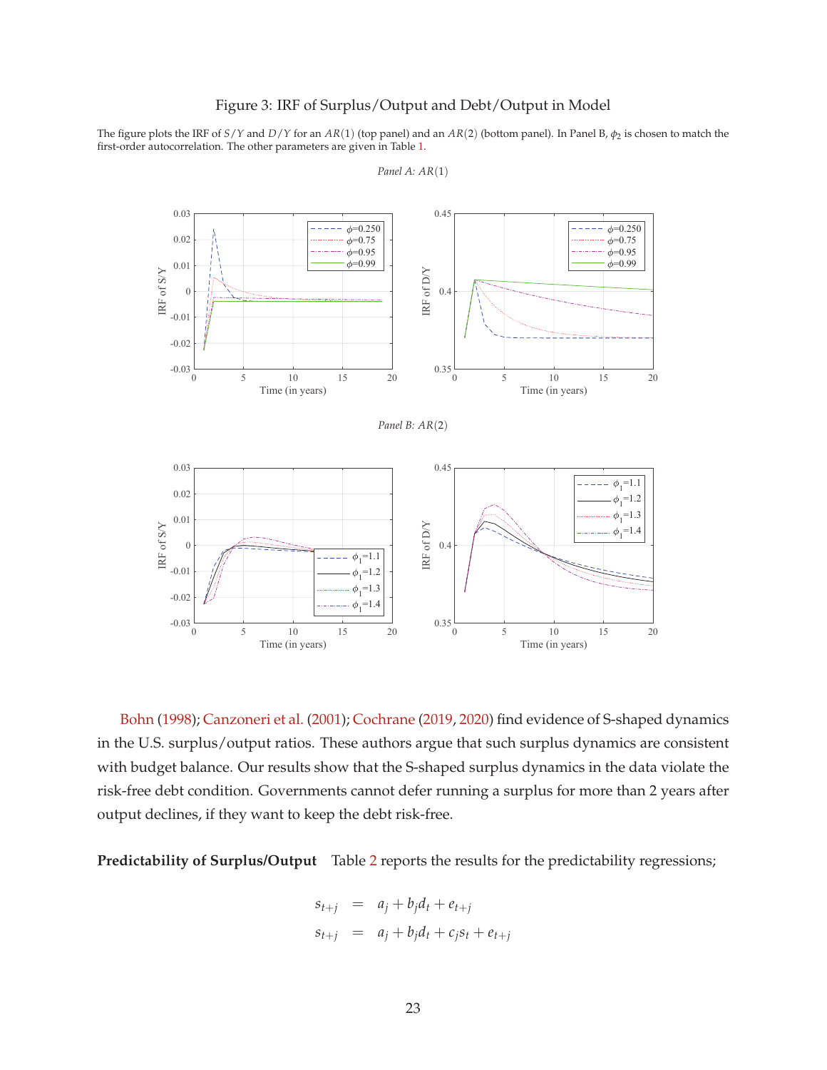Figure 3: IRF of Surplus/Output and Debt/Output in Model

The figure plots the IRF of $S/Y$ and $D/Y$ for an $AR(1)$ (top panel) and an $AR(2)$ (bottom panel). In Panel B, $\phi_2$ is chosen to match the first-order autocorrelation. The other parameters are given in Table 1.

*Panel A: $AR(1)$*

*Panel B: $AR(2)$*

Bohn (1998); Canzoneri et al. (2001); Cochrane (2019, 2020) find evidence of S-shaped dynamics in the U.S. surplus/output ratios. These authors argue that such surplus dynamics are consistent with budget balance. Our results show that the S-shaped surplus dynamics in the data violate the risk-free debt condition. Governments cannot defer running a surplus for more than 2 years after output declines, if they want to keep the debt risk-free.

**Predictability of Surplus/Output** Table 2 reports the results for the predictability regressions;

$$
\begin{aligned}
s_{t+j} &= a_j + b_j d_t + e_{t+j} \\
s_{t+j} &= a_j + b_j d_t + c_j s_t + e_{t+j}
\end{aligned}
$$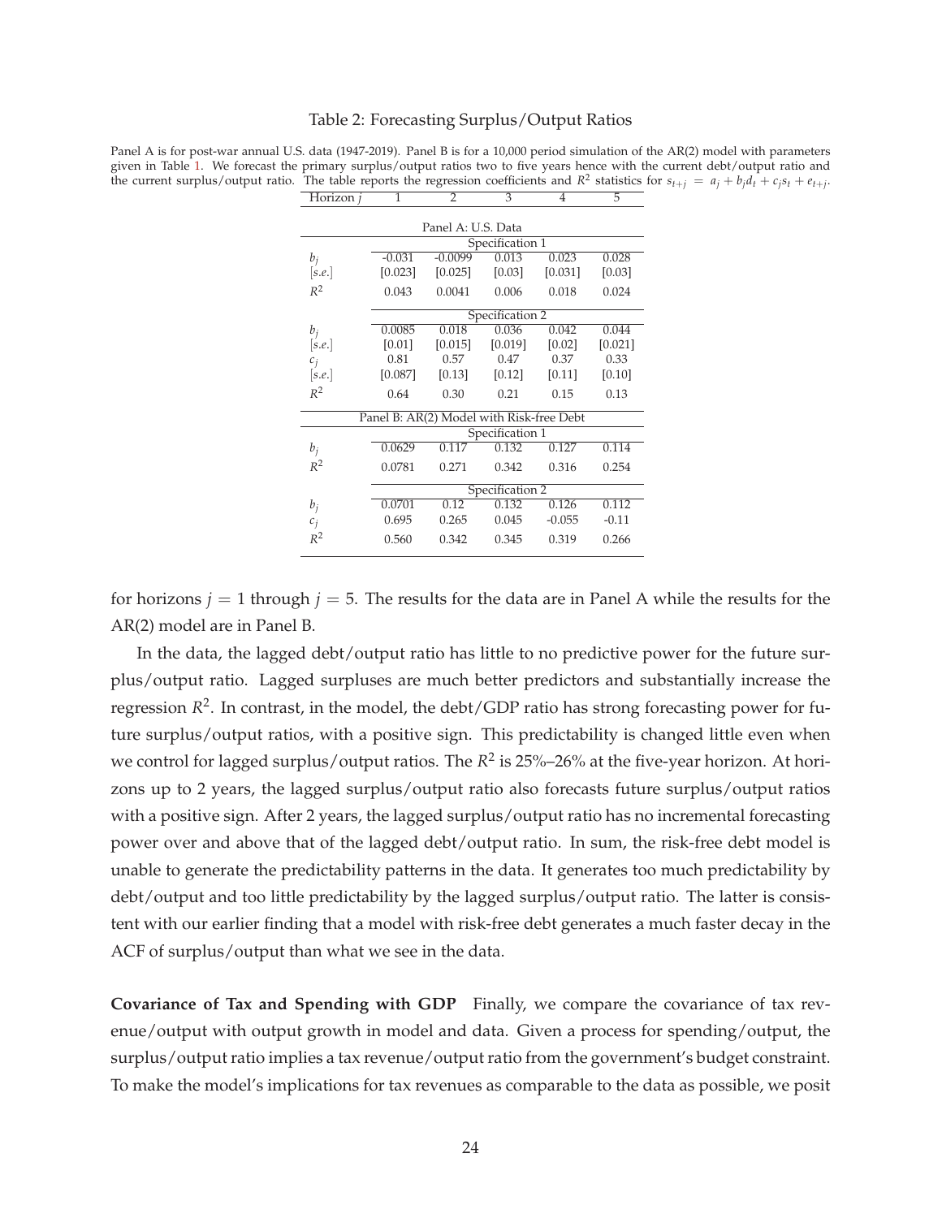Table 2: Forecasting Surplus/Output Ratios

Panel A is for post-war annual U.S. data (1947-2019). Panel B is for a 10,000 period simulation of the AR(2) model with parameters given in Table 1. We forecast the primary surplus/output ratios two to five years hence with the current debt/output ratio and the current surplus/output ratio. The table reports the regression coefficients and $R^2$ statistics for $s_{t+j} = a_j + b_j d_t + c_j s_t + e_{t+j}$.

| Horizon $j$ | 1 | 2 | 3 | 4 | 5 |
|---|---|---|---|---|---|
| **Panel A: U.S. Data** | | | | | |
| Specification 1 | | | | | |
| $b_j$ | -0.031 | -0.0099 | 0.013 | 0.023 | 0.028 |
| $[s.e.]$ | [0.023] | [0.025] | [0.03] | [0.031] | [0.03] |
| $R^2$ | 0.043 | 0.0041 | 0.006 | 0.018 | 0.024 |
| Specification 2 | | | | | |
| $b_j$ | 0.0085 | 0.018 | 0.036 | 0.042 | 0.044 |
| $[s.e.]$ | [0.01] | [0.015] | [0.019] | [0.02] | [0.021] |
| $c_j$ | 0.81 | 0.57 | 0.47 | 0.37 | 0.33 |
| $[s.e.]$ | [0.087] | [0.13] | [0.12] | [0.11] | [0.10] |
| $R^2$ | 0.64 | 0.30 | 0.21 | 0.15 | 0.13 |
| **Panel B: AR(2) Model with Risk-free Debt** | | | | | |
| Specification 1 | | | | | |
| $b_j$ | 0.0629 | 0.117 | 0.132 | 0.127 | 0.114 |
| $R^2$ | 0.0781 | 0.271 | 0.342 | 0.316 | 0.254 |
| Specification 2 | | | | | |
| $b_j$ | 0.0701 | 0.12 | 0.132 | 0.126 | 0.112 |
| $c_j$ | 0.695 | 0.265 | 0.045 | -0.055 | -0.11 |
| $R^2$ | 0.560 | 0.342 | 0.345 | 0.319 | 0.266 |

for horizons $j = 1$ through $j = 5$. The results for the data are in Panel A while the results for the AR(2) model are in Panel B.

In the data, the lagged debt/output ratio has little to no predictive power for the future surplus/output ratio. Lagged surpluses are much better predictors and substantially increase the regression $R^2$. In contrast, in the model, the debt/GDP ratio has strong forecasting power for future surplus/output ratios, with a positive sign. This predictability is changed little even when we control for lagged surplus/output ratios. The $R^2$ is 25%–26% at the five-year horizon. At horizons up to 2 years, the lagged surplus/output ratio also forecasts future surplus/output ratios with a positive sign. After 2 years, the lagged surplus/output ratio has no incremental forecasting power over and above that of the lagged debt/output ratio. In sum, the risk-free debt model is unable to generate the predictability patterns in the data. It generates too much predictability by debt/output and too little predictability by the lagged surplus/output ratio. The latter is consistent with our earlier finding that a model with risk-free debt generates a much faster decay in the ACF of surplus/output than what we see in the data.

**Covariance of Tax and Spending with GDP** Finally, we compare the covariance of tax revenue/output with output growth in model and data. Given a process for spending/output, the surplus/output ratio implies a tax revenue/output ratio from the government's budget constraint. To make the model's implications for tax revenues as comparable to the data as possible, we posit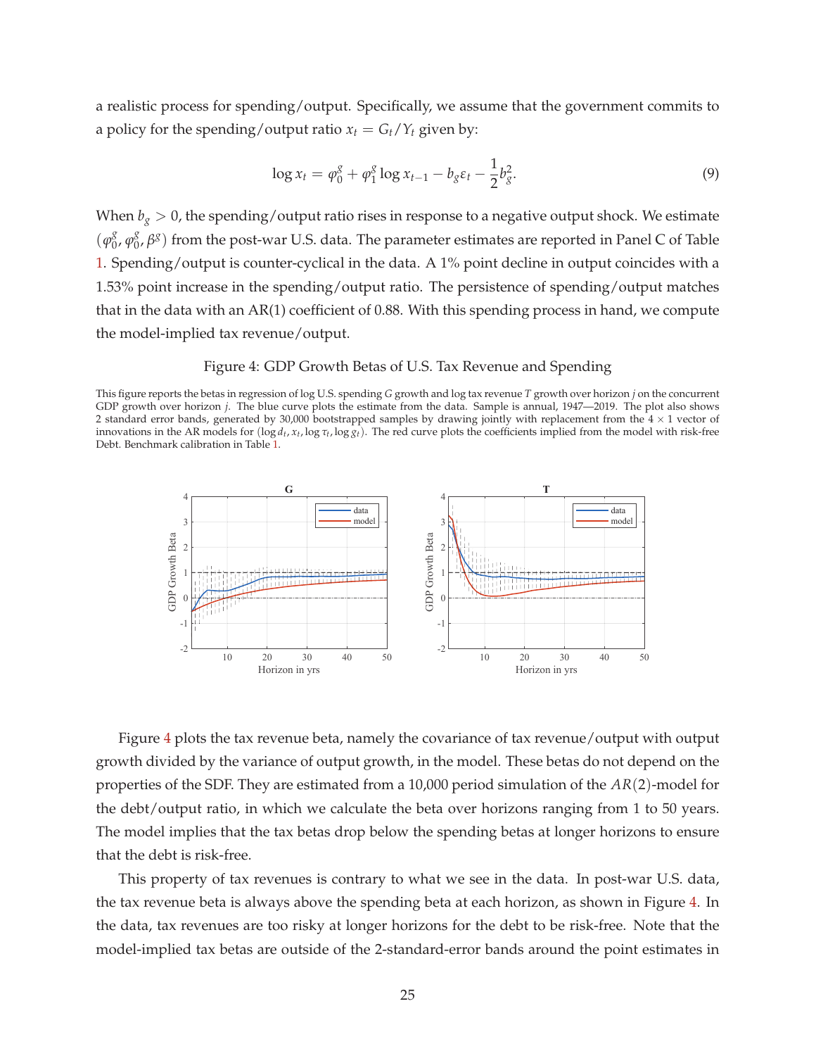a realistic process for spending/output. Specifically, we assume that the government commits to a policy for the spending/output ratio $x_t = G_t/Y_t$ given by:

$$\log x_t = \varphi_0^g + \varphi_1^g \log x_{t-1} - b_g \varepsilon_t - \frac{1}{2} b_g^2. \tag{9}$$

When $b_g > 0$, the spending/output ratio rises in response to a negative output shock. We estimate $(\varphi_0^g, \varphi_0^g, \beta^g)$ from the post-war U.S. data. The parameter estimates are reported in Panel C of Table 1. Spending/output is counter-cyclical in the data. A 1% point decline in output coincides with a 1.53% point increase in the spending/output ratio. The persistence of spending/output matches that in the data with an AR(1) coefficient of 0.88. With this spending process in hand, we compute the model-implied tax revenue/output.

Figure 4: GDP Growth Betas of U.S. Tax Revenue and Spending

This figure reports the betas in regression of log U.S. spending $G$ growth and log tax revenue $T$ growth over horizon $j$ on the concurrent GDP growth over horizon $j$. The blue curve plots the estimate from the data. Sample is annual, 1947—2019. The plot also shows 2 standard error bands, generated by 30,000 bootstrapped samples by drawing jointly with replacement from the $4 \times 1$ vector of innovations in the AR models for $(\log d_t, x_t, \log \tau_t, \log g_t)$. The red curve plots the coefficients implied from the model with risk-free Debt. Benchmark calibration in Table 1.

Figure 4 plots the tax revenue beta, namely the covariance of tax revenue/output with output growth divided by the variance of output growth, in the model. These betas do not depend on the properties of the SDF. They are estimated from a 10,000 period simulation of the $AR(2)$-model for the debt/output ratio, in which we calculate the beta over horizons ranging from 1 to 50 years. The model implies that the tax betas drop below the spending betas at longer horizons to ensure that the debt is risk-free.

This property of tax revenues is contrary to what we see in the data. In post-war U.S. data, the tax revenue beta is always above the spending beta at each horizon, as shown in Figure 4. In the data, tax revenues are too risky at longer horizons for the debt to be risk-free. Note that the model-implied tax betas are outside of the 2-standard-error bands around the point estimates in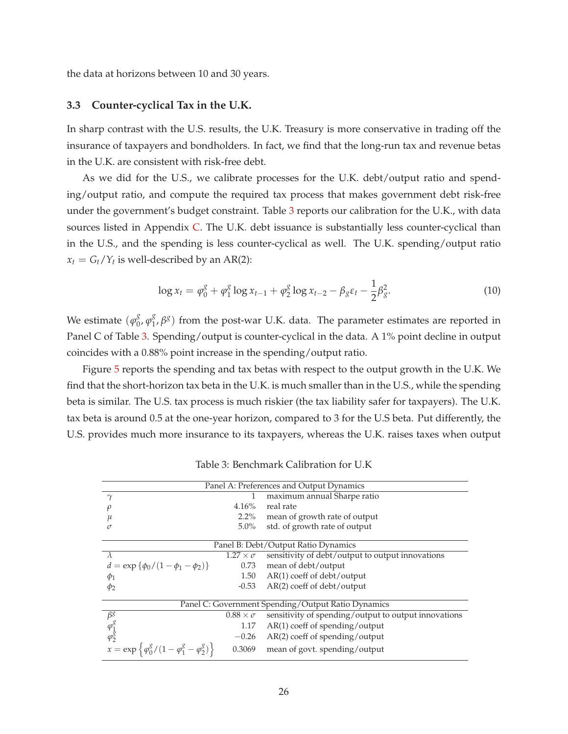the data at horizons between 10 and 30 years.

### 3.3 Counter-cyclical Tax in the U.K.

In sharp contrast with the U.S. results, the U.K. Treasury is more conservative in trading off the insurance of taxpayers and bondholders. In fact, we find that the long-run tax and revenue betas in the U.K. are consistent with risk-free debt.

As we did for the U.S., we calibrate processes for the U.K. debt/output ratio and spending/output ratio, and compute the required tax process that makes government debt risk-free under the government's budget constraint. Table 3 reports our calibration for the U.K., with data sources listed in Appendix C. The U.K. debt issuance is substantially less counter-cyclical than in the U.S., and the spending is less counter-cyclical as well. The U.K. spending/output ratio $x_t = G_t/Y_t$ is well-described by an AR(2):

$$\log x_t = \varphi_0^g + \varphi_1^g \log x_{t-1} + \varphi_2^g \log x_{t-2} - \beta_g \varepsilon_t - \frac{1}{2}\beta_g^2. \tag{10}$$

We estimate $(\varphi_0^g, \varphi_1^g, \beta^g)$ from the post-war U.K. data. The parameter estimates are reported in Panel C of Table 3. Spending/output is counter-cyclical in the data. A 1% point decline in output coincides with a 0.88% point increase in the spending/output ratio.

Figure 5 reports the spending and tax betas with respect to the output growth in the U.K. We find that the short-horizon tax beta in the U.K. is much smaller than in the U.S., while the spending beta is similar. The U.S. tax process is much riskier (the tax liability safer for taxpayers). The U.K. tax beta is around 0.5 at the one-year horizon, compared to 3 for the U.S beta. Put differently, the U.S. provides much more insurance to its taxpayers, whereas the U.K. raises taxes when output

Table 3: Benchmark Calibration for U.K

| | | |
|---|---|---|
| **Panel A: Preferences and Output Dynamics** | | |
| $\gamma$ | 1 | maximum annual Sharpe ratio |
| $\rho$ | 4.16% | real rate |
| $\mu$ | 2.2% | mean of growth rate of output |
| $\sigma$ | 5.0% | std. of growth rate of output |
| **Panel B: Debt/Output Ratio Dynamics** | | |
| $\lambda$ | $1.27 \times \sigma$ | sensitivity of debt/output to output innovations |
| $d = \exp\{\phi_0/(1-\phi_1-\phi_2)\}$ | 0.73 | mean of debt/output |
| $\phi_1$ | 1.50 | AR(1) coeff of debt/output |
| $\phi_2$ | -0.53 | AR(2) coeff of debt/output |
| **Panel C: Government Spending/Output Ratio Dynamics** | | |
| $\beta^g$ | $0.88 \times \sigma$ | sensitivity of spending/output to output innovations |
| $\varphi_1^g$ | 1.17 | AR(1) coeff of spending/output |
| $\varphi_2^g$ | $-0.26$ | AR(2) coeff of spending/output |
| $x = \exp\left\{\varphi_0^g/(1-\varphi_1^g-\varphi_2^g)\right\}$ | 0.3069 | mean of govt. spending/output |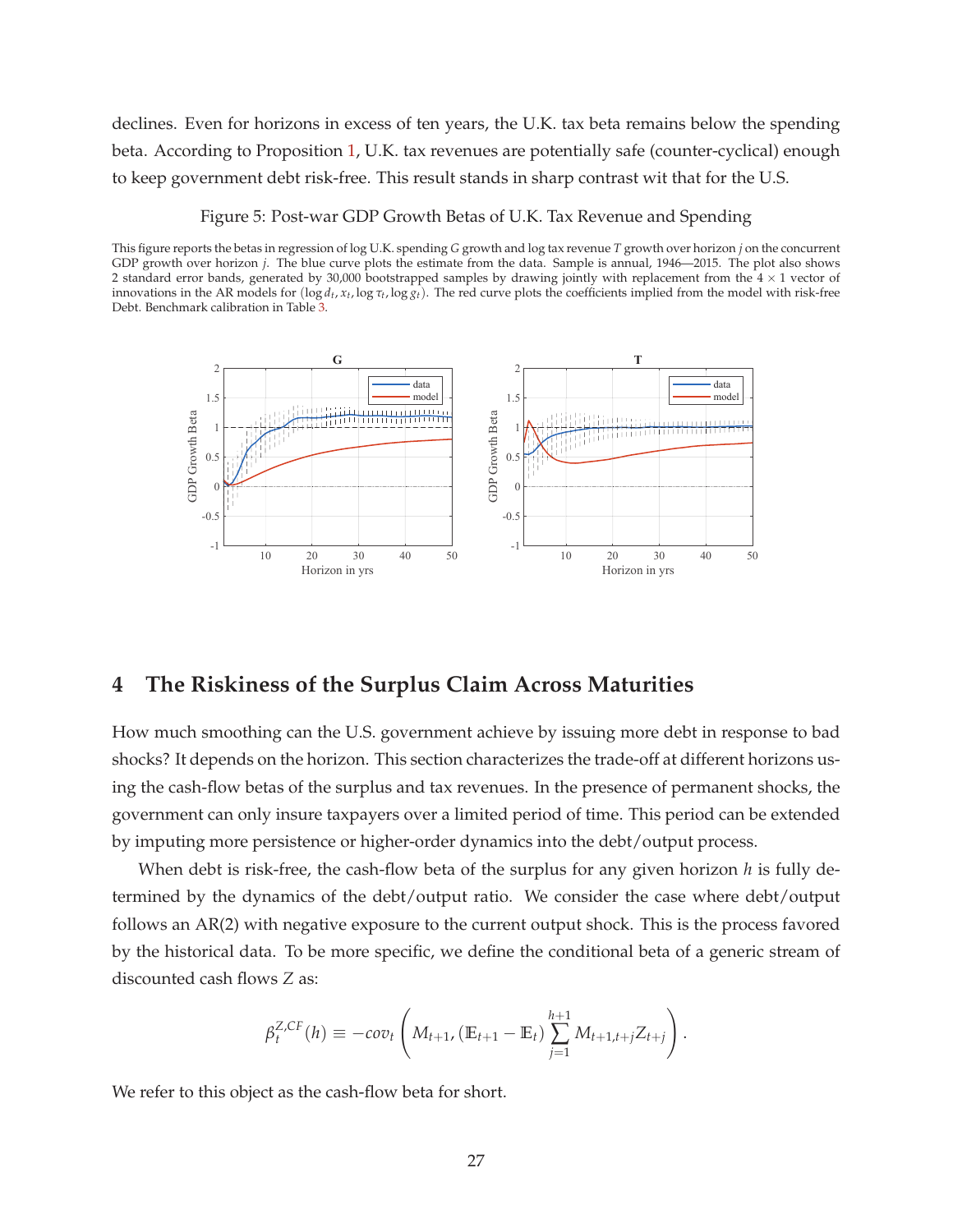declines. Even for horizons in excess of ten years, the U.K. tax beta remains below the spending beta. According to Proposition 1, U.K. tax revenues are potentially safe (counter-cyclical) enough to keep government debt risk-free. This result stands in sharp contrast wit that for the U.S.

Figure 5: Post-war GDP Growth Betas of U.K. Tax Revenue and Spending

This figure reports the betas in regression of log U.K. spending $G$ growth and log tax revenue $T$ growth over horizon $j$ on the concurrent GDP growth over horizon $j$. The blue curve plots the estimate from the data. Sample is annual, 1946—2015. The plot also shows 2 standard error bands, generated by 30,000 bootstrapped samples by drawing jointly with replacement from the $4 \times 1$ vector of innovations in the AR models for $(\log d_t, x_t, \log \tau_t, \log g_t)$. The red curve plots the coefficients implied from the model with risk-free Debt. Benchmark calibration in Table 3.

## 4 The Riskiness of the Surplus Claim Across Maturities

How much smoothing can the U.S. government achieve by issuing more debt in response to bad shocks? It depends on the horizon. This section characterizes the trade-off at different horizons using the cash-flow betas of the surplus and tax revenues. In the presence of permanent shocks, the government can only insure taxpayers over a limited period of time. This period can be extended by imputing more persistence or higher-order dynamics into the debt/output process.

When debt is risk-free, the cash-flow beta of the surplus for any given horizon $h$ is fully determined by the dynamics of the debt/output ratio. We consider the case where debt/output follows an AR(2) with negative exposure to the current output shock. This is the process favored by the historical data. To be more specific, we define the conditional beta of a generic stream of discounted cash flows $Z$ as:

$$\beta_t^{Z,CF}(h) \equiv -cov_t\left(M_{t+1}, (\mathbb{E}_{t+1} - \mathbb{E}_t)\sum_{j=1}^{h+1} M_{t+1,t+j} Z_{t+j}\right).$$

We refer to this object as the cash-flow beta for short.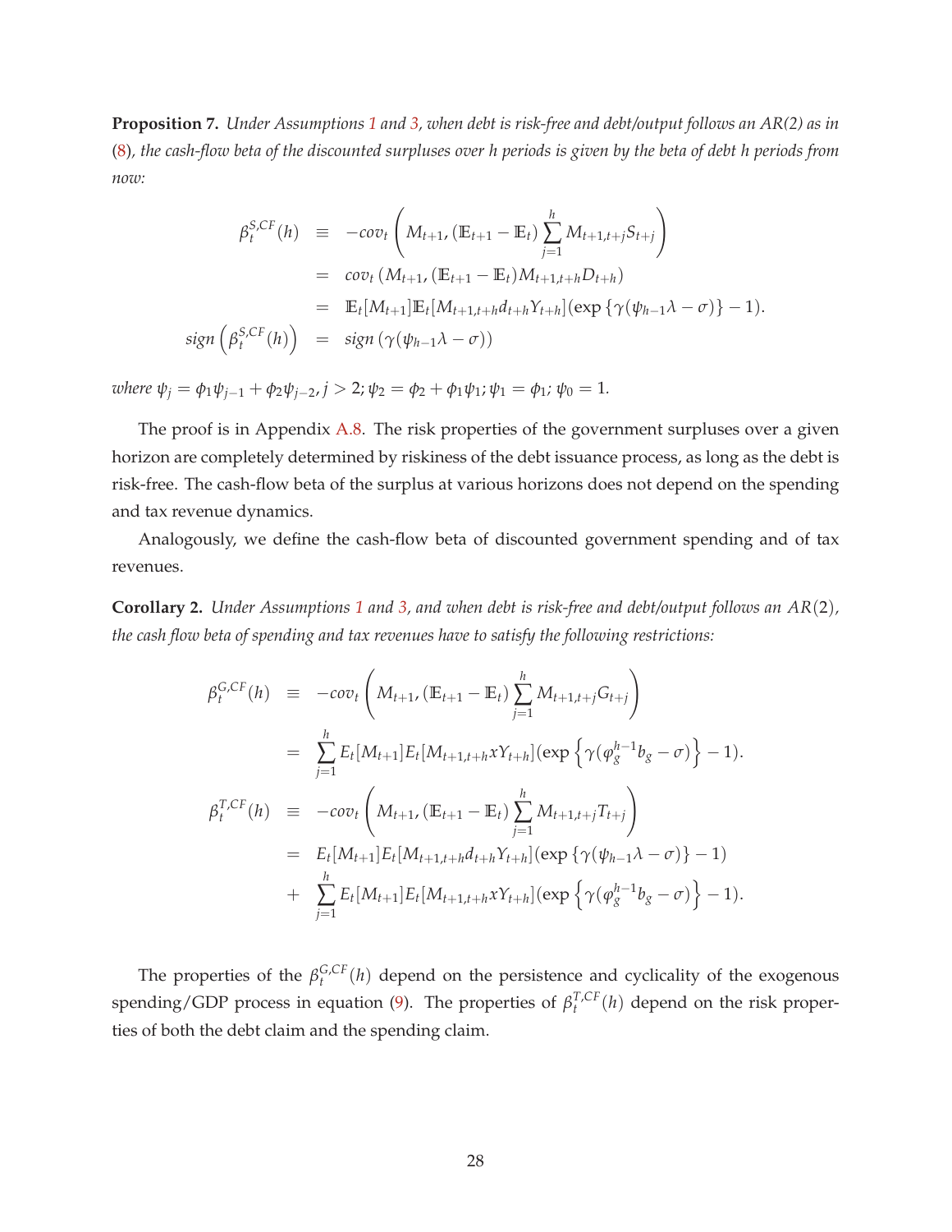**Proposition 7.** *Under Assumptions 1 and 3, when debt is risk-free and debt/output follows an AR(2) as in (8), the cash-flow beta of the discounted surpluses over h periods is given by the beta of debt h periods from now:*

$$
\begin{aligned}
\beta_t^{S,CF}(h) &\equiv -cov_t\left(M_{t+1}, (\mathbb{E}_{t+1} - \mathbb{E}_t)\sum_{j=1}^{h} M_{t+1,t+j}S_{t+j}\right) \\
&= cov_t\left(M_{t+1}, (\mathbb{E}_{t+1} - \mathbb{E}_t)M_{t+1,t+h}D_{t+h}\right) \\
&= \mathbb{E}_t[M_{t+1}]\mathbb{E}_t[M_{t+1,t+h}d_{t+h}Y_{t+h}](\exp\{\gamma(\psi_{h-1}\lambda - \sigma)\} - 1). \\
sign\left(\beta_t^{S,CF}(h)\right) &= sign\left(\gamma(\psi_{h-1}\lambda - \sigma)\right)
\end{aligned}
$$

*where* $\psi_j = \phi_1\psi_{j-1} + \phi_2\psi_{j-2}, j > 2; \psi_2 = \phi_2 + \phi_1\psi_1; \psi_1 = \phi_1; \psi_0 = 1.$

The proof is in Appendix A.8. The risk properties of the government surpluses over a given horizon are completely determined by riskiness of the debt issuance process, as long as the debt is risk-free. The cash-flow beta of the surplus at various horizons does not depend on the spending and tax revenue dynamics.

Analogously, we define the cash-flow beta of discounted government spending and of tax revenues.

**Corollary 2.** *Under Assumptions 1 and 3, and when debt is risk-free and debt/output follows an* $AR(2)$*, the cash flow beta of spending and tax revenues have to satisfy the following restrictions:*

$$
\begin{aligned}
\beta_t^{G,CF}(h) &\equiv -cov_t\left(M_{t+1}, (\mathbb{E}_{t+1} - \mathbb{E}_t)\sum_{j=1}^{h} M_{t+1,t+j}G_{t+j}\right) \\
&= \sum_{j=1}^{h} E_t[M_{t+1}]E_t[M_{t+1,t+h}xY_{t+h}](\exp\left\{\gamma(\varphi_g^{h-1}b_g - \sigma)\right\} - 1). \\
\beta_t^{T,CF}(h) &\equiv -cov_t\left(M_{t+1}, (\mathbb{E}_{t+1} - \mathbb{E}_t)\sum_{j=1}^{h} M_{t+1,t+j}T_{t+j}\right) \\
&= E_t[M_{t+1}]E_t[M_{t+1,t+h}d_{t+h}Y_{t+h}](\exp\{\gamma(\psi_{h-1}\lambda - \sigma)\} - 1) \\
&+ \sum_{j=1}^{h} E_t[M_{t+1}]E_t[M_{t+1,t+h}xY_{t+h}](\exp\left\{\gamma(\varphi_g^{h-1}b_g - \sigma)\right\} - 1).
\end{aligned}
$$

The properties of the $\beta_t^{G,CF}(h)$ depend on the persistence and cyclicality of the exogenous spending/GDP process in equation (9). The properties of $\beta_t^{T,CF}(h)$ depend on the risk properties of both the debt claim and the spending claim.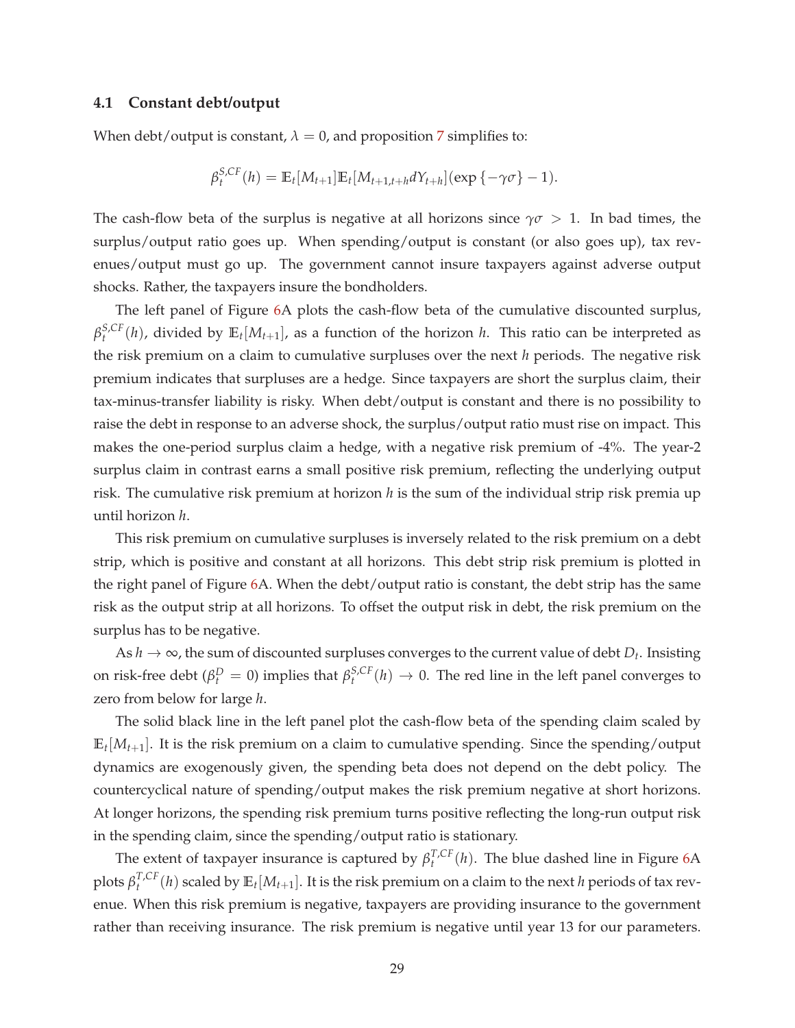### 4.1 Constant debt/output

When debt/output is constant, $\lambda = 0$, and proposition 7 simplifies to:

$$\beta_t^{S,CF}(h) = \mathbb{E}_t[M_{t+1}]\mathbb{E}_t[M_{t+1,t+h}dY_{t+h}](\exp\{-\gamma\sigma\} - 1).$$

The cash-flow beta of the surplus is negative at all horizons since $\gamma\sigma > 1$. In bad times, the surplus/output ratio goes up. When spending/output is constant (or also goes up), tax revenues/output must go up. The government cannot insure taxpayers against adverse output shocks. Rather, the taxpayers insure the bondholders.

The left panel of Figure 6A plots the cash-flow beta of the cumulative discounted surplus, $\beta_t^{S,CF}(h)$, divided by $\mathbb{E}_t[M_{t+1}]$, as a function of the horizon $h$. This ratio can be interpreted as the risk premium on a claim to cumulative surpluses over the next $h$ periods. The negative risk premium indicates that surpluses are a hedge. Since taxpayers are short the surplus claim, their tax-minus-transfer liability is risky. When debt/output is constant and there is no possibility to raise the debt in response to an adverse shock, the surplus/output ratio must rise on impact. This makes the one-period surplus claim a hedge, with a negative risk premium of -4%. The year-2 surplus claim in contrast earns a small positive risk premium, reflecting the underlying output risk. The cumulative risk premium at horizon $h$ is the sum of the individual strip risk premia up until horizon $h$.

This risk premium on cumulative surpluses is inversely related to the risk premium on a debt strip, which is positive and constant at all horizons. This debt strip risk premium is plotted in the right panel of Figure 6A. When the debt/output ratio is constant, the debt strip has the same risk as the output strip at all horizons. To offset the output risk in debt, the risk premium on the surplus has to be negative.

As $h \to \infty$, the sum of discounted surpluses converges to the current value of debt $D_t$. Insisting on risk-free debt ($\beta_t^D = 0$) implies that $\beta_t^{S,CF}(h) \to 0$. The red line in the left panel converges to zero from below for large $h$.

The solid black line in the left panel plot the cash-flow beta of the spending claim scaled by $\mathbb{E}_t[M_{t+1}]$. It is the risk premium on a claim to cumulative spending. Since the spending/output dynamics are exogenously given, the spending beta does not depend on the debt policy. The countercyclical nature of spending/output makes the risk premium negative at short horizons. At longer horizons, the spending risk premium turns positive reflecting the long-run output risk in the spending claim, since the spending/output ratio is stationary.

The extent of taxpayer insurance is captured by $\beta_t^{T,CF}(h)$. The blue dashed line in Figure 6A plots $\beta_t^{T,CF}(h)$ scaled by $\mathbb{E}_t[M_{t+1}]$. It is the risk premium on a claim to the next $h$ periods of tax revenue. When this risk premium is negative, taxpayers are providing insurance to the government rather than receiving insurance. The risk premium is negative until year 13 for our parameters.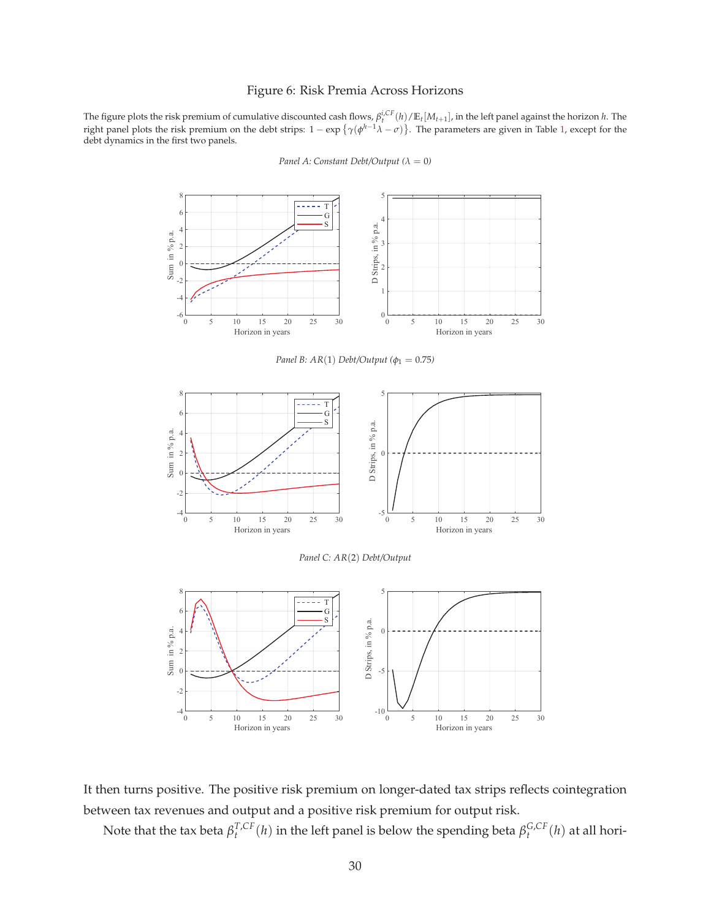Figure 6: Risk Premia Across Horizons

The figure plots the risk premium of cumulative discounted cash flows, $\beta_t^{i,CF}(h)/\mathbb{E}_t[M_{t+1}]$, in the left panel against the horizon $h$. The right panel plots the risk premium on the debt strips: $1 - \exp\left\{\gamma(\phi^{h-1}\lambda - \sigma)\right\}$. The parameters are given in Table 1, except for the debt dynamics in the first two panels.

*Panel A: Constant Debt/Output ($\lambda = 0$)*

*Panel B: $AR(1)$ Debt/Output ($\phi_1 = 0.75$)*

*Panel C: $AR(2)$ Debt/Output*

It then turns positive. The positive risk premium on longer-dated tax strips reflects cointegration between tax revenues and output and a positive risk premium for output risk.

Note that the tax beta $\beta_t^{T,CF}(h)$ in the left panel is below the spending beta $\beta_t^{G,CF}(h)$ at all hori-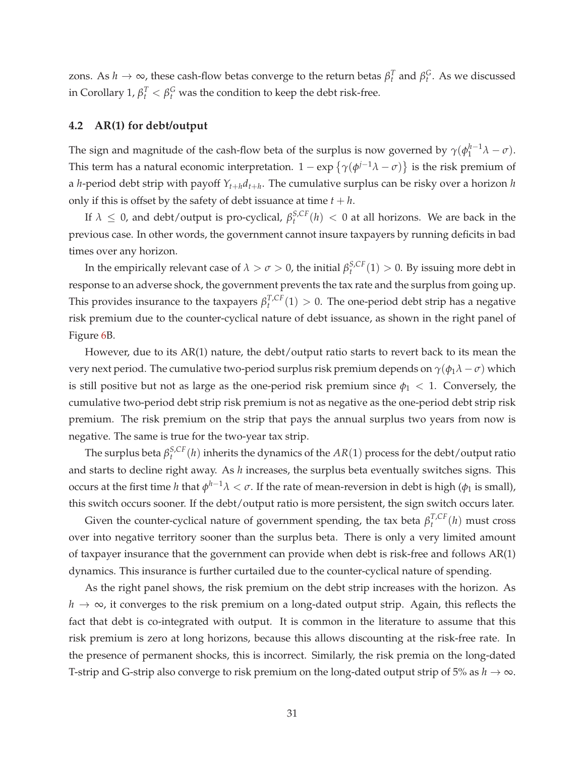zons. As $h \to \infty$, these cash-flow betas converge to the return betas $\beta_t^T$ and $\beta_t^G$. As we discussed in Corollary 1, $\beta_t^T < \beta_t^G$ was the condition to keep the debt risk-free.

## 4.2 AR(1) for debt/output

The sign and magnitude of the cash-flow beta of the surplus is now governed by $\gamma(\phi_1^{h-1}\lambda - \sigma)$. This term has a natural economic interpretation. $1 - \exp\left\{\gamma(\phi^{j-1}\lambda - \sigma)\right\}$ is the risk premium of a $h$-period debt strip with payoff $Y_{t+h}d_{t+h}$. The cumulative surplus can be risky over a horizon $h$ only if this is offset by the safety of debt issuance at time $t + h$.

If $\lambda \leq 0$, and debt/output is pro-cyclical, $\beta_t^{S,CF}(h) < 0$ at all horizons. We are back in the previous case. In other words, the government cannot insure taxpayers by running deficits in bad times over any horizon.

In the empirically relevant case of $\lambda > \sigma > 0$, the initial $\beta_t^{S,CF}(1) > 0$. By issuing more debt in response to an adverse shock, the government prevents the tax rate and the surplus from going up. This provides insurance to the taxpayers $\beta_t^{T,CF}(1) > 0$. The one-period debt strip has a negative risk premium due to the counter-cyclical nature of debt issuance, as shown in the right panel of Figure 6B.

However, due to its AR(1) nature, the debt/output ratio starts to revert back to its mean the very next period. The cumulative two-period surplus risk premium depends on $\gamma(\phi_1\lambda - \sigma)$ which is still positive but not as large as the one-period risk premium since $\phi_1 < 1$. Conversely, the cumulative two-period debt strip risk premium is not as negative as the one-period debt strip risk premium. The risk premium on the strip that pays the annual surplus two years from now is negative. The same is true for the two-year tax strip.

The surplus beta $\beta_t^{S,CF}(h)$ inherits the dynamics of the $AR(1)$ process for the debt/output ratio and starts to decline right away. As $h$ increases, the surplus beta eventually switches signs. This occurs at the first time $h$ that $\phi^{h-1}\lambda < \sigma$. If the rate of mean-reversion in debt is high ($\phi_1$ is small), this switch occurs sooner. If the debt/output ratio is more persistent, the sign switch occurs later.

Given the counter-cyclical nature of government spending, the tax beta $\beta_t^{T,CF}(h)$ must cross over into negative territory sooner than the surplus beta. There is only a very limited amount of taxpayer insurance that the government can provide when debt is risk-free and follows AR(1) dynamics. This insurance is further curtailed due to the counter-cyclical nature of spending.

As the right panel shows, the risk premium on the debt strip increases with the horizon. As $h \to \infty$, it converges to the risk premium on a long-dated output strip. Again, this reflects the fact that debt is co-integrated with output. It is common in the literature to assume that this risk premium is zero at long horizons, because this allows discounting at the risk-free rate. In the presence of permanent shocks, this is incorrect. Similarly, the risk premia on the long-dated T-strip and G-strip also converge to risk premium on the long-dated output strip of 5% as $h \to \infty$.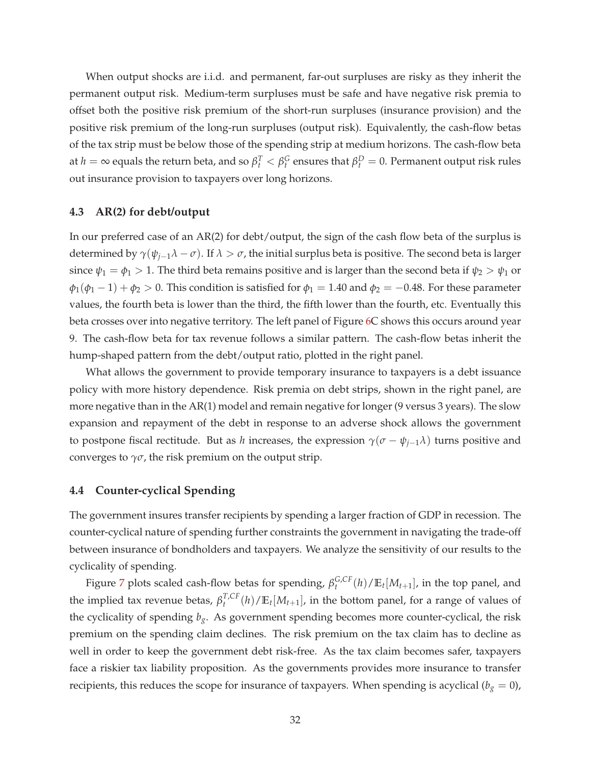When output shocks are i.i.d. and permanent, far-out surpluses are risky as they inherit the permanent output risk. Medium-term surpluses must be safe and have negative risk premia to offset both the positive risk premium of the short-run surpluses (insurance provision) and the positive risk premium of the long-run surpluses (output risk). Equivalently, the cash-flow betas of the tax strip must be below those of the spending strip at medium horizons. The cash-flow beta at $h = \infty$ equals the return beta, and so $\beta_t^T < \beta_t^G$ ensures that $\beta_t^D = 0$. Permanent output risk rules out insurance provision to taxpayers over long horizons.

### 4.3 AR(2) for debt/output

In our preferred case of an AR(2) for debt/output, the sign of the cash flow beta of the surplus is determined by $\gamma(\psi_{j-1}\lambda - \sigma)$. If $\lambda > \sigma$, the initial surplus beta is positive. The second beta is larger since $\psi_1 = \phi_1 > 1$. The third beta remains positive and is larger than the second beta if $\psi_2 > \psi_1$ or $\phi_1(\phi_1 - 1) + \phi_2 > 0$. This condition is satisfied for $\phi_1 = 1.40$ and $\phi_2 = -0.48$. For these parameter values, the fourth beta is lower than the third, the fifth lower than the fourth, etc. Eventually this beta crosses over into negative territory. The left panel of Figure 6C shows this occurs around year 9. The cash-flow beta for tax revenue follows a similar pattern. The cash-flow betas inherit the hump-shaped pattern from the debt/output ratio, plotted in the right panel.

What allows the government to provide temporary insurance to taxpayers is a debt issuance policy with more history dependence. Risk premia on debt strips, shown in the right panel, are more negative than in the AR(1) model and remain negative for longer (9 versus 3 years). The slow expansion and repayment of the debt in response to an adverse shock allows the government to postpone fiscal rectitude. But as $h$ increases, the expression $\gamma(\sigma - \psi_{j-1}\lambda)$ turns positive and converges to $\gamma\sigma$, the risk premium on the output strip.

### 4.4 Counter-cyclical Spending

The government insures transfer recipients by spending a larger fraction of GDP in recession. The counter-cyclical nature of spending further constraints the government in navigating the trade-off between insurance of bondholders and taxpayers. We analyze the sensitivity of our results to the cyclicality of spending.

Figure 7 plots scaled cash-flow betas for spending, $\beta_t^{G,CF}(h)/\mathbb{E}_t[M_{t+1}]$, in the top panel, and the implied tax revenue betas, $\beta_t^{T,CF}(h)/\mathbb{E}_t[M_{t+1}]$, in the bottom panel, for a range of values of the cyclicality of spending $b_g$. As government spending becomes more counter-cyclical, the risk premium on the spending claim declines. The risk premium on the tax claim has to decline as well in order to keep the government debt risk-free. As the tax claim becomes safer, taxpayers face a riskier tax liability proposition. As the governments provides more insurance to transfer recipients, this reduces the scope for insurance of taxpayers. When spending is acyclical ($b_g = 0$),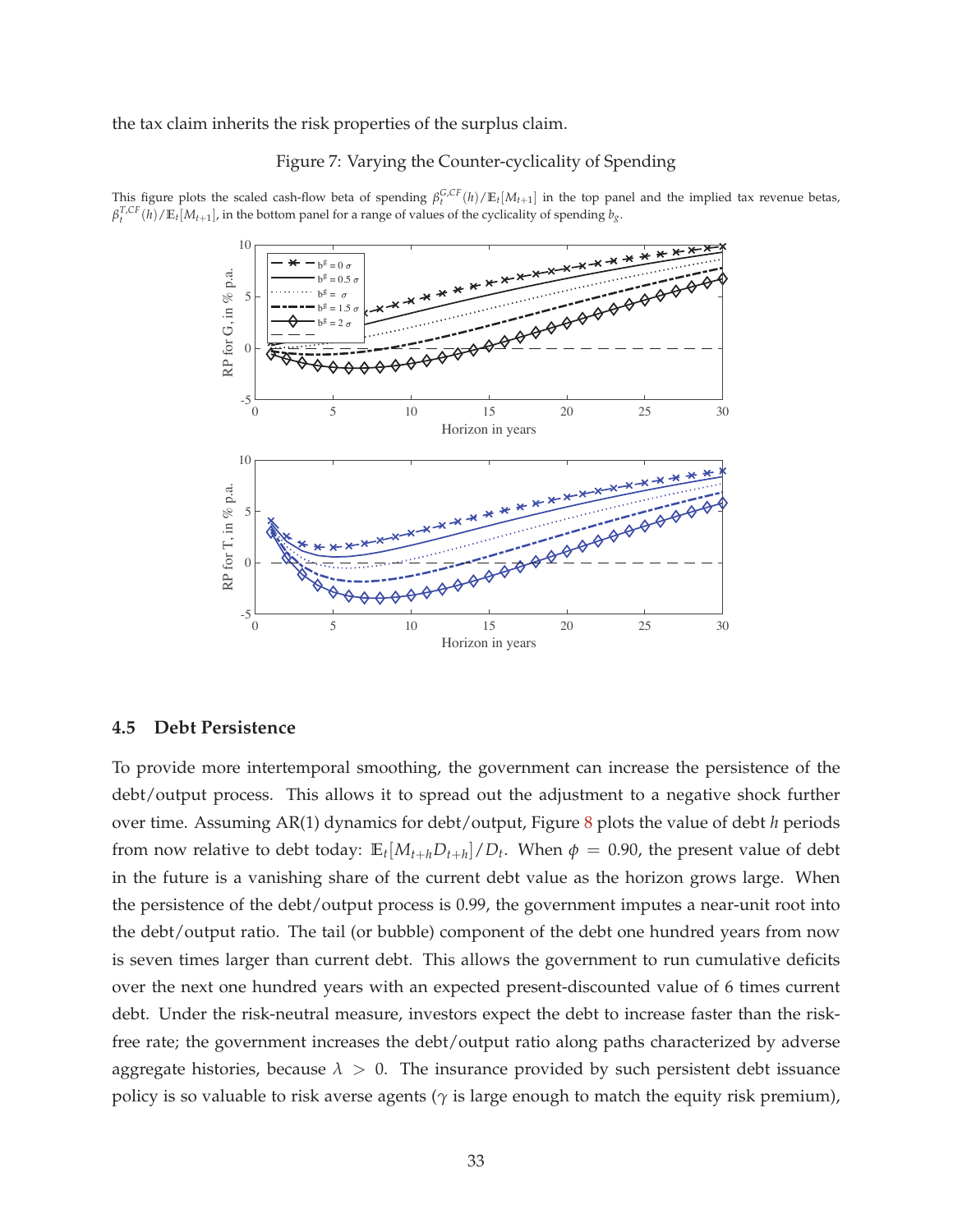the tax claim inherits the risk properties of the surplus claim.

Figure 7: Varying the Counter-cyclicality of Spending

This figure plots the scaled cash-flow beta of spending $\beta_t^{G,CF}(h)/\mathbb{E}_t[M_{t+1}]$ in the top panel and the implied tax revenue betas, $\beta_t^{T,CF}(h)/\mathbb{E}_t[M_{t+1}]$, in the bottom panel for a range of values of the cyclicality of spending $b_g$.

### 4.5 Debt Persistence

To provide more intertemporal smoothing, the government can increase the persistence of the debt/output process. This allows it to spread out the adjustment to a negative shock further over time. Assuming AR(1) dynamics for debt/output, Figure 8 plots the value of debt $h$ periods from now relative to debt today: $\mathbb{E}_t[M_{t+h}D_{t+h}]/D_t$. When $\phi = 0.90$, the present value of debt in the future is a vanishing share of the current debt value as the horizon grows large. When the persistence of the debt/output process is 0.99, the government imputes a near-unit root into the debt/output ratio. The tail (or bubble) component of the debt one hundred years from now is seven times larger than current debt. This allows the government to run cumulative deficits over the next one hundred years with an expected present-discounted value of 6 times current debt. Under the risk-neutral measure, investors expect the debt to increase faster than the risk-free rate; the government increases the debt/output ratio along paths characterized by adverse aggregate histories, because $\lambda > 0$. The insurance provided by such persistent debt issuance policy is so valuable to risk averse agents ($\gamma$ is large enough to match the equity risk premium),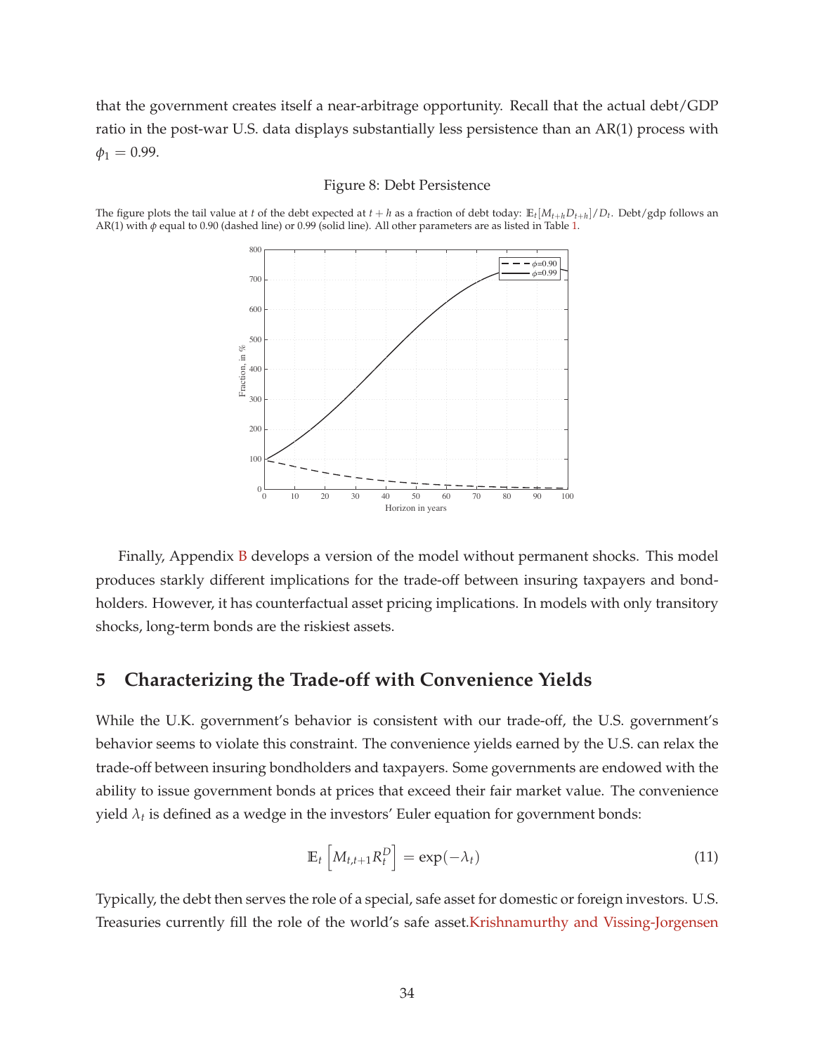that the government creates itself a near-arbitrage opportunity. Recall that the actual debt/GDP ratio in the post-war U.S. data displays substantially less persistence than an AR(1) process with $\phi_1 = 0.99$.

Figure 8: Debt Persistence

The figure plots the tail value at $t$ of the debt expected at $t+h$ as a fraction of debt today: $\mathbb{E}_t[M_{t+h}D_{t+h}]/D_t$. Debt/gdp follows an AR(1) with $\phi$ equal to 0.90 (dashed line) or 0.99 (solid line). All other parameters are as listed in Table 1.

Finally, Appendix B develops a version of the model without permanent shocks. This model produces starkly different implications for the trade-off between insuring taxpayers and bondholders. However, it has counterfactual asset pricing implications. In models with only transitory shocks, long-term bonds are the riskiest assets.

## 5 Characterizing the Trade-off with Convenience Yields

While the U.K. government's behavior is consistent with our trade-off, the U.S. government's behavior seems to violate this constraint. The convenience yields earned by the U.S. can relax the trade-off between insuring bondholders and taxpayers. Some governments are endowed with the ability to issue government bonds at prices that exceed their fair market value. The convenience yield $\lambda_t$ is defined as a wedge in the investors' Euler equation for government bonds:

$$\mathbb{E}_t\left[M_{t,t+1}R_t^D\right] = \exp(-\lambda_t) \tag{11}$$

Typically, the debt then serves the role of a special, safe asset for domestic or foreign investors. U.S. Treasuries currently fill the role of the world's safe asset.Krishnamurthy and Vissing-Jorgensen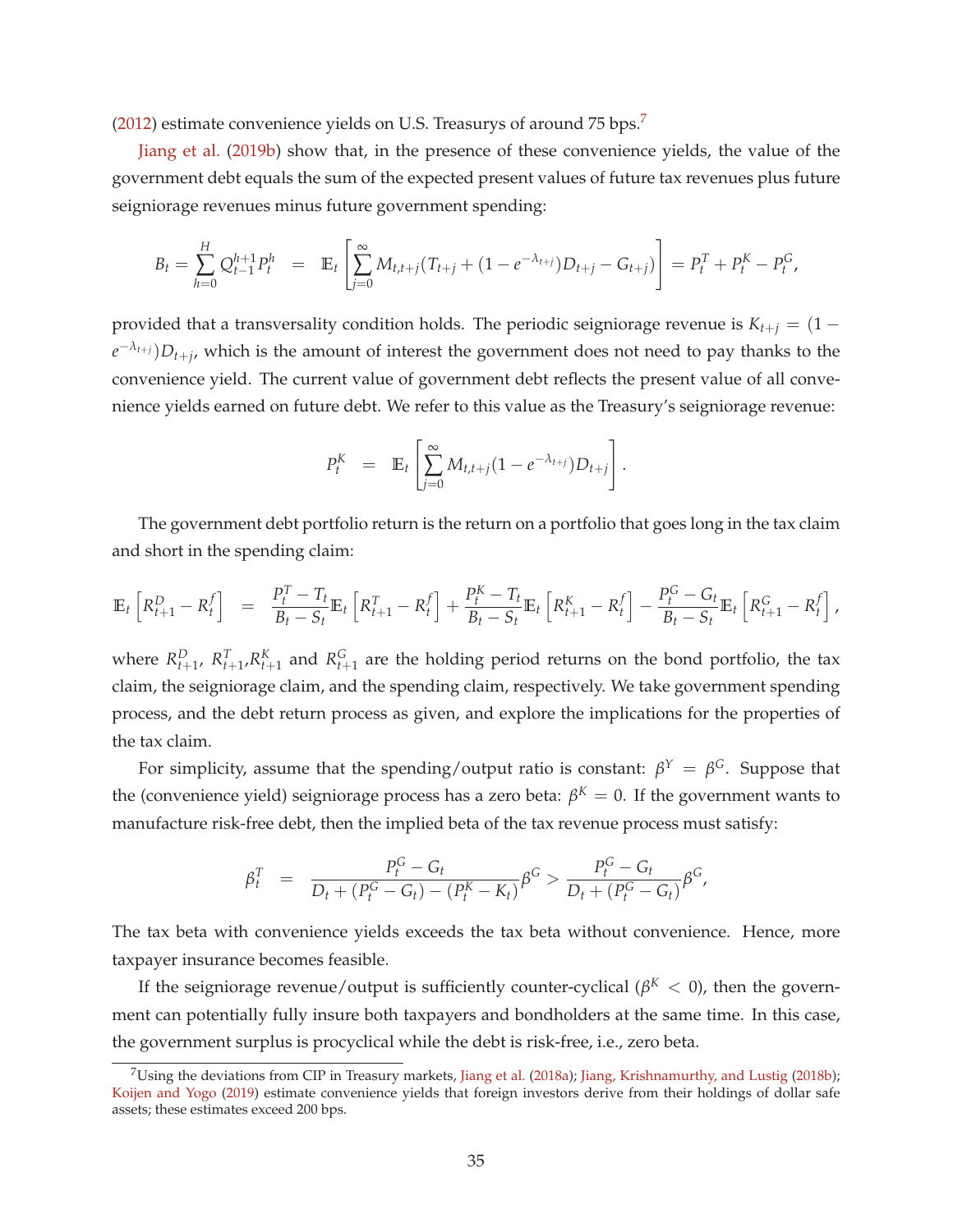(2012) estimate convenience yields on U.S. Treasurys of around 75 bps.[7]

Jiang et al. (2019b) show that, in the presence of these convenience yields, the value of the government debt equals the sum of the expected present values of future tax revenues plus future seigniorage revenues minus future government spending:

$$B_t = \sum_{h=0}^{H} Q_{t-1}^{h+1} P_t^h \quad = \quad \mathbb{E}_t \left[ \sum_{j=0}^{\infty} M_{t,t+j} (T_{t+j} + (1 - e^{-\lambda_{t+j}}) D_{t+j} - G_{t+j}) \right] = P_t^T + P_t^K - P_t^G,$$

provided that a transversality condition holds. The periodic seigniorage revenue is $K_{t+j} = (1 - e^{-\lambda_{t+j}}) D_{t+j}$, which is the amount of interest the government does not need to pay thanks to the convenience yield. The current value of government debt reflects the present value of all convenience yields earned on future debt. We refer to this value as the Treasury's seigniorage revenue:

$$P_t^K \quad = \quad \mathbb{E}_t \left[ \sum_{j=0}^{\infty} M_{t,t+j} (1 - e^{-\lambda_{t+j}}) D_{t+j} \right].$$

The government debt portfolio return is the return on a portfolio that goes long in the tax claim and short in the spending claim:

$$\mathbb{E}_t \left[ R_{t+1}^D - R_t^f \right] \quad = \quad \frac{P_t^T - T_t}{B_t - S_t} \mathbb{E}_t \left[ R_{t+1}^T - R_t^f \right] + \frac{P_t^K - T_t}{B_t - S_t} \mathbb{E}_t \left[ R_{t+1}^K - R_t^f \right] - \frac{P_t^G - G_t}{B_t - S_t} \mathbb{E}_t \left[ R_{t+1}^G - R_t^f \right],$$

where $R_{t+1}^D$, $R_{t+1}^T$,$R_{t+1}^K$ and $R_{t+1}^G$ are the holding period returns on the bond portfolio, the tax claim, the seigniorage claim, and the spending claim, respectively. We take government spending process, and the debt return process as given, and explore the implications for the properties of the tax claim.

For simplicity, assume that the spending/output ratio is constant: $\beta^Y = \beta^G$. Suppose that the (convenience yield) seigniorage process has a zero beta: $\beta^K = 0$. If the government wants to manufacture risk-free debt, then the implied beta of the tax revenue process must satisfy:

$$\beta_t^T \quad = \quad \frac{P_t^G - G_t}{D_t + (P_t^G - G_t) - (P_t^K - K_t)} \beta^G > \frac{P_t^G - G_t}{D_t + (P_t^G - G_t)} \beta^G,$$

The tax beta with convenience yields exceeds the tax beta without convenience. Hence, more taxpayer insurance becomes feasible.

If the seigniorage revenue/output is sufficiently counter-cyclical ($\beta^K < 0$), then the government can potentially fully insure both taxpayers and bondholders at the same time. In this case, the government surplus is procyclical while the debt is risk-free, i.e., zero beta.

[7] Using the deviations from CIP in Treasury markets, Jiang et al. (2018a); Jiang, Krishnamurthy, and Lustig (2018b); Koijen and Yogo (2019) estimate convenience yields that foreign investors derive from their holdings of dollar safe assets; these estimates exceed 200 bps.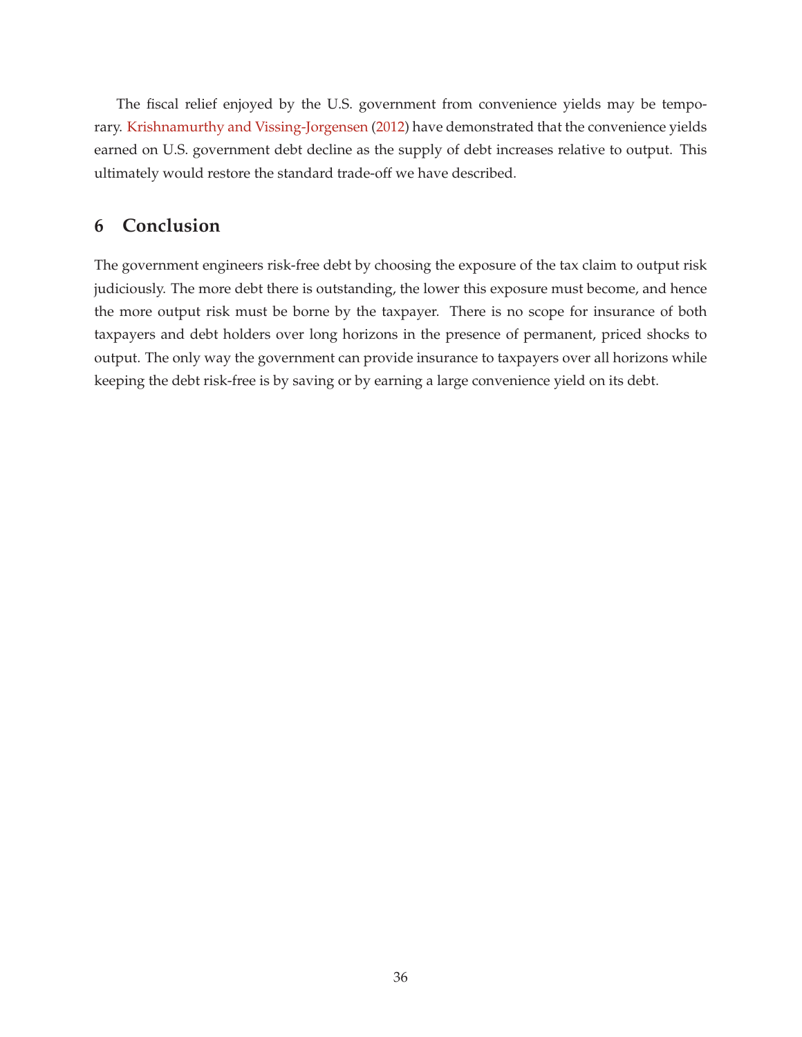The fiscal relief enjoyed by the U.S. government from convenience yields may be temporary. Krishnamurthy and Vissing-Jorgensen (2012) have demonstrated that the convenience yields earned on U.S. government debt decline as the supply of debt increases relative to output. This ultimately would restore the standard trade-off we have described.

## 6 Conclusion

The government engineers risk-free debt by choosing the exposure of the tax claim to output risk judiciously. The more debt there is outstanding, the lower this exposure must become, and hence the more output risk must be borne by the taxpayer. There is no scope for insurance of both taxpayers and debt holders over long horizons in the presence of permanent, priced shocks to output. The only way the government can provide insurance to taxpayers over all horizons while keeping the debt risk-free is by saving or by earning a large convenience yield on its debt.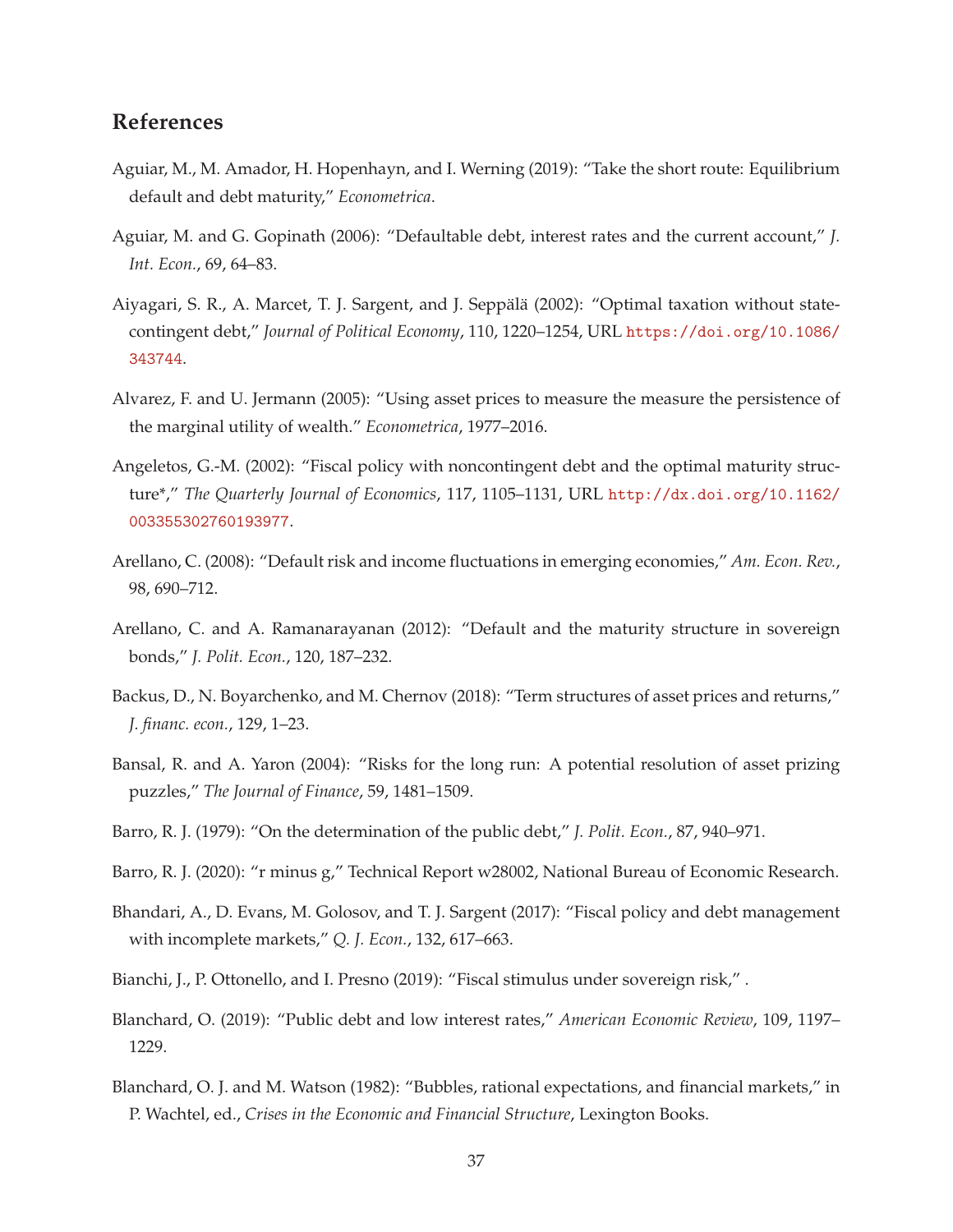## References

Aguiar, M., M. Amador, H. Hopenhayn, and I. Werning (2019): "Take the short route: Equilibrium default and debt maturity," *Econometrica*.

Aguiar, M. and G. Gopinath (2006): "Defaultable debt, interest rates and the current account," *J. Int. Econ.*, 69, 64–83.

Aiyagari, S. R., A. Marcet, T. J. Sargent, and J. Seppälä (2002): "Optimal taxation without state-contingent debt," *Journal of Political Economy*, 110, 1220–1254, URL https://doi.org/10.1086/343744.

Alvarez, F. and U. Jermann (2005): "Using asset prices to measure the measure the persistence of the marginal utility of wealth." *Econometrica*, 1977–2016.

Angeletos, G.-M. (2002): "Fiscal policy with noncontingent debt and the optimal maturity structure*," *The Quarterly Journal of Economics*, 117, 1105–1131, URL http://dx.doi.org/10.1162/003355302760193977.

Arellano, C. (2008): "Default risk and income fluctuations in emerging economies," *Am. Econ. Rev.*, 98, 690–712.

Arellano, C. and A. Ramanarayanan (2012): "Default and the maturity structure in sovereign bonds," *J. Polit. Econ.*, 120, 187–232.

Backus, D., N. Boyarchenko, and M. Chernov (2018): "Term structures of asset prices and returns," *J. financ. econ.*, 129, 1–23.

Bansal, R. and A. Yaron (2004): "Risks for the long run: A potential resolution of asset prizing puzzles," *The Journal of Finance*, 59, 1481–1509.

Barro, R. J. (1979): "On the determination of the public debt," *J. Polit. Econ.*, 87, 940–971.

Barro, R. J. (2020): "r minus g," Technical Report w28002, National Bureau of Economic Research.

Bhandari, A., D. Evans, M. Golosov, and T. J. Sargent (2017): "Fiscal policy and debt management with incomplete markets," *Q. J. Econ.*, 132, 617–663.

Bianchi, J., P. Ottonello, and I. Presno (2019): "Fiscal stimulus under sovereign risk," .

Blanchard, O. (2019): "Public debt and low interest rates," *American Economic Review*, 109, 1197–1229.

Blanchard, O. J. and M. Watson (1982): "Bubbles, rational expectations, and financial markets," in P. Wachtel, ed., *Crises in the Economic and Financial Structure*, Lexington Books.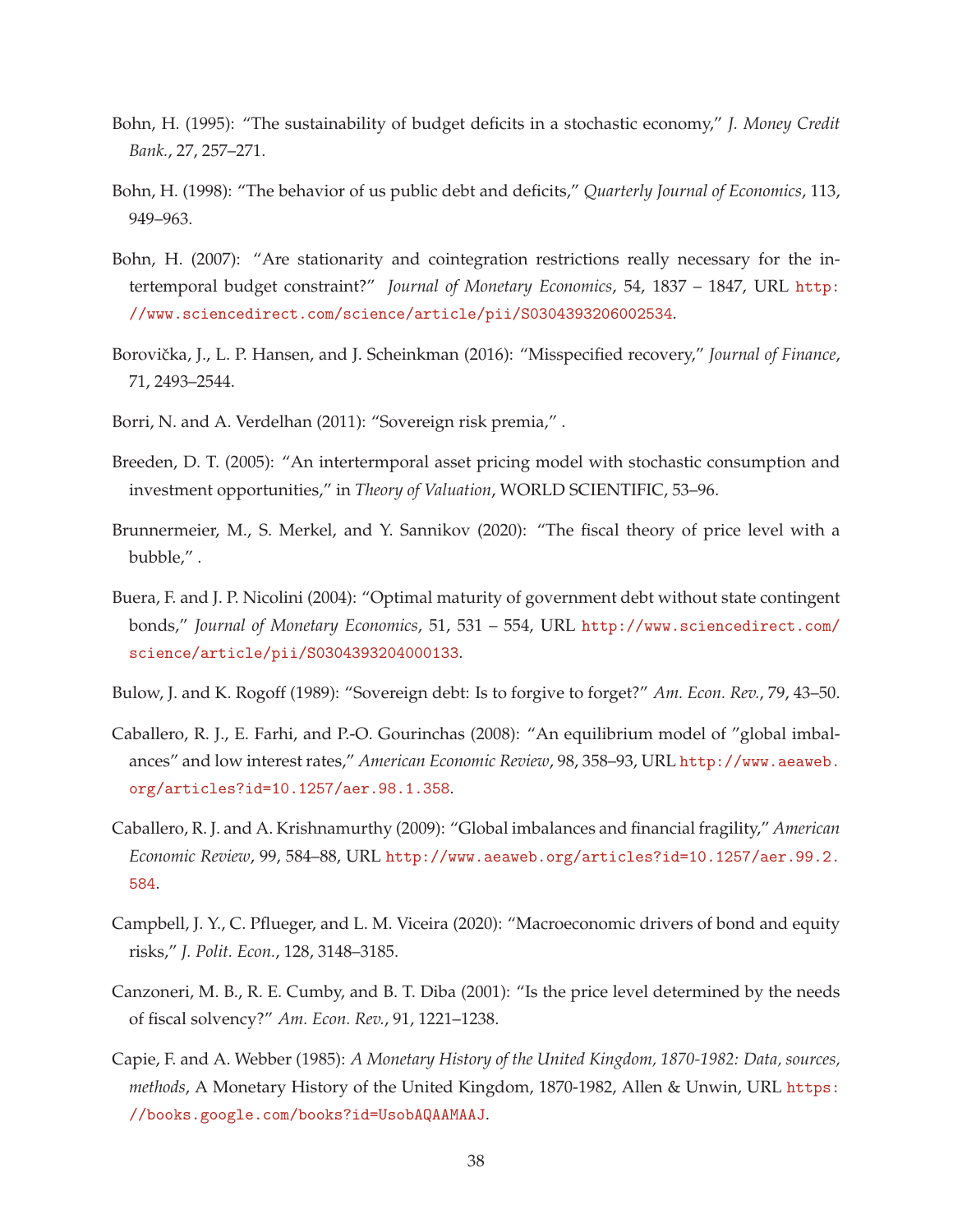Bohn, H. (1995): "The sustainability of budget deficits in a stochastic economy," *J. Money Credit Bank.*, 27, 257–271.

Bohn, H. (1998): "The behavior of us public debt and deficits," *Quarterly Journal of Economics*, 113, 949–963.

Bohn, H. (2007): "Are stationarity and cointegration restrictions really necessary for the intertemporal budget constraint?" *Journal of Monetary Economics*, 54, 1837 – 1847, URL http://www.sciencedirect.com/science/article/pii/S0304393206002534.

Borovička, J., L. P. Hansen, and J. Scheinkman (2016): "Misspecified recovery," *Journal of Finance*, 71, 2493–2544.

Borri, N. and A. Verdelhan (2011): "Sovereign risk premia," .

Breeden, D. T. (2005): "An intertermporal asset pricing model with stochastic consumption and investment opportunities," in *Theory of Valuation*, WORLD SCIENTIFIC, 53–96.

Brunnermeier, M., S. Merkel, and Y. Sannikov (2020): "The fiscal theory of price level with a bubble," .

Buera, F. and J. P. Nicolini (2004): "Optimal maturity of government debt without state contingent bonds," *Journal of Monetary Economics*, 51, 531 – 554, URL http://www.sciencedirect.com/science/article/pii/S0304393204000133.

Bulow, J. and K. Rogoff (1989): "Sovereign debt: Is to forgive to forget?" *Am. Econ. Rev.*, 79, 43–50.

Caballero, R. J., E. Farhi, and P.-O. Gourinchas (2008): "An equilibrium model of "global imbalances" and low interest rates," *American Economic Review*, 98, 358–93, URL http://www.aeaweb.org/articles?id=10.1257/aer.98.1.358.

Caballero, R. J. and A. Krishnamurthy (2009): "Global imbalances and financial fragility," *American Economic Review*, 99, 584–88, URL http://www.aeaweb.org/articles?id=10.1257/aer.99.2.584.

Campbell, J. Y., C. Pflueger, and L. M. Viceira (2020): "Macroeconomic drivers of bond and equity risks," *J. Polit. Econ.*, 128, 3148–3185.

Canzoneri, M. B., R. E. Cumby, and B. T. Diba (2001): "Is the price level determined by the needs of fiscal solvency?" *Am. Econ. Rev.*, 91, 1221–1238.

Capie, F. and A. Webber (1985): *A Monetary History of the United Kingdom, 1870-1982: Data, sources, methods*, A Monetary History of the United Kingdom, 1870-1982, Allen & Unwin, URL https://books.google.com/books?id=UsobAQAAMAAJ.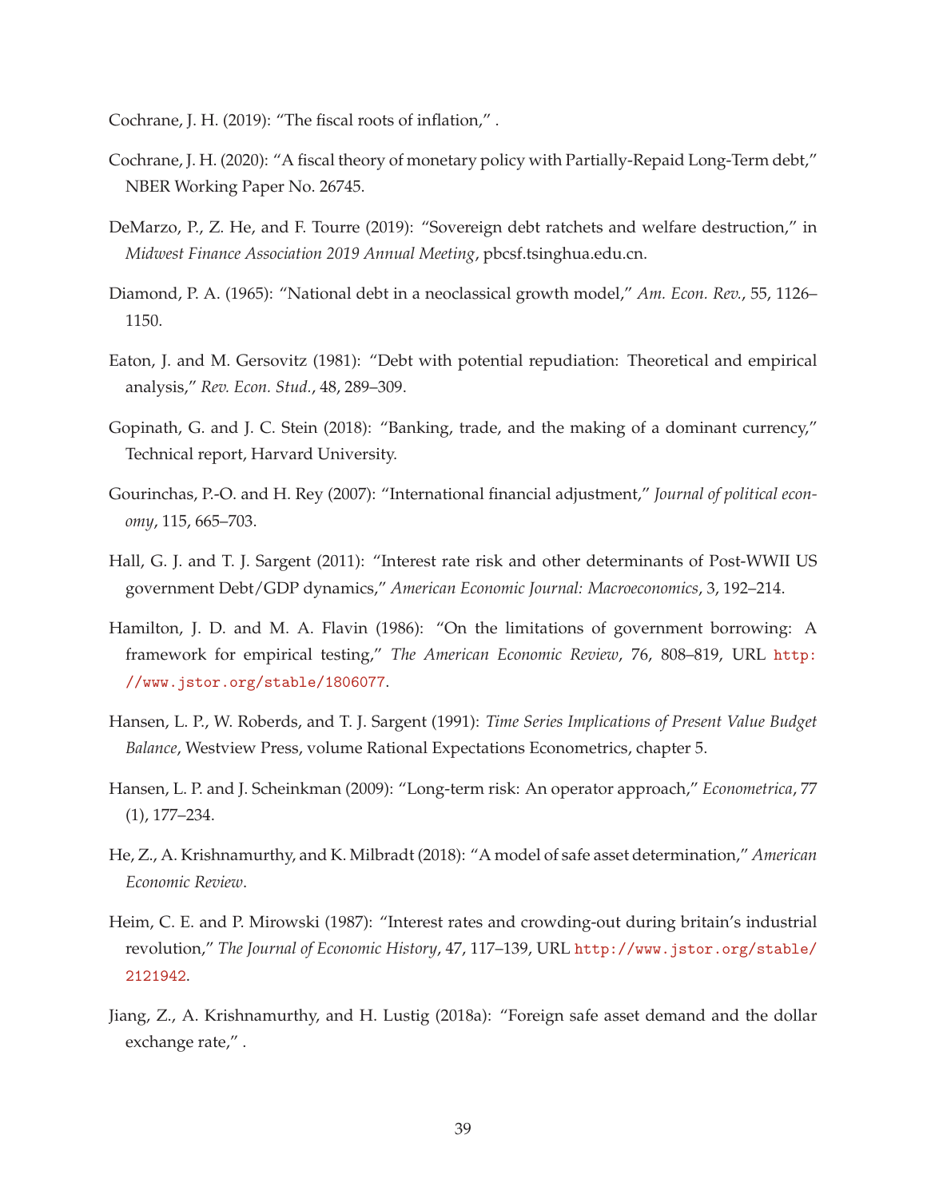Cochrane, J. H. (2019): "The fiscal roots of inflation," .

Cochrane, J. H. (2020): "A fiscal theory of monetary policy with Partially-Repaid Long-Term debt," NBER Working Paper No. 26745.

DeMarzo, P., Z. He, and F. Tourre (2019): "Sovereign debt ratchets and welfare destruction," in *Midwest Finance Association 2019 Annual Meeting*, pbcsf.tsinghua.edu.cn.

Diamond, P. A. (1965): "National debt in a neoclassical growth model," *Am. Econ. Rev.*, 55, 1126–1150.

Eaton, J. and M. Gersovitz (1981): "Debt with potential repudiation: Theoretical and empirical analysis," *Rev. Econ. Stud.*, 48, 289–309.

Gopinath, G. and J. C. Stein (2018): "Banking, trade, and the making of a dominant currency," Technical report, Harvard University.

Gourinchas, P.-O. and H. Rey (2007): "International financial adjustment," *Journal of political economy*, 115, 665–703.

Hall, G. J. and T. J. Sargent (2011): "Interest rate risk and other determinants of Post-WWII US government Debt/GDP dynamics," *American Economic Journal: Macroeconomics*, 3, 192–214.

Hamilton, J. D. and M. A. Flavin (1986): "On the limitations of government borrowing: A framework for empirical testing," *The American Economic Review*, 76, 808–819, URL http://www.jstor.org/stable/1806077.

Hansen, L. P., W. Roberds, and T. J. Sargent (1991): *Time Series Implications of Present Value Budget Balance*, Westview Press, volume Rational Expectations Econometrics, chapter 5.

Hansen, L. P. and J. Scheinkman (2009): "Long-term risk: An operator approach," *Econometrica*, 77 (1), 177–234.

He, Z., A. Krishnamurthy, and K. Milbradt (2018): "A model of safe asset determination," *American Economic Review*.

Heim, C. E. and P. Mirowski (1987): "Interest rates and crowding-out during britain's industrial revolution," *The Journal of Economic History*, 47, 117–139, URL http://www.jstor.org/stable/2121942.

Jiang, Z., A. Krishnamurthy, and H. Lustig (2018a): "Foreign safe asset demand and the dollar exchange rate," .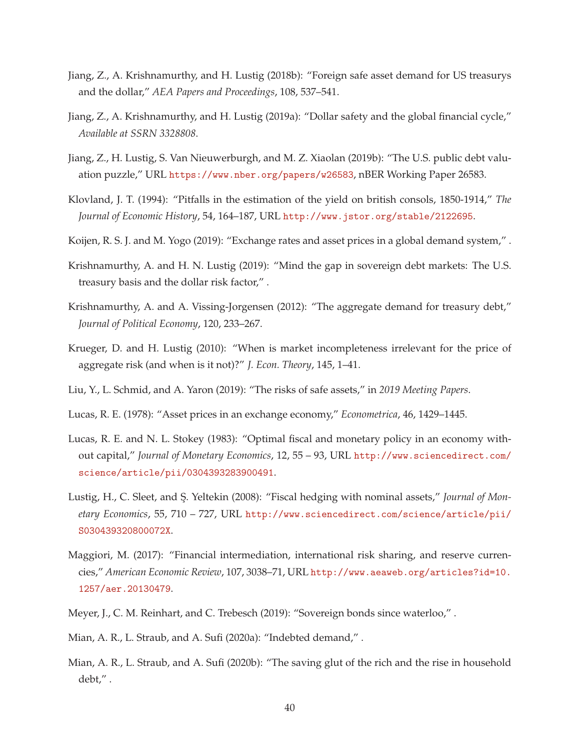Jiang, Z., A. Krishnamurthy, and H. Lustig (2018b): “Foreign safe asset demand for US treasurys and the dollar,” *AEA Papers and Proceedings*, 108, 537–541.

Jiang, Z., A. Krishnamurthy, and H. Lustig (2019a): “Dollar safety and the global financial cycle,” *Available at SSRN 3328808*.

Jiang, Z., H. Lustig, S. Van Nieuwerburgh, and M. Z. Xiaolan (2019b): “The U.S. public debt valuation puzzle,” URL https://www.nber.org/papers/w26583, nBER Working Paper 26583.

Klovland, J. T. (1994): “Pitfalls in the estimation of the yield on british consols, 1850-1914,” *The Journal of Economic History*, 54, 164–187, URL http://www.jstor.org/stable/2122695.

Koijen, R. S. J. and M. Yogo (2019): “Exchange rates and asset prices in a global demand system,” .

Krishnamurthy, A. and H. N. Lustig (2019): “Mind the gap in sovereign debt markets: The U.S. treasury basis and the dollar risk factor,” .

Krishnamurthy, A. and A. Vissing-Jorgensen (2012): “The aggregate demand for treasury debt,” *Journal of Political Economy*, 120, 233–267.

Krueger, D. and H. Lustig (2010): “When is market incompleteness irrelevant for the price of aggregate risk (and when is it not)?” *J. Econ. Theory*, 145, 1–41.

Liu, Y., L. Schmid, and A. Yaron (2019): “The risks of safe assets,” in *2019 Meeting Papers*.

Lucas, R. E. (1978): “Asset prices in an exchange economy,” *Econometrica*, 46, 1429–1445.

Lucas, R. E. and N. L. Stokey (1983): “Optimal fiscal and monetary policy in an economy without capital,” *Journal of Monetary Economics*, 12, 55 – 93, URL http://www.sciencedirect.com/science/article/pii/0304393283900491.

Lustig, H., C. Sleet, and Ş. Yeltekin (2008): “Fiscal hedging with nominal assets,” *Journal of Monetary Economics*, 55, 710 – 727, URL http://www.sciencedirect.com/science/article/pii/S030439320800072X.

Maggiori, M. (2017): “Financial intermediation, international risk sharing, and reserve currencies,” *American Economic Review*, 107, 3038–71, URL http://www.aeaweb.org/articles?id=10.1257/aer.20130479.

Meyer, J., C. M. Reinhart, and C. Trebesch (2019): “Sovereign bonds since waterloo,” .

Mian, A. R., L. Straub, and A. Sufi (2020a): “Indebted demand,” .

Mian, A. R., L. Straub, and A. Sufi (2020b): “The saving glut of the rich and the rise in household debt,” .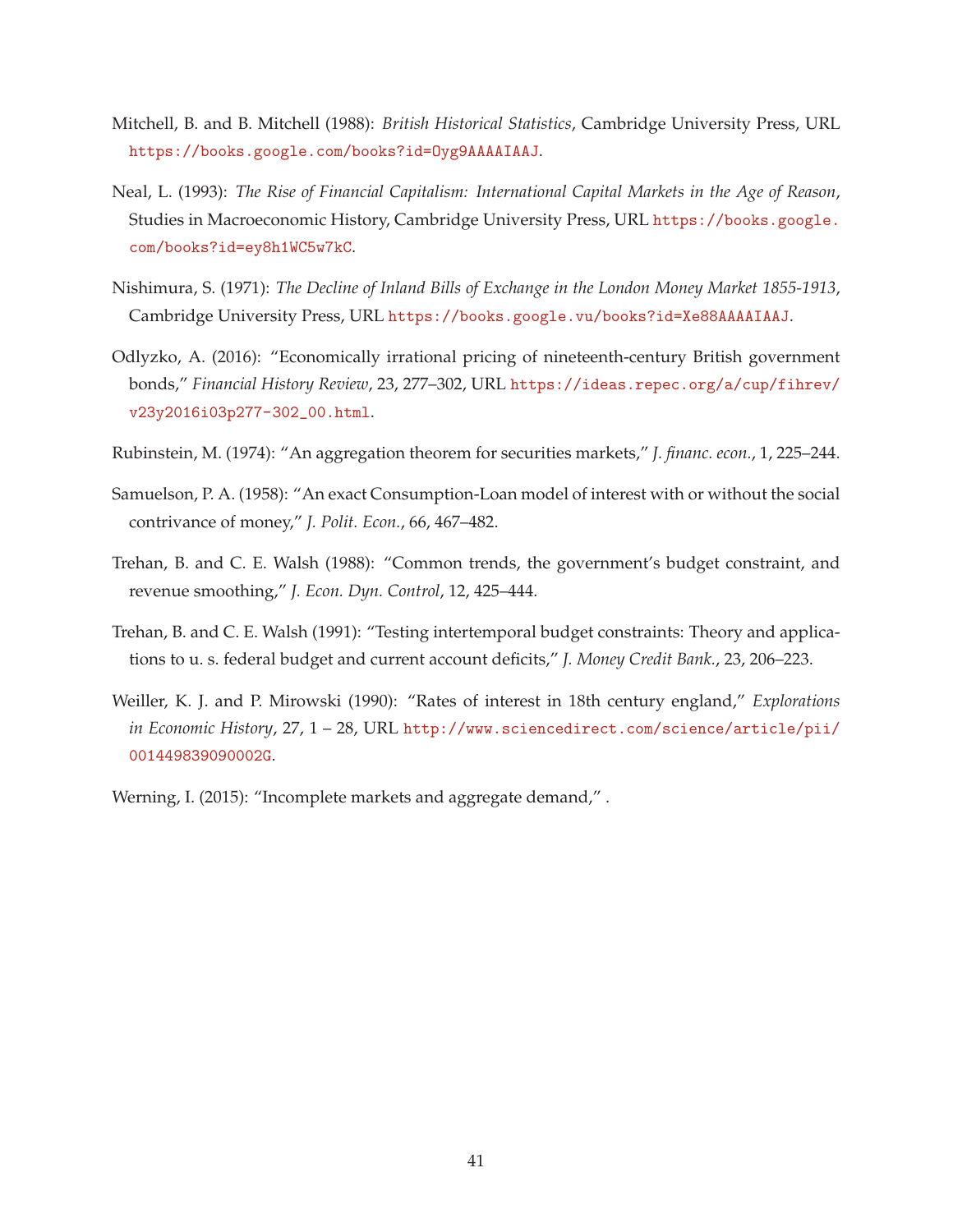Mitchell, B. and B. Mitchell (1988): *British Historical Statistics*, Cambridge University Press, URL https://books.google.com/books?id=Oyg9AAAAIAAJ.

Neal, L. (1993): *The Rise of Financial Capitalism: International Capital Markets in the Age of Reason*, Studies in Macroeconomic History, Cambridge University Press, URL https://books.google.com/books?id=ey8h1WC5w7kC.

Nishimura, S. (1971): *The Decline of Inland Bills of Exchange in the London Money Market 1855-1913*, Cambridge University Press, URL https://books.google.vu/books?id=Xe88AAAAIAAJ.

Odlyzko, A. (2016): "Economically irrational pricing of nineteenth-century British government bonds," *Financial History Review*, 23, 277–302, URL https://ideas.repec.org/a/cup/fihrev/v23y2016i03p277-302_00.html.

Rubinstein, M. (1974): "An aggregation theorem for securities markets," *J. financ. econ.*, 1, 225–244.

Samuelson, P. A. (1958): "An exact Consumption-Loan model of interest with or without the social contrivance of money," *J. Polit. Econ.*, 66, 467–482.

Trehan, B. and C. E. Walsh (1988): "Common trends, the government's budget constraint, and revenue smoothing," *J. Econ. Dyn. Control*, 12, 425–444.

Trehan, B. and C. E. Walsh (1991): "Testing intertemporal budget constraints: Theory and applications to u. s. federal budget and current account deficits," *J. Money Credit Bank.*, 23, 206–223.

Weiller, K. J. and P. Mirowski (1990): "Rates of interest in 18th century england," *Explorations in Economic History*, 27, 1 – 28, URL http://www.sciencedirect.com/science/article/pii/001449839090002G.

Werning, I. (2015): "Incomplete markets and aggregate demand," .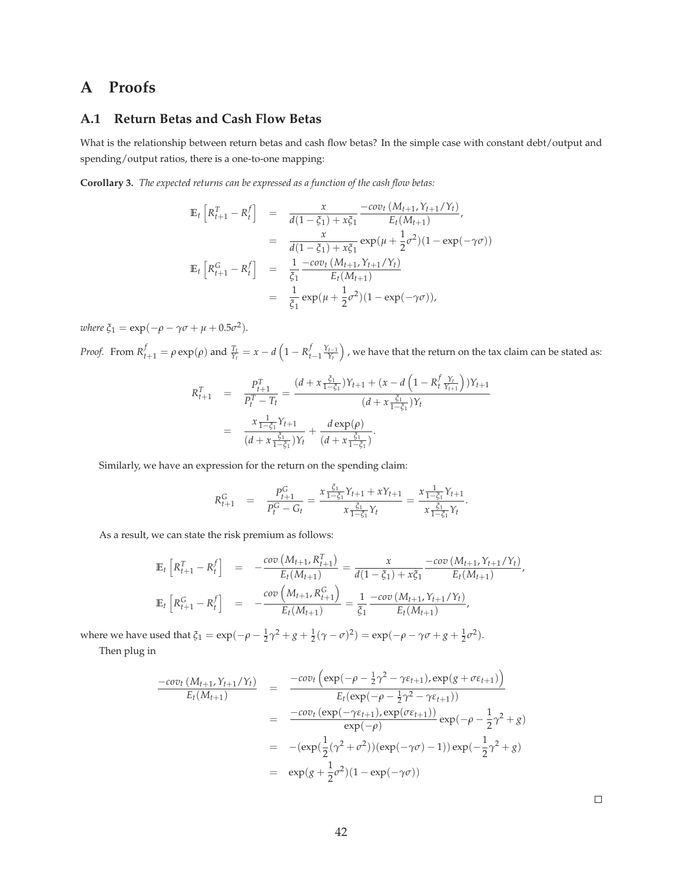# A Proofs

## A.1 Return Betas and Cash Flow Betas

What is the relationship between return betas and cash flow betas? In the simple case with constant debt/output and spending/output ratios, there is a one-to-one mapping:

**Corollary 3.** *The expected returns can be expressed as a function of the cash flow betas:*

$$
\begin{aligned}
\mathbb{E}_t\left[R^T_{t+1} - R^f_t\right] &= \frac{x}{d(1-\xi_1)+x\xi_1}\frac{-cov_t\left(M_{t+1}, Y_{t+1}/Y_t\right)}{E_t(M_{t+1})}, \\
&= \frac{x}{d(1-\xi_1)+x\xi_1}\exp(\mu + \frac{1}{2}\sigma^2)(1-\exp(-\gamma\sigma)) \\
\mathbb{E}_t\left[R^G_{t+1} - R^f_t\right] &= \frac{1}{\xi_1}\frac{-cov_t\left(M_{t+1}, Y_{t+1}/Y_t\right)}{E_t(M_{t+1})} \\
&= \frac{1}{\xi_1}\exp(\mu + \frac{1}{2}\sigma^2)(1-\exp(-\gamma\sigma)),
\end{aligned}
$$

*where* $\xi_1 = \exp(-\rho - \gamma\sigma + \mu + 0.5\sigma^2)$.

*Proof.* From $R^f_{t+1} = \rho\exp(\rho)$ and $\frac{T_t}{Y_t} = x - d\left(1 - R^f_{t-1}\frac{Y_{t-1}}{Y_t}\right)$, we have that the return on the tax claim can be stated as:

$$
\begin{aligned}
R^T_{t+1} &= \frac{P^T_{t+1}}{P^T_t - T_t} = \frac{(d + x\frac{\xi_1}{1-\xi_1})Y_{t+1} + (x - d\left(1 - R^f_t\frac{Y_t}{Y_{t+1}}\right))Y_{t+1}}{(d + x\frac{\xi_1}{1-\xi_1})Y_t} \\
&= \frac{x\frac{1}{1-\xi_1}Y_{t+1}}{(d + x\frac{\xi_1}{1-\xi_1})Y_t} + \frac{d\exp(\rho)}{(d + x\frac{\xi_1}{1-\xi_1})}.
\end{aligned}
$$

Similarly, we have an expression for the return on the spending claim:

$$
R^G_{t+1} = \frac{P^G_{t+1}}{P^G_t - G_t} = \frac{x\frac{\xi_1}{1-\xi_1}Y_{t+1} + xY_{t+1}}{x\frac{\xi_1}{1-\xi_1}Y_t} = \frac{x\frac{1}{1-\xi_1}Y_{t+1}}{x\frac{\xi_1}{1-\xi_1}Y_t}.
$$

As a result, we can state the risk premium as follows:

$$
\begin{aligned}
\mathbb{E}_t\left[R^T_{t+1} - R^f_t\right] &= -\frac{cov\left(M_{t+1}, R^T_{t+1}\right)}{E_t(M_{t+1})} = \frac{x}{d(1-\xi_1)+x\xi_1}\frac{-cov\left(M_{t+1}, Y_{t+1}/Y_t\right)}{E_t(M_{t+1})}, \\
\mathbb{E}_t\left[R^G_{t+1} - R^f_t\right] &= -\frac{cov\left(M_{t+1}, R^G_{t+1}\right)}{E_t(M_{t+1})} = \frac{1}{\xi_1}\frac{-cov\left(M_{t+1}, Y_{t+1}/Y_t\right)}{E_t(M_{t+1})},
\end{aligned}
$$

where we have used that $\xi_1 = \exp(-\rho - \frac{1}{2}\gamma^2 + g + \frac{1}{2}(\gamma - \sigma)^2) = \exp(-\rho - \gamma\sigma + g + \frac{1}{2}\sigma^2)$.

Then plug in

$$
\begin{aligned}
\frac{-cov_t\left(M_{t+1}, Y_{t+1}/Y_t\right)}{E_t(M_{t+1})} &= \frac{-cov_t\left(\exp(-\rho - \frac{1}{2}\gamma^2 - \gamma\varepsilon_{t+1}), \exp(g + \sigma\varepsilon_{t+1})\right)}{E_t(\exp(-\rho - \frac{1}{2}\gamma^2 - \gamma\varepsilon_{t+1}))} \\
&= \frac{-cov_t\left(\exp(-\gamma\varepsilon_{t+1}), \exp(\sigma\varepsilon_{t+1})\right)}{\exp(-\rho)}\exp(-\rho - \frac{1}{2}\gamma^2 + g) \\
&= -(\exp(\frac{1}{2}(\gamma^2 + \sigma^2))(\exp(-\gamma\sigma) - 1))\exp(-\frac{1}{2}\gamma^2 + g) \\
&= \exp(g + \frac{1}{2}\sigma^2)(1 - \exp(-\gamma\sigma))
\end{aligned}
$$

□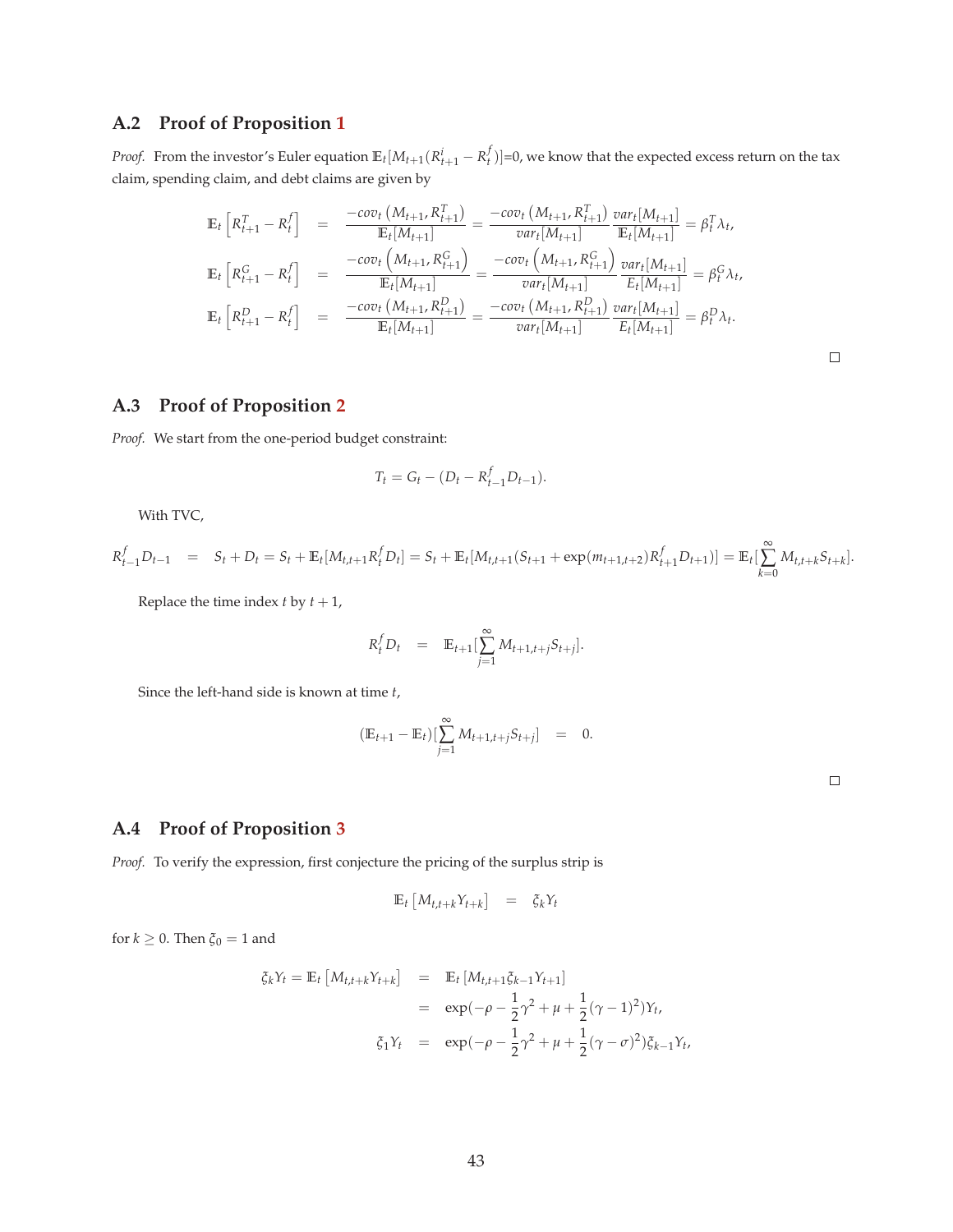## A.2 Proof of Proposition 1

*Proof.* From the investor's Euler equation $\mathbb{E}_t[M_{t+1}(R^i_{t+1} - R^f_t)]$=0, we know that the expected excess return on the tax claim, spending claim, and debt claims are given by

$$
\begin{aligned}
\mathbb{E}_t\left[R^T_{t+1} - R^f_t\right] &= \frac{-cov_t\left(M_{t+1}, R^T_{t+1}\right)}{\mathbb{E}_t[M_{t+1}]} = \frac{-cov_t\left(M_{t+1}, R^T_{t+1}\right)}{var_t[M_{t+1}]}\frac{var_t[M_{t+1}]}{\mathbb{E}_t[M_{t+1}]} = \beta^T_t \lambda_t, \\
\mathbb{E}_t\left[R^G_{t+1} - R^f_t\right] &= \frac{-cov_t\left(M_{t+1}, R^G_{t+1}\right)}{\mathbb{E}_t[M_{t+1}]} = \frac{-cov_t\left(M_{t+1}, R^G_{t+1}\right)}{var_t[M_{t+1}]}\frac{var_t[M_{t+1}]}{E_t[M_{t+1}]} = \beta^G_t \lambda_t, \\
\mathbb{E}_t\left[R^D_{t+1} - R^f_t\right] &= \frac{-cov_t\left(M_{t+1}, R^D_{t+1}\right)}{\mathbb{E}_t[M_{t+1}]} = \frac{-cov_t\left(M_{t+1}, R^D_{t+1}\right)}{var_t[M_{t+1}]}\frac{var_t[M_{t+1}]}{E_t[M_{t+1}]} = \beta^D_t \lambda_t.
\end{aligned}
$$

□

## A.3 Proof of Proposition 2

*Proof.* We start from the one-period budget constraint:

$$
T_t = G_t - (D_t - R^f_{t-1} D_{t-1}).
$$

With TVC,

$$
R^f_{t-1} D_{t-1} = S_t + D_t = S_t + \mathbb{E}_t[M_{t,t+1} R^f_t D_t] = S_t + \mathbb{E}_t[M_{t,t+1}(S_{t+1} + \exp(m_{t+1,t+2}) R^f_{t+1} D_{t+1})] = \mathbb{E}_t[\sum_{k=0}^{\infty} M_{t,t+k} S_{t+k}].
$$

Replace the time index $t$ by $t+1$,

$$
R^f_t D_t = \mathbb{E}_{t+1}[\sum_{j=1}^{\infty} M_{t+1,t+j} S_{t+j}].
$$

Since the left-hand side is known at time $t$,

$$
(\mathbb{E}_{t+1} - \mathbb{E}_t)[\sum_{j=1}^{\infty} M_{t+1,t+j} S_{t+j}] = 0.
$$

□

## A.4 Proof of Proposition 3

*Proof.* To verify the expression, first conjecture the pricing of the surplus strip is

$$
\mathbb{E}_t\left[M_{t,t+k} Y_{t+k}\right] = \xi_k Y_t
$$

for $k \geq 0$. Then $\xi_0 = 1$ and

$$
\begin{aligned}
\xi_k Y_t = \mathbb{E}_t\left[M_{t,t+k} Y_{t+k}\right] &= \mathbb{E}_t\left[M_{t,t+1} \xi_{k-1} Y_{t+1}\right] \\
&= \exp(-\rho - \frac{1}{2}\gamma^2 + \mu + \frac{1}{2}(\gamma - 1)^2) Y_t, \\
\xi_1 Y_t &= \exp(-\rho - \frac{1}{2}\gamma^2 + \mu + \frac{1}{2}(\gamma - \sigma)^2)\xi_{k-1} Y_t,
\end{aligned}
$$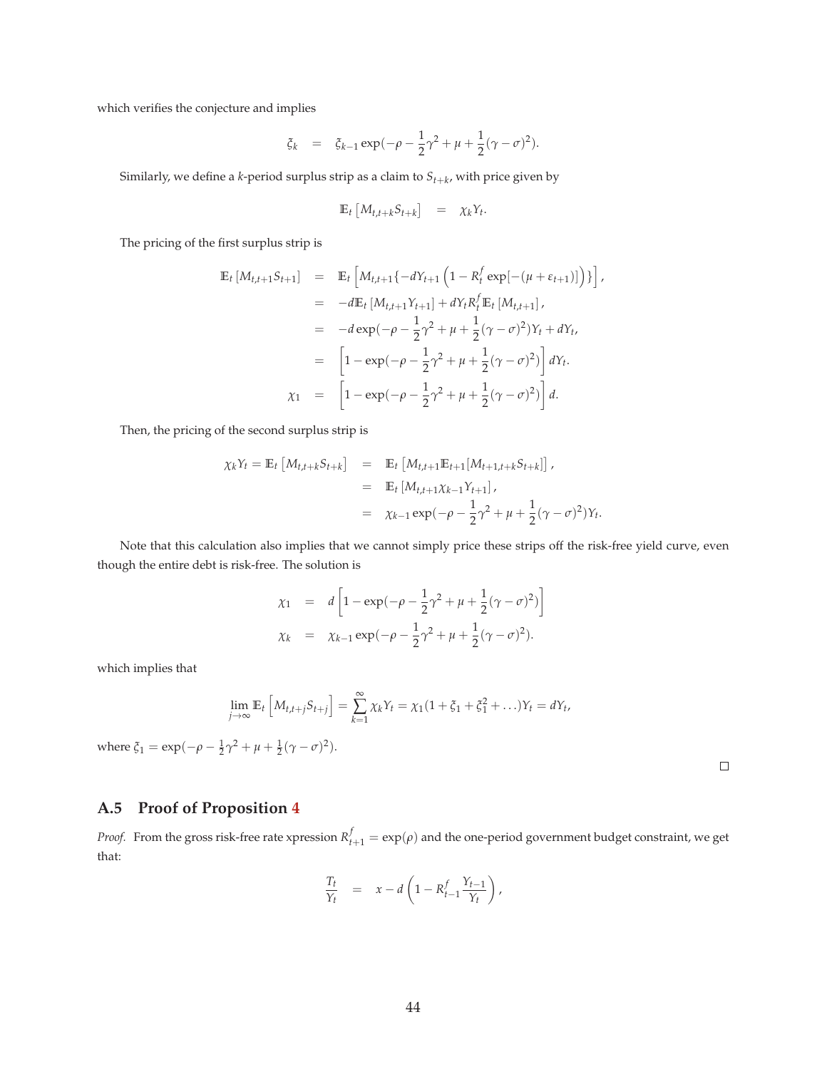which verifies the conjecture and implies

$$\xi_k = \xi_{k-1}\exp(-\rho - \frac{1}{2}\gamma^2 + \mu + \frac{1}{2}(\gamma-\sigma)^2).$$

Similarly, we define a $k$-period surplus strip as a claim to $S_{t+k}$, with price given by

$$\mathbb{E}_t\left[M_{t,t+k}S_{t+k}\right] = \chi_k Y_t.$$

The pricing of the first surplus strip is

$$\begin{aligned}
\mathbb{E}_t\left[M_{t,t+1}S_{t+1}\right] &= \mathbb{E}_t\left[M_{t,t+1}\{-dY_{t+1}\left(1 - R^f_t\exp[-(\mu+\varepsilon_{t+1})]\right)\}\right], \\
&= -d\mathbb{E}_t\left[M_{t,t+1}Y_{t+1}\right] + dY_t R^f_t \mathbb{E}_t\left[M_{t,t+1}\right], \\
&= -d\exp(-\rho - \frac{1}{2}\gamma^2 + \mu + \frac{1}{2}(\gamma-\sigma)^2)Y_t + dY_t, \\
&= \left[1 - \exp(-\rho - \frac{1}{2}\gamma^2 + \mu + \frac{1}{2}(\gamma-\sigma)^2)\right]dY_t. \\
\chi_1 &= \left[1 - \exp(-\rho - \frac{1}{2}\gamma^2 + \mu + \frac{1}{2}(\gamma-\sigma)^2)\right]d.
\end{aligned}$$

Then, the pricing of the second surplus strip is

$$\begin{aligned}
\chi_k Y_t = \mathbb{E}_t\left[M_{t,t+k}S_{t+k}\right] &= \mathbb{E}_t\left[M_{t,t+1}\mathbb{E}_{t+1}[M_{t+1,t+k}S_{t+k}]\right], \\
&= \mathbb{E}_t\left[M_{t,t+1}\chi_{k-1}Y_{t+1}\right], \\
&= \chi_{k-1}\exp(-\rho - \frac{1}{2}\gamma^2 + \mu + \frac{1}{2}(\gamma-\sigma)^2)Y_t.
\end{aligned}$$

Note that this calculation also implies that we cannot simply price these strips off the risk-free yield curve, even though the entire debt is risk-free. The solution is

$$\begin{aligned}
\chi_1 &= d\left[1 - \exp(-\rho - \frac{1}{2}\gamma^2 + \mu + \frac{1}{2}(\gamma-\sigma)^2)\right] \\
\chi_k &= \chi_{k-1}\exp(-\rho - \frac{1}{2}\gamma^2 + \mu + \frac{1}{2}(\gamma-\sigma)^2).
\end{aligned}$$

which implies that

$$\lim_{j\to\infty}\mathbb{E}_t\left[M_{t,t+j}S_{t+j}\right] = \sum_{k=1}^{\infty}\chi_k Y_t = \chi_1(1+\xi_1+\xi_1^2+\ldots)Y_t = dY_t,$$

where $\xi_1 = \exp(-\rho - \frac{1}{2}\gamma^2 + \mu + \frac{1}{2}(\gamma-\sigma)^2)$.

□

## A.5 Proof of Proposition 4

*Proof.* From the gross risk-free rate xpression $R^f_{t+1} = \exp(\rho)$ and the one-period government budget constraint, we get that:

$$\frac{T_t}{Y_t} = x - d\left(1 - R^f_{t-1}\frac{Y_{t-1}}{Y_t}\right),$$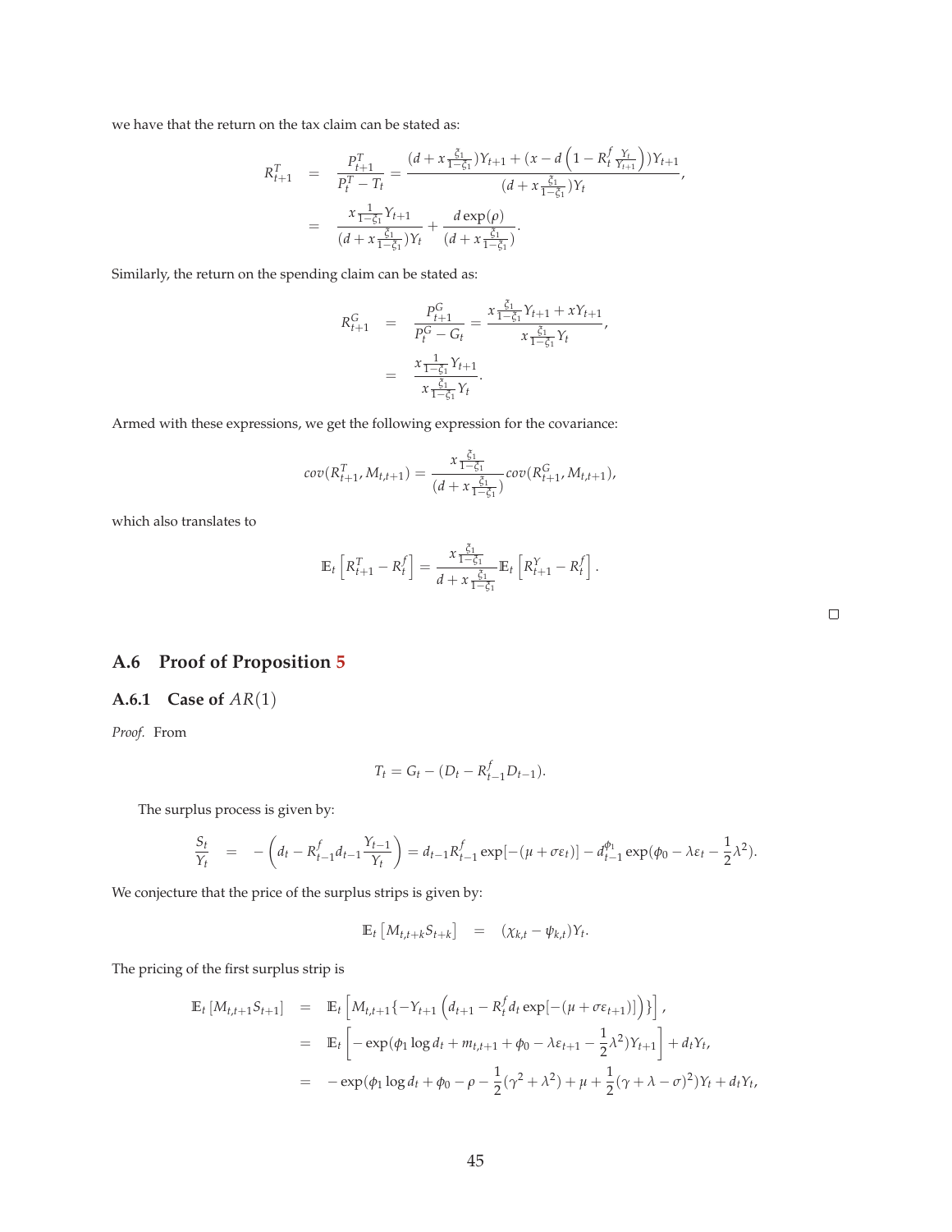we have that the return on the tax claim can be stated as:

$$
\begin{aligned}
R^T_{t+1} &= \frac{P^T_{t+1}}{P^T_t - T_t} = \frac{(d + x\frac{\xi_1}{1-\xi_1})Y_{t+1} + (x - d\left(1 - R^f_t \frac{Y_t}{Y_{t+1}}\right))Y_{t+1}}{(d + x\frac{\xi_1}{1-\xi_1})Y_t}, \\
&= \frac{x\frac{1}{1-\xi_1}Y_{t+1}}{(d + x\frac{\xi_1}{1-\xi_1})Y_t} + \frac{d\exp(\rho)}{(d + x\frac{\xi_1}{1-\xi_1})}.
\end{aligned}
$$

Similarly, the return on the spending claim can be stated as:

$$
\begin{aligned}
R^G_{t+1} &= \frac{P^G_{t+1}}{P^G_t - G_t} = \frac{x\frac{\xi_1}{1-\xi_1}Y_{t+1} + xY_{t+1}}{x\frac{\xi_1}{1-\xi_1}Y_t}, \\
&= \frac{x\frac{1}{1-\xi_1}Y_{t+1}}{x\frac{\xi_1}{1-\xi_1}Y_t}.
\end{aligned}
$$

Armed with these expressions, we get the following expression for the covariance:

$$
cov(R^T_{t+1}, M_{t,t+1}) = \frac{x\frac{\xi_1}{1-\xi_1}}{(d + x\frac{\xi_1}{1-\xi_1})} cov(R^G_{t+1}, M_{t,t+1}),
$$

which also translates to

$$
\mathbb{E}_t\left[R^T_{t+1} - R^f_t\right] = \frac{x\frac{\xi_1}{1-\xi_1}}{d + x\frac{\xi_1}{1-\xi_1}} \mathbb{E}_t\left[R^Y_{t+1} - R^f_t\right].
$$

□

## A.6 Proof of Proposition 5

### A.6.1 Case of $AR(1)$

*Proof.* From

$$
T_t = G_t - (D_t - R^f_{t-1}D_{t-1}).
$$

The surplus process is given by:

$$
\frac{S_t}{Y_t} = -\left(d_t - R^f_{t-1}d_{t-1}\frac{Y_{t-1}}{Y_t}\right) = d_{t-1}R^f_{t-1}\exp[-(\mu + \sigma\varepsilon_t)] - d^{\phi_1}_{t-1}\exp(\phi_0 - \lambda\varepsilon_t - \frac{1}{2}\lambda^2).
$$

We conjecture that the price of the surplus strips is given by:

$$
\mathbb{E}_t\left[M_{t,t+k}S_{t+k}\right] = (\chi_{k,t} - \psi_{k,t})Y_t.
$$

The pricing of the first surplus strip is

$$
\begin{aligned}
\mathbb{E}_t\left[M_{t,t+1}S_{t+1}\right] &= \mathbb{E}_t\left[M_{t,t+1}\{-Y_{t+1}\left(d_{t+1} - R^f_t d_t \exp[-(\mu + \sigma\varepsilon_{t+1})]\right)\}\right], \\
&= \mathbb{E}_t\left[-\exp(\phi_1 \log d_t + m_{t,t+1} + \phi_0 - \lambda\varepsilon_{t+1} - \frac{1}{2}\lambda^2)Y_{t+1}\right] + d_t Y_t, \\
&= -\exp(\phi_1 \log d_t + \phi_0 - \rho - \frac{1}{2}(\gamma^2 + \lambda^2) + \mu + \frac{1}{2}(\gamma + \lambda - \sigma)^2)Y_t + d_t Y_t,
\end{aligned}
$$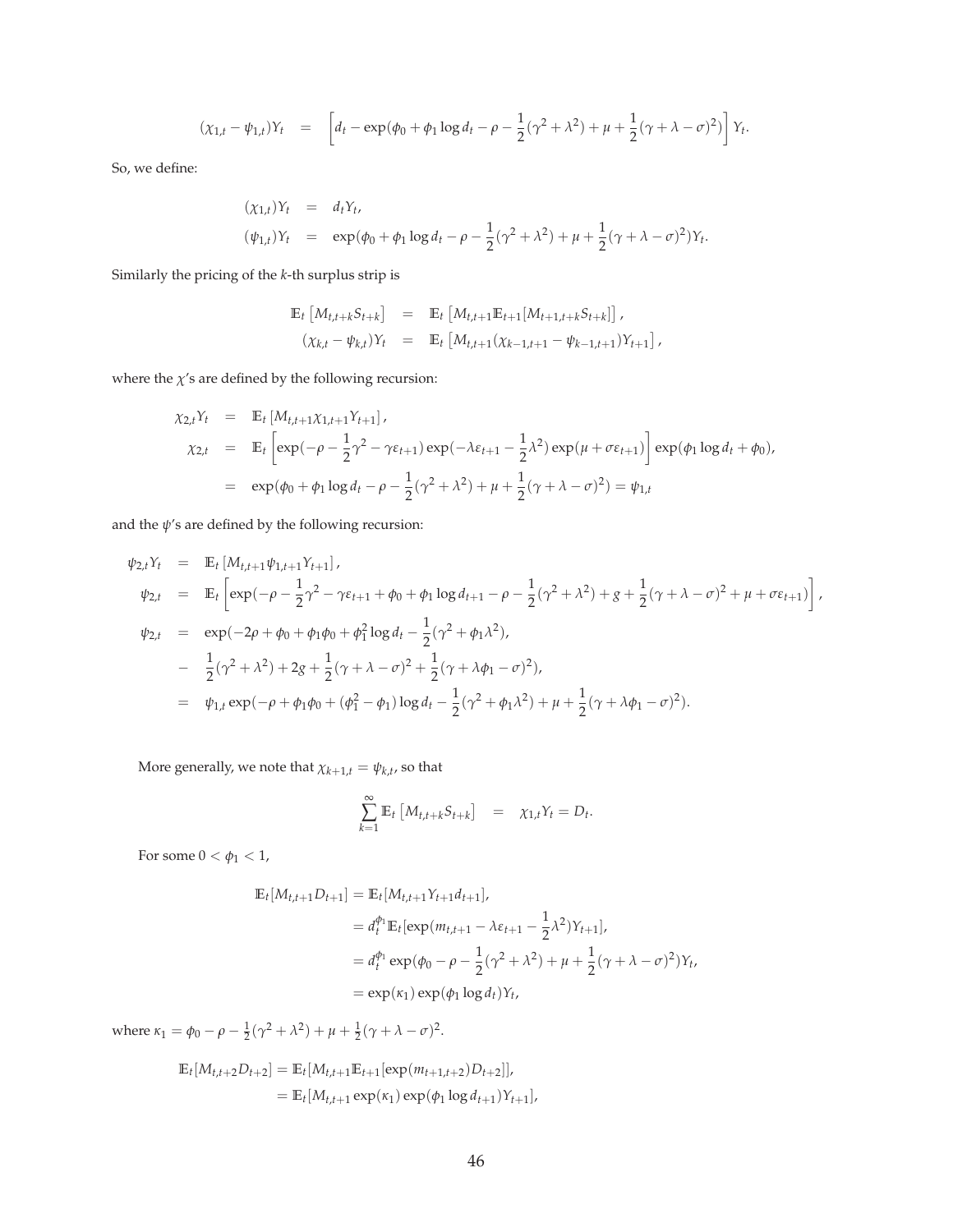$$
(\chi_{1,t} - \psi_{1,t})Y_t \quad = \quad \left[ d_t - \exp(\phi_0 + \phi_1 \log d_t - \rho - \frac{1}{2}(\gamma^2 + \lambda^2) + \mu + \frac{1}{2}(\gamma + \lambda - \sigma)^2) \right] Y_t.
$$

So, we define:

$$
\begin{aligned}
(\chi_{1,t})Y_t &= d_t Y_t, \\
(\psi_{1,t})Y_t &= \exp(\phi_0 + \phi_1 \log d_t - \rho - \frac{1}{2}(\gamma^2 + \lambda^2) + \mu + \frac{1}{2}(\gamma + \lambda - \sigma)^2)Y_t.
\end{aligned}
$$

Similarly the pricing of the $k$-th surplus strip is

$$
\begin{aligned}
\mathbb{E}_t \left[ M_{t,t+k} S_{t+k} \right] &= \mathbb{E}_t \left[ M_{t,t+1} \mathbb{E}_{t+1}[M_{t+1,t+k} S_{t+k}] \right], \\
(\chi_{k,t} - \psi_{k,t})Y_t &= \mathbb{E}_t \left[ M_{t,t+1} (\chi_{k-1,t+1} - \psi_{k-1,t+1}) Y_{t+1} \right],
\end{aligned}
$$

where the $\chi$'s are defined by the following recursion:

$$
\begin{aligned}
\chi_{2,t} Y_t &= \mathbb{E}_t \left[ M_{t,t+1} \chi_{1,t+1} Y_{t+1} \right], \\
\chi_{2,t} &= \mathbb{E}_t \left[ \exp(-\rho - \frac{1}{2}\gamma^2 - \gamma \varepsilon_{t+1}) \exp(-\lambda \varepsilon_{t+1} - \frac{1}{2}\lambda^2) \exp(\mu + \sigma \varepsilon_{t+1}) \right] \exp(\phi_1 \log d_t + \phi_0), \\
&= \exp(\phi_0 + \phi_1 \log d_t - \rho - \frac{1}{2}(\gamma^2 + \lambda^2) + \mu + \frac{1}{2}(\gamma + \lambda - \sigma)^2) = \psi_{1,t}
\end{aligned}
$$

and the $\psi$'s are defined by the following recursion:

$$
\begin{aligned}
\psi_{2,t} Y_t &= \mathbb{E}_t \left[ M_{t,t+1} \psi_{1,t+1} Y_{t+1} \right], \\
\psi_{2,t} &= \mathbb{E}_t \left[ \exp(-\rho - \frac{1}{2}\gamma^2 - \gamma \varepsilon_{t+1} + \phi_0 + \phi_1 \log d_{t+1} - \rho - \frac{1}{2}(\gamma^2 + \lambda^2) + g + \frac{1}{2}(\gamma + \lambda - \sigma)^2 + \mu + \sigma \varepsilon_{t+1}) \right], \\
\psi_{2,t} &= \exp(-2\rho + \phi_0 + \phi_1 \phi_0 + \phi_1^2 \log d_t - \frac{1}{2}(\gamma^2 + \phi_1 \lambda^2), \\
&- \frac{1}{2}(\gamma^2 + \lambda^2) + 2g + \frac{1}{2}(\gamma + \lambda - \sigma)^2 + \frac{1}{2}(\gamma + \lambda \phi_1 - \sigma)^2), \\
&= \psi_{1,t} \exp(-\rho + \phi_1 \phi_0 + (\phi_1^2 - \phi_1) \log d_t - \frac{1}{2}(\gamma^2 + \phi_1 \lambda^2) + \mu + \frac{1}{2}(\gamma + \lambda \phi_1 - \sigma)^2).
\end{aligned}
$$

More generally, we note that $\chi_{k+1,t} = \psi_{k,t}$, so that

$$
\sum_{k=1}^{\infty} \mathbb{E}_t \left[ M_{t,t+k} S_{t+k} \right] \quad = \quad \chi_{1,t} Y_t = D_t.
$$

For some $0 < \phi_1 < 1$,

$$
\begin{aligned}
\mathbb{E}_t[M_{t,t+1} D_{t+1}] &= \mathbb{E}_t[M_{t,t+1} Y_{t+1} d_{t+1}], \\
&= d_t^{\phi_1} \mathbb{E}_t[\exp(m_{t,t+1} - \lambda \varepsilon_{t+1} - \frac{1}{2}\lambda^2) Y_{t+1}], \\
&= d_t^{\phi_1} \exp(\phi_0 - \rho - \frac{1}{2}(\gamma^2 + \lambda^2) + \mu + \frac{1}{2}(\gamma + \lambda - \sigma)^2) Y_t, \\
&= \exp(\kappa_1) \exp(\phi_1 \log d_t) Y_t,
\end{aligned}
$$

where $\kappa_1 = \phi_0 - \rho - \frac{1}{2}(\gamma^2 + \lambda^2) + \mu + \frac{1}{2}(\gamma + \lambda - \sigma)^2$.

$$
\begin{aligned}
\mathbb{E}_t[M_{t,t+2} D_{t+2}] &= \mathbb{E}_t[M_{t,t+1} \mathbb{E}_{t+1}[\exp(m_{t+1,t+2}) D_{t+2}]], \\
&= \mathbb{E}_t[M_{t,t+1} \exp(\kappa_1) \exp(\phi_1 \log d_{t+1}) Y_{t+1}],
\end{aligned}
$$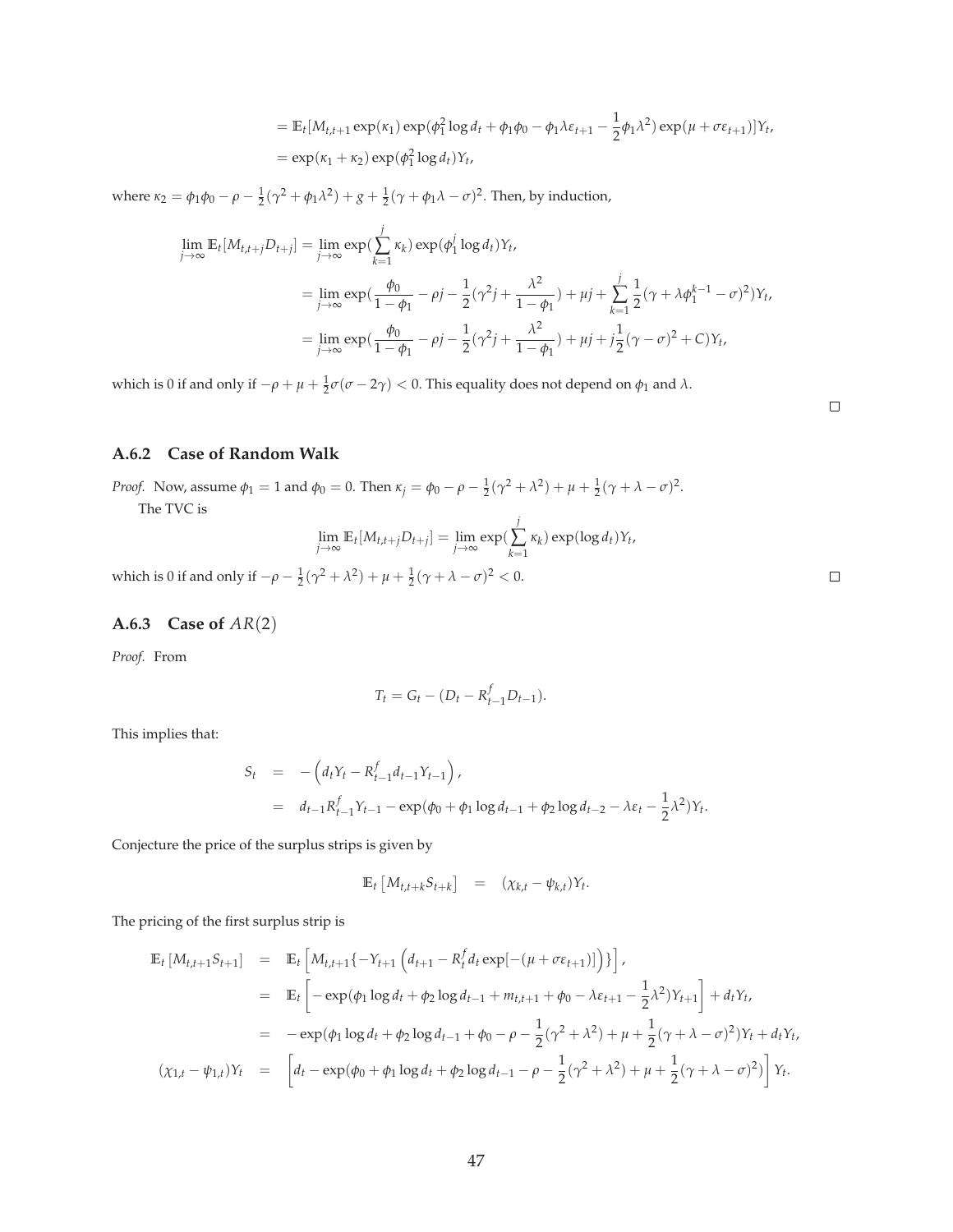$$
\begin{aligned}
&= \mathbb{E}_t[M_{t,t+1}\exp(\kappa_1)\exp(\phi_1^2\log d_t + \phi_1\phi_0 - \phi_1\lambda\varepsilon_{t+1} - \frac{1}{2}\phi_1\lambda^2)\exp(\mu+\sigma\varepsilon_{t+1})]Y_t, \\
&= \exp(\kappa_1+\kappa_2)\exp(\phi_1^2\log d_t)Y_t,
\end{aligned}
$$

where $\kappa_2 = \phi_1\phi_0 - \rho - \frac{1}{2}(\gamma^2+\phi_1\lambda^2) + g + \frac{1}{2}(\gamma+\phi_1\lambda-\sigma)^2$. Then, by induction,

$$
\begin{aligned}
\lim_{j\to\infty}\mathbb{E}_t[M_{t,t+j}D_{t+j}] &= \lim_{j\to\infty}\exp(\sum_{k=1}^{j}\kappa_k)\exp(\phi_1^j\log d_t)Y_t, \\
&= \lim_{j\to\infty}\exp(\frac{\phi_0}{1-\phi_1} - \rho j - \frac{1}{2}(\gamma^2 j + \frac{\lambda^2}{1-\phi_1}) + \mu j + \sum_{k=1}^{j}\frac{1}{2}(\gamma+\lambda\phi_1^{k-1}-\sigma)^2)Y_t, \\
&= \lim_{j\to\infty}\exp(\frac{\phi_0}{1-\phi_1} - \rho j - \frac{1}{2}(\gamma^2 j + \frac{\lambda^2}{1-\phi_1}) + \mu j + j\frac{1}{2}(\gamma-\sigma)^2 + C)Y_t,
\end{aligned}
$$

which is 0 if and only if $-\rho+\mu+\frac{1}{2}\sigma(\sigma-2\gamma) < 0$. This equality does not depend on $\phi_1$ and $\lambda$. □

### A.6.2 Case of Random Walk

*Proof.* Now, assume $\phi_1 = 1$ and $\phi_0 = 0$. Then $\kappa_j = \phi_0 - \rho - \frac{1}{2}(\gamma^2+\lambda^2) + \mu + \frac{1}{2}(\gamma+\lambda-\sigma)^2$.

The TVC is

$$
\lim_{j\to\infty}\mathbb{E}_t[M_{t,t+j}D_{t+j}] = \lim_{j\to\infty}\exp(\sum_{k=1}^{j}\kappa_k)\exp(\log d_t)Y_t,
$$

which is 0 if and only if $-\rho - \frac{1}{2}(\gamma^2+\lambda^2) + \mu + \frac{1}{2}(\gamma+\lambda-\sigma)^2 < 0$. □

### A.6.3 Case of $AR(2)$

*Proof.* From

$$
T_t = G_t - (D_t - R_{t-1}^f D_{t-1}).
$$

This implies that:

$$
\begin{aligned}
S_t &= -\left(d_t Y_t - R_{t-1}^f d_{t-1} Y_{t-1}\right), \\
&= d_{t-1}R_{t-1}^f Y_{t-1} - \exp(\phi_0 + \phi_1\log d_{t-1} + \phi_2\log d_{t-2} - \lambda\varepsilon_t - \frac{1}{2}\lambda^2)Y_t.
\end{aligned}
$$

Conjecture the price of the surplus strips is given by

$$
\mathbb{E}_t\left[M_{t,t+k}S_{t+k}\right] = (\chi_{k,t} - \psi_{k,t})Y_t.
$$

The pricing of the first surplus strip is

$$
\begin{aligned}
\mathbb{E}_t\left[M_{t,t+1}S_{t+1}\right] &= \mathbb{E}_t\left[M_{t,t+1}\{-Y_{t+1}\left(d_{t+1} - R_t^f d_t\exp[-(\mu+\sigma\varepsilon_{t+1})]\right)\}\right], \\
&= \mathbb{E}_t\left[-\exp(\phi_1\log d_t + \phi_2\log d_{t-1} + m_{t,t+1} + \phi_0 - \lambda\varepsilon_{t+1} - \frac{1}{2}\lambda^2)Y_{t+1}\right] + d_t Y_t, \\
&= -\exp(\phi_1\log d_t + \phi_2\log d_{t-1} + \phi_0 - \rho - \frac{1}{2}(\gamma^2+\lambda^2) + \mu + \frac{1}{2}(\gamma+\lambda-\sigma)^2)Y_t + d_t Y_t, \\
(\chi_{1,t} - \psi_{1,t})Y_t &= \left[d_t - \exp(\phi_0 + \phi_1\log d_t + \phi_2\log d_{t-1} - \rho - \frac{1}{2}(\gamma^2+\lambda^2) + \mu + \frac{1}{2}(\gamma+\lambda-\sigma)^2)\right]Y_t.
\end{aligned}
$$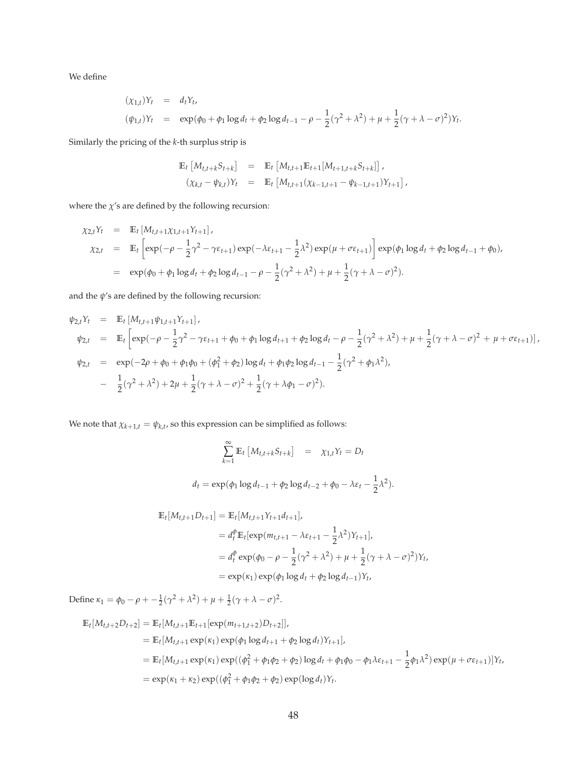We define

$$
\begin{aligned}
(\chi_{1,t})Y_t &= d_t Y_t, \\
(\psi_{1,t})Y_t &= \exp(\phi_0 + \phi_1 \log d_t + \phi_2 \log d_{t-1} - \rho - \frac{1}{2}(\gamma^2 + \lambda^2) + \mu + \frac{1}{2}(\gamma + \lambda - \sigma)^2)Y_t.
\end{aligned}
$$

Similarly the pricing of the $k$-th surplus strip is

$$
\begin{aligned}
\mathbb{E}_t\left[M_{t,t+k}S_{t+k}\right] &= \mathbb{E}_t\left[M_{t,t+1}\mathbb{E}_{t+1}[M_{t+1,t+k}S_{t+k}]\right], \\
(\chi_{k,t} - \psi_{k,t})Y_t &= \mathbb{E}_t\left[M_{t,t+1}(\chi_{k-1,t+1} - \psi_{k-1,t+1})Y_{t+1}\right],
\end{aligned}
$$

where the $\chi$'s are defined by the following recursion:

$$
\begin{aligned}
\chi_{2,t}Y_t &= \mathbb{E}_t\left[M_{t,t+1}\chi_{1,t+1}Y_{t+1}\right], \\
\chi_{2,t} &= \mathbb{E}_t\left[\exp(-\rho - \frac{1}{2}\gamma^2 - \gamma\varepsilon_{t+1})\exp(-\lambda\varepsilon_{t+1} - \frac{1}{2}\lambda^2)\exp(\mu + \sigma\varepsilon_{t+1})\right]\exp(\phi_1 \log d_t + \phi_2 \log d_{t-1} + \phi_0), \\
&= \exp(\phi_0 + \phi_1 \log d_t + \phi_2 \log d_{t-1} - \rho - \frac{1}{2}(\gamma^2 + \lambda^2) + \mu + \frac{1}{2}(\gamma + \lambda - \sigma)^2).
\end{aligned}
$$

and the $\psi$'s are defined by the following recursion:

$$
\begin{aligned}
\psi_{2,t}Y_t &= \mathbb{E}_t\left[M_{t,t+1}\psi_{1,t+1}Y_{t+1}\right], \\
\psi_{2,t} &= \mathbb{E}_t\left[\exp(-\rho - \frac{1}{2}\gamma^2 - \gamma\varepsilon_{t+1} + \phi_0 + \phi_1 \log d_{t+1} + \phi_2 \log d_t - \rho - \frac{1}{2}(\gamma^2 + \lambda^2) + \mu + \frac{1}{2}(\gamma + \lambda - \sigma)^2 + \mu + \sigma\varepsilon_{t+1})\right], \\
\psi_{2,t} &= \exp(-2\rho + \phi_0 + \phi_1\phi_0 + (\phi_1^2 + \phi_2)\log d_t + \phi_1\phi_2 \log d_{t-1} - \frac{1}{2}(\gamma^2 + \phi_1\lambda^2), \\
&- \frac{1}{2}(\gamma^2 + \lambda^2) + 2\mu + \frac{1}{2}(\gamma + \lambda - \sigma)^2 + \frac{1}{2}(\gamma + \lambda\phi_1 - \sigma)^2).
\end{aligned}
$$

We note that $\chi_{k+1,t} = \psi_{k,t}$, so this expression can be simplified as follows:

$$
\sum_{k=1}^{\infty} \mathbb{E}_t\left[M_{t,t+k}S_{t+k}\right] = \chi_{1,t}Y_t = D_t
$$

$$
d_t = \exp(\phi_1 \log d_{t-1} + \phi_2 \log d_{t-2} + \phi_0 - \lambda\varepsilon_t - \frac{1}{2}\lambda^2).
$$

$$
\begin{aligned}
\mathbb{E}_t[M_{t,t+1}D_{t+1}] &= \mathbb{E}_t[M_{t,t+1}Y_{t+1}d_{t+1}], \\
&= d_t^{\phi}\mathbb{E}_t[\exp(m_{t,t+1} - \lambda\varepsilon_{t+1} - \frac{1}{2}\lambda^2)Y_{t+1}], \\
&= d_t^{\phi}\exp(\phi_0 - \rho - \frac{1}{2}(\gamma^2 + \lambda^2) + \mu + \frac{1}{2}(\gamma + \lambda - \sigma)^2)Y_t, \\
&= \exp(\kappa_1)\exp(\phi_1 \log d_t + \phi_2 \log d_{t-1})Y_t,
\end{aligned}
$$

Define $\kappa_1 = \phi_0 - \rho + -\frac{1}{2}(\gamma^2 + \lambda^2) + \mu + \frac{1}{2}(\gamma + \lambda - \sigma)^2$.

$$
\begin{aligned}
\mathbb{E}_t[M_{t,t+2}D_{t+2}] &= \mathbb{E}_t[M_{t,t+1}\mathbb{E}_{t+1}[\exp(m_{t+1,t+2})D_{t+2}]], \\
&= \mathbb{E}_t[M_{t,t+1}\exp(\kappa_1)\exp(\phi_1 \log d_{t+1} + \phi_2 \log d_t)Y_{t+1}], \\
&= \mathbb{E}_t[M_{t,t+1}\exp(\kappa_1)\exp((\phi_1^2 + \phi_1\phi_2 + \phi_2)\log d_t + \phi_1\phi_0 - \phi_1\lambda\varepsilon_{t+1} - \frac{1}{2}\phi_1\lambda^2)\exp(\mu + \sigma\varepsilon_{t+1})]Y_t, \\
&= \exp(\kappa_1 + \kappa_2)\exp((\phi_1^2 + \phi_1\phi_2 + \phi_2)\exp(\log d_t)Y_t.
\end{aligned}
$$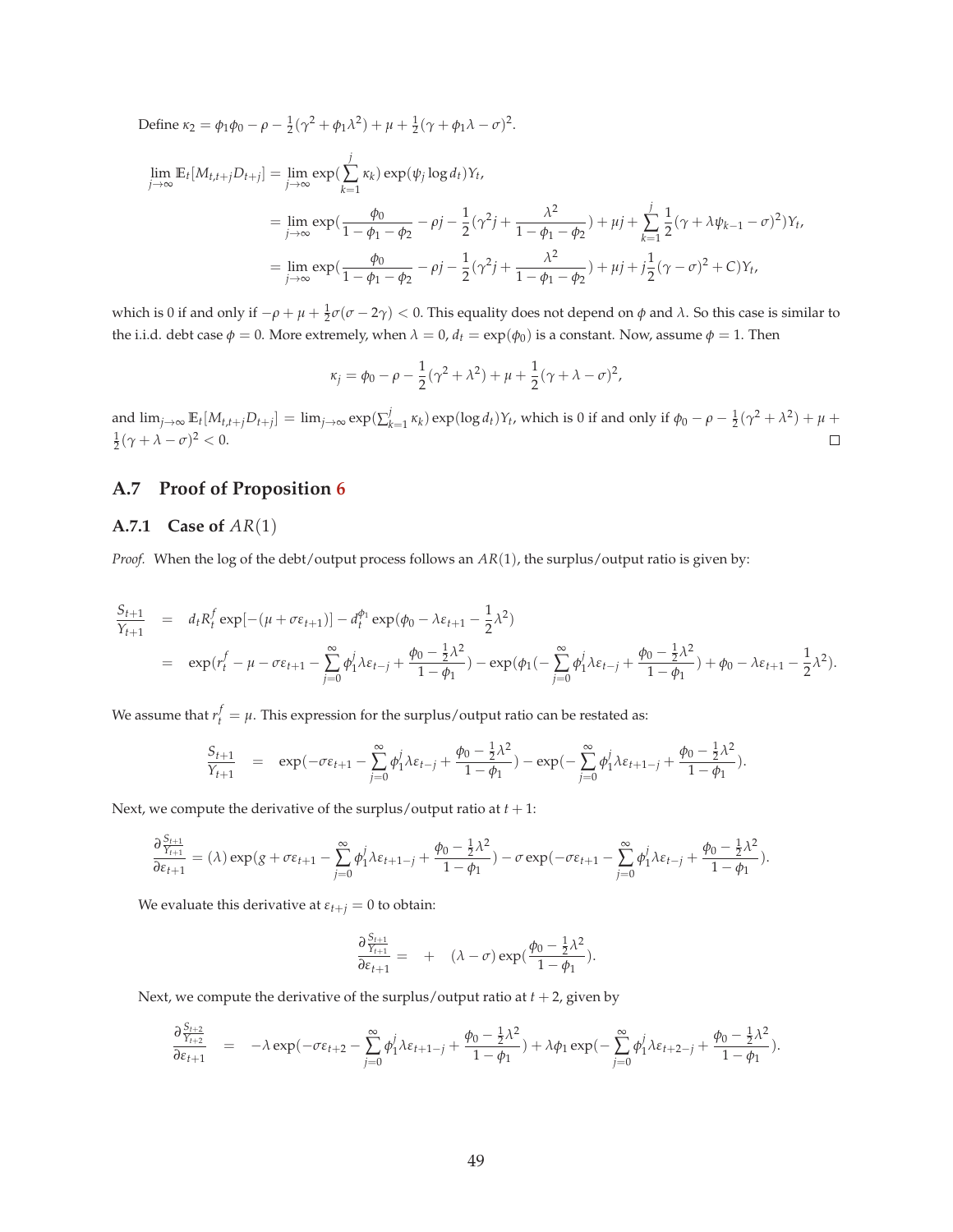Define $\kappa_2 = \phi_1\phi_0 - \rho - \frac{1}{2}(\gamma^2 + \phi_1\lambda^2) + \mu + \frac{1}{2}(\gamma + \phi_1\lambda - \sigma)^2$.

$$
\begin{aligned}
\lim_{j\to\infty} \mathbb{E}_t[M_{t,t+j}D_{t+j}] &= \lim_{j\to\infty} \exp(\sum_{k=1}^{j} \kappa_k) \exp(\psi_j \log d_t) Y_t, \\
&= \lim_{j\to\infty} \exp(\frac{\phi_0}{1-\phi_1-\phi_2} - \rho j - \frac{1}{2}(\gamma^2 j + \frac{\lambda^2}{1-\phi_1-\phi_2}) + \mu j + \sum_{k=1}^{j} \frac{1}{2}(\gamma + \lambda\psi_{k-1} - \sigma)^2) Y_t, \\
&= \lim_{j\to\infty} \exp(\frac{\phi_0}{1-\phi_1-\phi_2} - \rho j - \frac{1}{2}(\gamma^2 j + \frac{\lambda^2}{1-\phi_1-\phi_2}) + \mu j + j\frac{1}{2}(\gamma - \sigma)^2 + C) Y_t,
\end{aligned}
$$

which is 0 if and only if $-\rho + \mu + \frac{1}{2}\sigma(\sigma - 2\gamma) < 0$. This equality does not depend on $\phi$ and $\lambda$. So this case is similar to the i.i.d. debt case $\phi = 0$. More extremely, when $\lambda = 0$, $d_t = \exp(\phi_0)$ is a constant. Now, assume $\phi = 1$. Then

$$
\kappa_j = \phi_0 - \rho - \frac{1}{2}(\gamma^2 + \lambda^2) + \mu + \frac{1}{2}(\gamma + \lambda - \sigma)^2,
$$

and $\lim_{j\to\infty} \mathbb{E}_t[M_{t,t+j}D_{t+j}] = \lim_{j\to\infty} \exp(\sum_{k=1}^{j} \kappa_k) \exp(\log d_t) Y_t$, which is 0 if and only if $\phi_0 - \rho - \frac{1}{2}(\gamma^2 + \lambda^2) + \mu + \frac{1}{2}(\gamma + \lambda - \sigma)^2 < 0$. □

## A.7 Proof of Proposition 6

### A.7.1 Case of $AR(1)$

*Proof.* When the log of the debt/output process follows an $AR(1)$, the surplus/output ratio is given by:

$$
\begin{aligned}
\frac{S_{t+1}}{Y_{t+1}} &= d_t R_t^f \exp[-(\mu + \sigma\varepsilon_{t+1})] - d_t^{\phi_1} \exp(\phi_0 - \lambda\varepsilon_{t+1} - \frac{1}{2}\lambda^2) \\
&= \exp(r_t^f - \mu - \sigma\varepsilon_{t+1} - \sum_{j=0}^{\infty} \phi_1^j \lambda\varepsilon_{t-j} + \frac{\phi_0 - \frac{1}{2}\lambda^2}{1-\phi_1}) - \exp(\phi_1(-\sum_{j=0}^{\infty} \phi_1^j \lambda\varepsilon_{t-j} + \frac{\phi_0 - \frac{1}{2}\lambda^2}{1-\phi_1}) + \phi_0 - \lambda\varepsilon_{t+1} - \frac{1}{2}\lambda^2).
\end{aligned}
$$

We assume that $r_t^f = \mu$. This expression for the surplus/output ratio can be restated as:

$$
\frac{S_{t+1}}{Y_{t+1}} = \exp(-\sigma\varepsilon_{t+1} - \sum_{j=0}^{\infty} \phi_1^j \lambda\varepsilon_{t-j} + \frac{\phi_0 - \frac{1}{2}\lambda^2}{1-\phi_1}) - \exp(-\sum_{j=0}^{\infty} \phi_1^j \lambda\varepsilon_{t+1-j} + \frac{\phi_0 - \frac{1}{2}\lambda^2}{1-\phi_1}).
$$

Next, we compute the derivative of the surplus/output ratio at $t+1$:

$$
\frac{\partial \frac{S_{t+1}}{Y_{t+1}}}{\partial \varepsilon_{t+1}} = (\lambda) \exp(g + \sigma\varepsilon_{t+1} - \sum_{j=0}^{\infty} \phi_1^j \lambda\varepsilon_{t+1-j} + \frac{\phi_0 - \frac{1}{2}\lambda^2}{1-\phi_1}) - \sigma \exp(-\sigma\varepsilon_{t+1} - \sum_{j=0}^{\infty} \phi_1^j \lambda\varepsilon_{t-j} + \frac{\phi_0 - \frac{1}{2}\lambda^2}{1-\phi_1}).
$$

We evaluate this derivative at $\varepsilon_{t+j} = 0$ to obtain:

$$
\frac{\partial \frac{S_{t+1}}{Y_{t+1}}}{\partial \varepsilon_{t+1}} = \quad + \quad (\lambda - \sigma) \exp(\frac{\phi_0 - \frac{1}{2}\lambda^2}{1-\phi_1}).
$$

Next, we compute the derivative of the surplus/output ratio at $t+2$, given by

$$
\frac{\partial \frac{S_{t+2}}{Y_{t+2}}}{\partial \varepsilon_{t+1}} = -\lambda \exp(-\sigma\varepsilon_{t+2} - \sum_{j=0}^{\infty} \phi_1^j \lambda\varepsilon_{t+1-j} + \frac{\phi_0 - \frac{1}{2}\lambda^2}{1-\phi_1}) + \lambda\phi_1 \exp(-\sum_{j=0}^{\infty} \phi_1^j \lambda\varepsilon_{t+2-j} + \frac{\phi_0 - \frac{1}{2}\lambda^2}{1-\phi_1}).
$$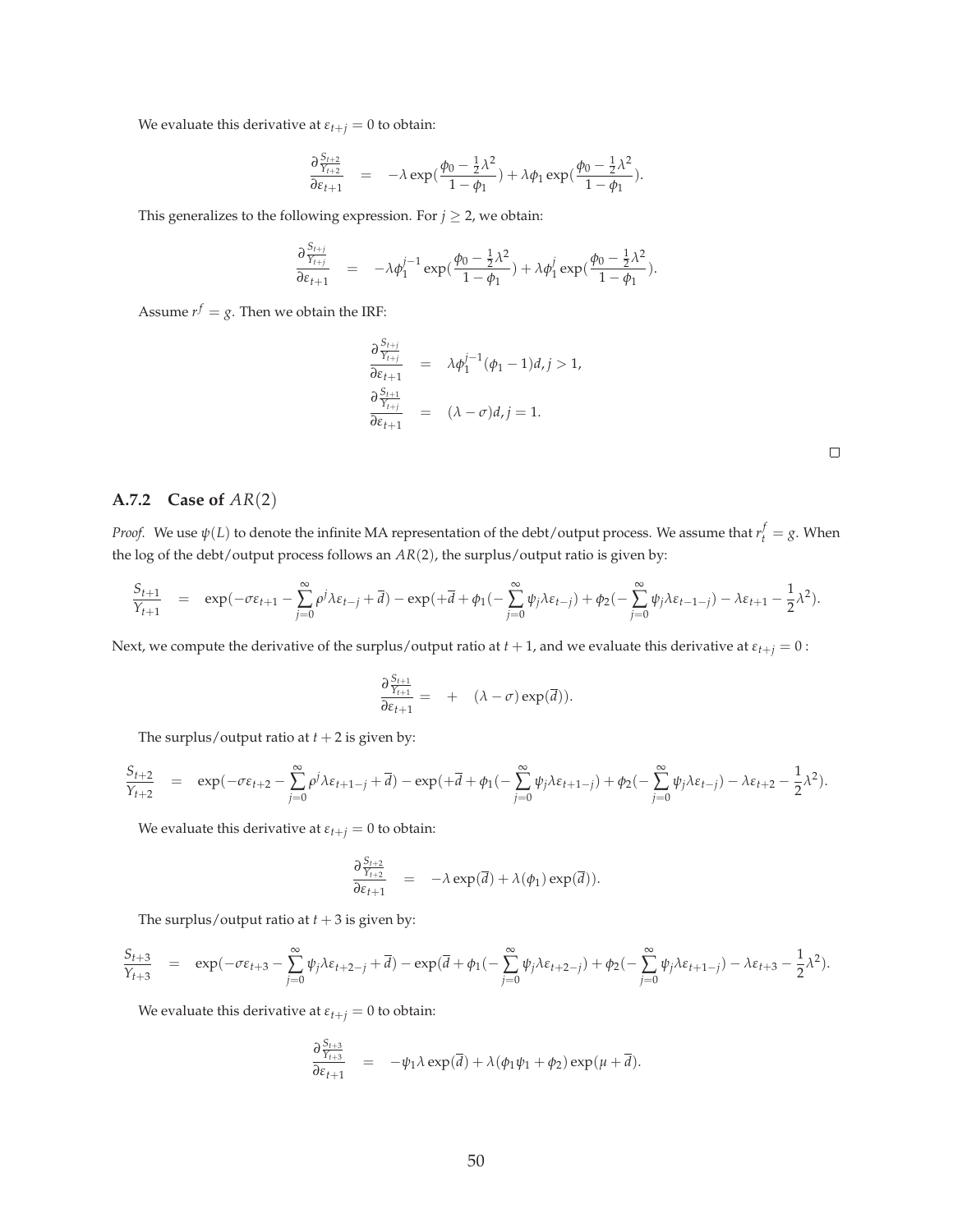We evaluate this derivative at $\varepsilon_{t+j} = 0$ to obtain:

$$\frac{\partial \frac{S_{t+2}}{Y_{t+2}}}{\partial \varepsilon_{t+1}} = -\lambda \exp(\frac{\phi_0 - \frac{1}{2}\lambda^2}{1-\phi_1}) + \lambda \phi_1 \exp(\frac{\phi_0 - \frac{1}{2}\lambda^2}{1-\phi_1}).$$

This generalizes to the following expression. For $j \geq 2$, we obtain:

$$\frac{\partial \frac{S_{t+j}}{Y_{t+j}}}{\partial \varepsilon_{t+1}} = -\lambda \phi_1^{j-1} \exp(\frac{\phi_0 - \frac{1}{2}\lambda^2}{1-\phi_1}) + \lambda \phi_1^{j} \exp(\frac{\phi_0 - \frac{1}{2}\lambda^2}{1-\phi_1}).$$

Assume $r^f = g$. Then we obtain the IRF:

$$\frac{\partial \frac{S_{t+j}}{Y_{t+j}}}{\partial \varepsilon_{t+1}} = \lambda \phi_1^{j-1}(\phi_1 - 1)d, j > 1,$$

$$\frac{\partial \frac{S_{t+1}}{Y_{t+j}}}{\partial \varepsilon_{t+1}} = (\lambda - \sigma)d, j = 1.$$

□

### A.7.2 Case of $AR(2)$

*Proof.* We use $\psi(L)$ to denote the infinite MA representation of the debt/output process. We assume that $r_t^f = g$. When the log of the debt/output process follows an $AR(2)$, the surplus/output ratio is given by:

$$\frac{S_{t+1}}{Y_{t+1}} = \exp(-\sigma \varepsilon_{t+1} - \sum_{j=0}^{\infty} \rho^j \lambda \varepsilon_{t-j} + \overline{d}) - \exp(+\overline{d} + \phi_1(-\sum_{j=0}^{\infty} \psi_j \lambda \varepsilon_{t-j}) + \phi_2(-\sum_{j=0}^{\infty} \psi_j \lambda \varepsilon_{t-1-j}) - \lambda \varepsilon_{t+1} - \frac{1}{2}\lambda^2).$$

Next, we compute the derivative of the surplus/output ratio at $t+1$, and we evaluate this derivative at $\varepsilon_{t+j} = 0$ :

$$\frac{\partial \frac{S_{t+1}}{Y_{t+1}}}{\partial \varepsilon_{t+1}} = + \quad (\lambda - \sigma) \exp(\overline{d})).$$

The surplus/output ratio at $t+2$ is given by:

$$\frac{S_{t+2}}{Y_{t+2}} = \exp(-\sigma \varepsilon_{t+2} - \sum_{j=0}^{\infty} \rho^j \lambda \varepsilon_{t+1-j} + \overline{d}) - \exp(+\overline{d} + \phi_1(-\sum_{j=0}^{\infty} \psi_j \lambda \varepsilon_{t+1-j}) + \phi_2(-\sum_{j=0}^{\infty} \psi_j \lambda \varepsilon_{t-j}) - \lambda \varepsilon_{t+2} - \frac{1}{2}\lambda^2).$$

We evaluate this derivative at $\varepsilon_{t+j} = 0$ to obtain:

$$\frac{\partial \frac{S_{t+2}}{Y_{t+2}}}{\partial \varepsilon_{t+1}} = -\lambda \exp(\overline{d}) + \lambda(\phi_1) \exp(\overline{d})).$$

The surplus/output ratio at $t+3$ is given by:

$$\frac{S_{t+3}}{Y_{t+3}} = \exp(-\sigma \varepsilon_{t+3} - \sum_{j=0}^{\infty} \psi_j \lambda \varepsilon_{t+2-j} + \overline{d}) - \exp(\overline{d} + \phi_1(-\sum_{j=0}^{\infty} \psi_j \lambda \varepsilon_{t+2-j}) + \phi_2(-\sum_{j=0}^{\infty} \psi_j \lambda \varepsilon_{t+1-j}) - \lambda \varepsilon_{t+3} - \frac{1}{2}\lambda^2).$$

We evaluate this derivative at $\varepsilon_{t+j} = 0$ to obtain:

$$\frac{\partial \frac{S_{t+3}}{Y_{t+3}}}{\partial \varepsilon_{t+1}} = -\psi_1 \lambda \exp(\overline{d}) + \lambda(\phi_1 \psi_1 + \phi_2) \exp(\mu + \overline{d}).$$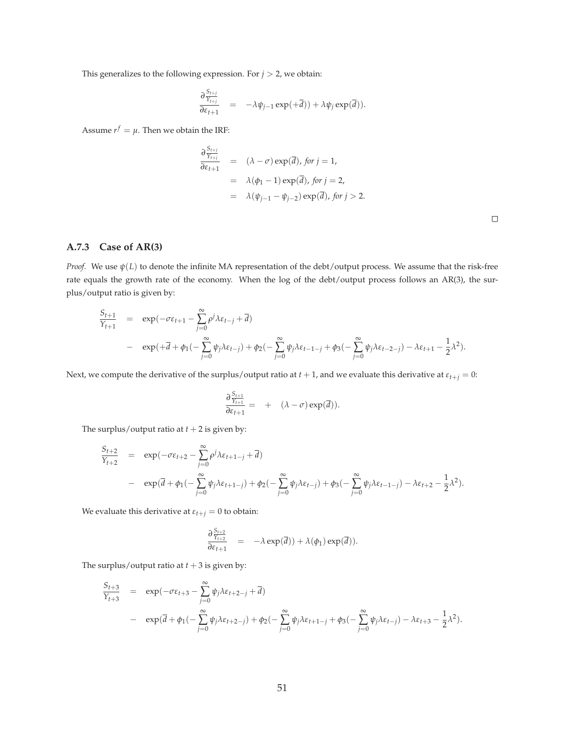This generalizes to the following expression. For $j > 2$, we obtain:

$$\frac{\partial \frac{S_{t+j}}{Y_{t+j}}}{\partial \varepsilon_{t+1}} = -\lambda\psi_{j-1}\exp(+\overline{d})) + \lambda\psi_j \exp(\overline{d})).$$

Assume $r^f = \mu$. Then we obtain the IRF:

$$\begin{aligned}
\frac{\partial \frac{S_{t+j}}{Y_{t+j}}}{\partial \varepsilon_{t+1}} &= (\lambda - \sigma)\exp(\overline{d}), \textit{ for } j = 1, \\
&= \lambda(\phi_1 - 1)\exp(\overline{d}), \textit{ for } j = 2, \\
&= \lambda(\psi_{j-1} - \psi_{j-2})\exp(\overline{d}), \textit{ for } j > 2.
\end{aligned}$$

□

### A.7.3 Case of AR(3)

*Proof.* We use $\psi(L)$ to denote the infinite MA representation of the debt/output process. We assume that the risk-free rate equals the growth rate of the economy. When the log of the debt/output process follows an AR(3), the surplus/output ratio is given by:

$$\begin{aligned}
\frac{S_{t+1}}{Y_{t+1}} &= \exp(-\sigma\varepsilon_{t+1} - \sum_{j=0}^{\infty}\rho^j\lambda\varepsilon_{t-j} + \overline{d}) \\
&- \exp(+\overline{d} + \phi_1(-\sum_{j=0}^{\infty}\psi_j\lambda\varepsilon_{t-j}) + \phi_2(-\sum_{j=0}^{\infty}\psi_j\lambda\varepsilon_{t-1-j} + \phi_3(-\sum_{j=0}^{\infty}\psi_j\lambda\varepsilon_{t-2-j}) - \lambda\varepsilon_{t+1} - \frac{1}{2}\lambda^2).
\end{aligned}$$

Next, we compute the derivative of the surplus/output ratio at $t+1$, and we evaluate this derivative at $\varepsilon_{t+j} = 0$:

$$\frac{\partial \frac{S_{t+1}}{Y_{t+1}}}{\partial \varepsilon_{t+1}} = + \quad (\lambda - \sigma)\exp(\overline{d})).$$

The surplus/output ratio at $t+2$ is given by:

$$\begin{aligned}
\frac{S_{t+2}}{Y_{t+2}} &= \exp(-\sigma\varepsilon_{t+2} - \sum_{j=0}^{\infty}\rho^j\lambda\varepsilon_{t+1-j} + \overline{d}) \\
&- \exp(\overline{d} + \phi_1(-\sum_{j=0}^{\infty}\psi_j\lambda\varepsilon_{t+1-j}) + \phi_2(-\sum_{j=0}^{\infty}\psi_j\lambda\varepsilon_{t-j}) + \phi_3(-\sum_{j=0}^{\infty}\psi_j\lambda\varepsilon_{t-1-j}) - \lambda\varepsilon_{t+2} - \frac{1}{2}\lambda^2).
\end{aligned}$$

We evaluate this derivative at $\varepsilon_{t+j} = 0$ to obtain:

$$\frac{\partial \frac{S_{t+2}}{Y_{t+2}}}{\partial \varepsilon_{t+1}} = -\lambda\exp(\overline{d})) + \lambda(\phi_1)\exp(\overline{d})).$$

The surplus/output ratio at $t+3$ is given by:

$$\begin{aligned}
\frac{S_{t+3}}{Y_{t+3}} &= \exp(-\sigma\varepsilon_{t+3} - \sum_{j=0}^{\infty}\psi_j\lambda\varepsilon_{t+2-j} + \overline{d}) \\
&- \exp(\overline{d} + \phi_1(-\sum_{j=0}^{\infty}\psi_j\lambda\varepsilon_{t+2-j}) + \phi_2(-\sum_{j=0}^{\infty}\psi_j\lambda\varepsilon_{t+1-j} + \phi_3(-\sum_{j=0}^{\infty}\psi_j\lambda\varepsilon_{t-j}) - \lambda\varepsilon_{t+3} - \frac{1}{2}\lambda^2).
\end{aligned}$$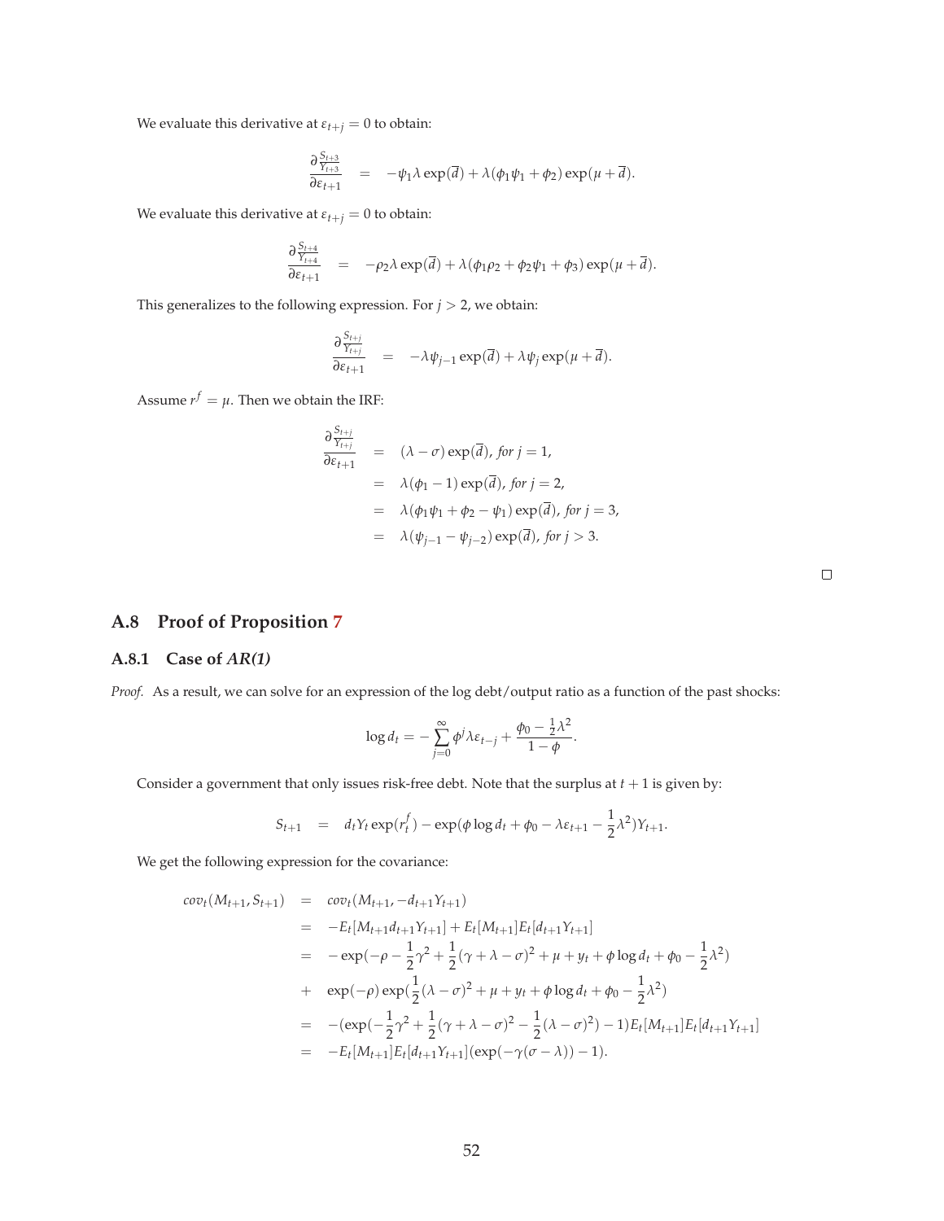We evaluate this derivative at $\varepsilon_{t+j} = 0$ to obtain:

$$\frac{\partial \frac{S_{t+3}}{Y_{t+3}}}{\partial \varepsilon_{t+1}} = -\psi_1 \lambda \exp(\overline{d}) + \lambda(\phi_1 \psi_1 + \phi_2)\exp(\mu + \overline{d}).$$

We evaluate this derivative at $\varepsilon_{t+j} = 0$ to obtain:

$$\frac{\partial \frac{S_{t+4}}{Y_{t+4}}}{\partial \varepsilon_{t+1}} = -\rho_2 \lambda \exp(\overline{d}) + \lambda(\phi_1 \rho_2 + \phi_2 \psi_1 + \phi_3)\exp(\mu + \overline{d}).$$

This generalizes to the following expression. For $j > 2$, we obtain:

$$\frac{\partial \frac{S_{t+j}}{Y_{t+j}}}{\partial \varepsilon_{t+1}} = -\lambda \psi_{j-1} \exp(\overline{d}) + \lambda \psi_j \exp(\mu + \overline{d}).$$

Assume $r^f = \mu$. Then we obtain the IRF:

$$\begin{aligned}
\frac{\partial \frac{S_{t+j}}{Y_{t+j}}}{\partial \varepsilon_{t+1}} &= (\lambda - \sigma)\exp(\overline{d}), \textit{ for } j = 1, \\
&= \lambda(\phi_1 - 1)\exp(\overline{d}), \textit{ for } j = 2, \\
&= \lambda(\phi_1 \psi_1 + \phi_2 - \psi_1)\exp(\overline{d}), \textit{ for } j = 3, \\
&= \lambda(\psi_{j-1} - \psi_{j-2})\exp(\overline{d}), \textit{ for } j > 3.
\end{aligned}$$

□

## A.8 Proof of Proposition 7

### A.8.1 Case of *AR(1)*

*Proof.* As a result, we can solve for an expression of the log debt/output ratio as a function of the past shocks:

$$\log d_t = -\sum_{j=0}^{\infty} \phi^j \lambda \varepsilon_{t-j} + \frac{\phi_0 - \frac{1}{2}\lambda^2}{1 - \phi}.$$

Consider a government that only issues risk-free debt. Note that the surplus at $t+1$ is given by:

$$S_{t+1} = d_t Y_t \exp(r_t^f) - \exp(\phi \log d_t + \phi_0 - \lambda \varepsilon_{t+1} - \frac{1}{2}\lambda^2)Y_{t+1}.$$

We get the following expression for the covariance:

$$\begin{aligned}
cov_t(M_{t+1}, S_{t+1}) &= cov_t(M_{t+1}, -d_{t+1}Y_{t+1}) \\
&= -E_t[M_{t+1}d_{t+1}Y_{t+1}] + E_t[M_{t+1}]E_t[d_{t+1}Y_{t+1}] \\
&= -\exp(-\rho - \frac{1}{2}\gamma^2 + \frac{1}{2}(\gamma + \lambda - \sigma)^2 + \mu + y_t + \phi \log d_t + \phi_0 - \frac{1}{2}\lambda^2) \\
&+ \exp(-\rho)\exp(\frac{1}{2}(\lambda - \sigma)^2 + \mu + y_t + \phi \log d_t + \phi_0 - \frac{1}{2}\lambda^2) \\
&= -(\exp(-\frac{1}{2}\gamma^2 + \frac{1}{2}(\gamma + \lambda - \sigma)^2 - \frac{1}{2}(\lambda - \sigma)^2) - 1)E_t[M_{t+1}]E_t[d_{t+1}Y_{t+1}] \\
&= -E_t[M_{t+1}]E_t[d_{t+1}Y_{t+1}](\exp(-\gamma(\sigma - \lambda)) - 1).
\end{aligned}$$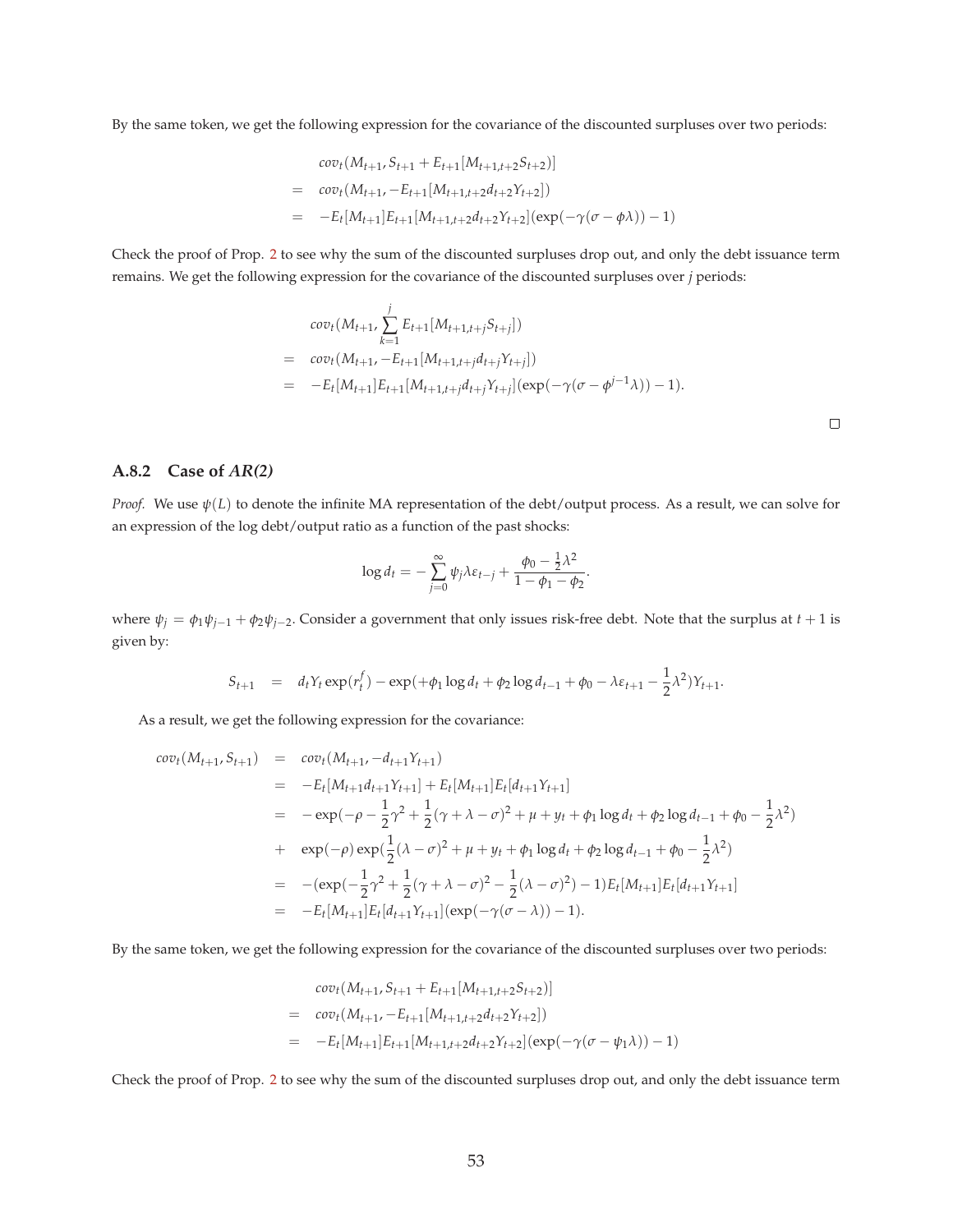By the same token, we get the following expression for the covariance of the discounted surpluses over two periods:

$$
\begin{aligned}
& cov_t(M_{t+1}, S_{t+1} + E_{t+1}[M_{t+1,t+2}S_{t+2})] \\
= \quad & cov_t(M_{t+1}, -E_{t+1}[M_{t+1,t+2}d_{t+2}Y_{t+2}]) \\
= \quad & -E_t[M_{t+1}]E_{t+1}[M_{t+1,t+2}d_{t+2}Y_{t+2}](\exp(-\gamma(\sigma - \phi\lambda)) - 1)
\end{aligned}
$$

Check the proof of Prop. 2 to see why the sum of the discounted surpluses drop out, and only the debt issuance term remains. We get the following expression for the covariance of the discounted surpluses over $j$ periods:

$$
\begin{aligned}
& cov_t(M_{t+1}, \sum_{k=1}^{j} E_{t+1}[M_{t+1,t+j}S_{t+j}]) \\
= \quad & cov_t(M_{t+1}, -E_{t+1}[M_{t+1,t+j}d_{t+j}Y_{t+j}]) \\
= \quad & -E_t[M_{t+1}]E_{t+1}[M_{t+1,t+j}d_{t+j}Y_{t+j}](\exp(-\gamma(\sigma - \phi^{j-1}\lambda)) - 1).
\end{aligned}
$$

□

### A.8.2 Case of *AR(2)*

*Proof.* We use $\psi(L)$ to denote the infinite MA representation of the debt/output process. As a result, we can solve for an expression of the log debt/output ratio as a function of the past shocks:

$$
\log d_t = -\sum_{j=0}^{\infty} \psi_j \lambda \varepsilon_{t-j} + \frac{\phi_0 - \frac{1}{2}\lambda^2}{1 - \phi_1 - \phi_2}.
$$

where $\psi_j = \phi_1 \psi_{j-1} + \phi_2 \psi_{j-2}$. Consider a government that only issues risk-free debt. Note that the surplus at $t+1$ is given by:

$$
S_{t+1} \quad = \quad d_t Y_t \exp(r_t^f) - \exp(+\phi_1 \log d_t + \phi_2 \log d_{t-1} + \phi_0 - \lambda \varepsilon_{t+1} - \frac{1}{2}\lambda^2) Y_{t+1}.
$$

As a result, we get the following expression for the covariance:

$$
\begin{aligned}
cov_t(M_{t+1}, S_{t+1}) \quad &= \quad cov_t(M_{t+1}, -d_{t+1}Y_{t+1}) \\
&= \quad -E_t[M_{t+1}d_{t+1}Y_{t+1}] + E_t[M_{t+1}]E_t[d_{t+1}Y_{t+1}] \\
&= \quad -\exp(-\rho - \frac{1}{2}\gamma^2 + \frac{1}{2}(\gamma + \lambda - \sigma)^2 + \mu + y_t + \phi_1 \log d_t + \phi_2 \log d_{t-1} + \phi_0 - \frac{1}{2}\lambda^2) \\
&+ \quad \exp(-\rho) \exp(\frac{1}{2}(\lambda - \sigma)^2 + \mu + y_t + \phi_1 \log d_t + \phi_2 \log d_{t-1} + \phi_0 - \frac{1}{2}\lambda^2) \\
&= \quad -(\exp(-\frac{1}{2}\gamma^2 + \frac{1}{2}(\gamma + \lambda - \sigma)^2 - \frac{1}{2}(\lambda - \sigma)^2) - 1)E_t[M_{t+1}]E_t[d_{t+1}Y_{t+1}] \\
&= \quad -E_t[M_{t+1}]E_t[d_{t+1}Y_{t+1}](\exp(-\gamma(\sigma - \lambda)) - 1).
\end{aligned}
$$

By the same token, we get the following expression for the covariance of the discounted surpluses over two periods:

$$
\begin{aligned}
& cov_t(M_{t+1}, S_{t+1} + E_{t+1}[M_{t+1,t+2}S_{t+2})] \\
= \quad & cov_t(M_{t+1}, -E_{t+1}[M_{t+1,t+2}d_{t+2}Y_{t+2}]) \\
= \quad & -E_t[M_{t+1}]E_{t+1}[M_{t+1,t+2}d_{t+2}Y_{t+2}](\exp(-\gamma(\sigma - \psi_1\lambda)) - 1)
\end{aligned}
$$

Check the proof of Prop. 2 to see why the sum of the discounted surpluses drop out, and only the debt issuance term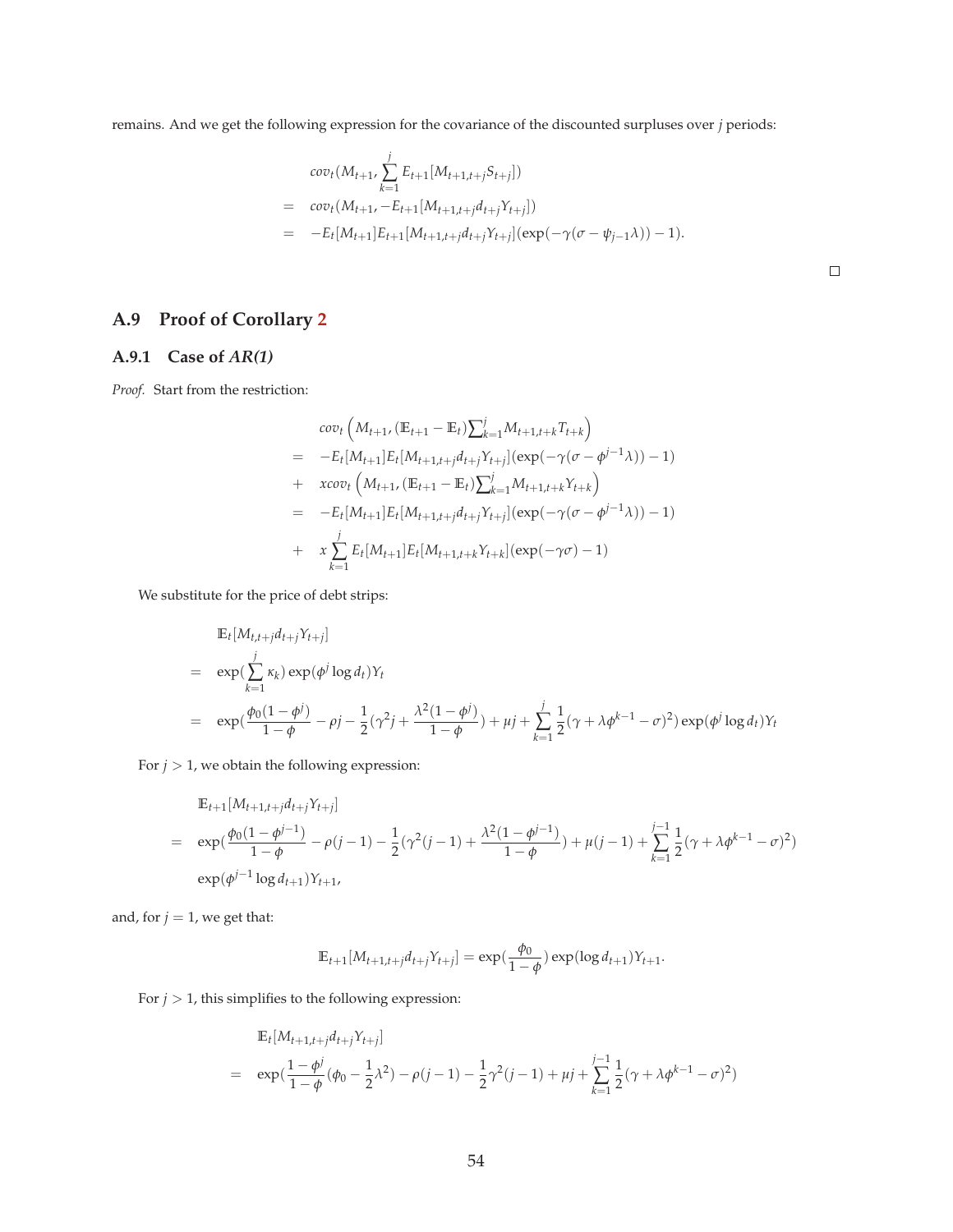remains. And we get the following expression for the covariance of the discounted surpluses over $j$ periods:

$$
\begin{aligned}
& cov_t(M_{t+1}, \sum_{k=1}^{j} E_{t+1}[M_{t+1,t+j}S_{t+j}]) \\
= \; & cov_t(M_{t+1}, -E_{t+1}[M_{t+1,t+j}d_{t+j}Y_{t+j}]) \\
= \; & -E_t[M_{t+1}]E_{t+1}[M_{t+1,t+j}d_{t+j}Y_{t+j}](\exp(-\gamma(\sigma - \psi_{j-1}\lambda)) - 1).
\end{aligned}
$$

□

## A.9 Proof of Corollary 2

### A.9.1 Case of *AR(1)*

*Proof.* Start from the restriction:

$$
\begin{aligned}
& cov_t\left(M_{t+1}, (\mathbb{E}_{t+1} - \mathbb{E}_t)\textstyle\sum_{k=1}^{j} M_{t+1,t+k}T_{t+k}\right) \\
= \; & -E_t[M_{t+1}]E_t[M_{t+1,t+j}d_{t+j}Y_{t+j}](\exp(-\gamma(\sigma - \phi^{j-1}\lambda)) - 1) \\
+ \; & x cov_t\left(M_{t+1}, (\mathbb{E}_{t+1} - \mathbb{E}_t)\textstyle\sum_{k=1}^{j} M_{t+1,t+k}Y_{t+k}\right) \\
= \; & -E_t[M_{t+1}]E_t[M_{t+1,t+j}d_{t+j}Y_{t+j}](\exp(-\gamma(\sigma - \phi^{j-1}\lambda)) - 1) \\
+ \; & x \sum_{k=1}^{j} E_t[M_{t+1}]E_t[M_{t+1,t+k}Y_{t+k}](\exp(-\gamma\sigma) - 1)
\end{aligned}
$$

We substitute for the price of debt strips:

$$
\begin{aligned}
& \mathbb{E}_t[M_{t,t+j}d_{t+j}Y_{t+j}] \\
= \; & \exp(\sum_{k=1}^{j} \kappa_k)\exp(\phi^j \log d_t)Y_t \\
= \; & \exp(\frac{\phi_0(1-\phi^j)}{1-\phi} - \rho j - \frac{1}{2}(\gamma^2 j + \frac{\lambda^2(1-\phi^j)}{1-\phi}) + \mu j + \sum_{k=1}^{j}\frac{1}{2}(\gamma + \lambda\phi^{k-1} - \sigma)^2)\exp(\phi^j \log d_t)Y_t
\end{aligned}
$$

For $j > 1$, we obtain the following expression:

$$
\begin{aligned}
& \mathbb{E}_{t+1}[M_{t+1,t+j}d_{t+j}Y_{t+j}] \\
= \; & \exp(\frac{\phi_0(1-\phi^{j-1})}{1-\phi} - \rho(j-1) - \frac{1}{2}(\gamma^2(j-1) + \frac{\lambda^2(1-\phi^{j-1})}{1-\phi}) + \mu(j-1) + \sum_{k=1}^{j-1}\frac{1}{2}(\gamma + \lambda\phi^{k-1} - \sigma)^2) \\
& \exp(\phi^{j-1}\log d_{t+1})Y_{t+1},
\end{aligned}
$$

and, for $j = 1$, we get that:

$$
\mathbb{E}_{t+1}[M_{t+1,t+j}d_{t+j}Y_{t+j}] = \exp(\frac{\phi_0}{1-\phi})\exp(\log d_{t+1})Y_{t+1}.
$$

For $j > 1$, this simplifies to the following expression:

$$
\begin{aligned}
& \mathbb{E}_t[M_{t+1,t+j}d_{t+j}Y_{t+j}] \\
= \; & \exp(\frac{1-\phi^j}{1-\phi}(\phi_0 - \frac{1}{2}\lambda^2) - \rho(j-1) - \frac{1}{2}\gamma^2(j-1) + \mu j + \sum_{k=1}^{j-1}\frac{1}{2}(\gamma + \lambda\phi^{k-1} - \sigma)^2)
\end{aligned}
$$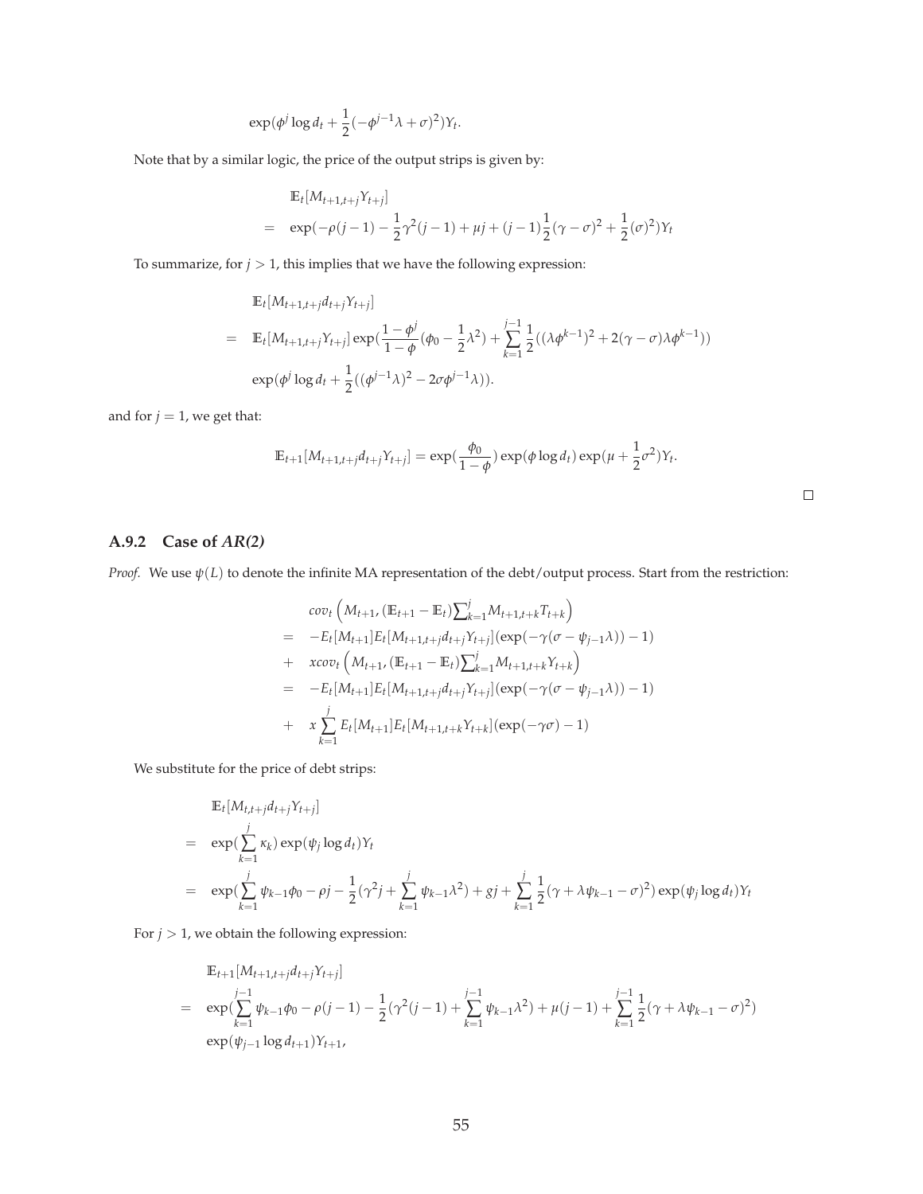$$\exp(\phi^j \log d_t + \frac{1}{2}(-\phi^{j-1}\lambda + \sigma)^2)Y_t.$$

Note that by a similar logic, the price of the output strips is given by:

$$
\begin{aligned}
& \mathbb{E}_t[M_{t+1,t+j}Y_{t+j}] \\
= \quad & \exp(-\rho(j-1) - \frac{1}{2}\gamma^2(j-1) + \mu j + (j-1)\frac{1}{2}(\gamma-\sigma)^2 + \frac{1}{2}(\sigma)^2)Y_t
\end{aligned}
$$

To summarize, for $j > 1$, this implies that we have the following expression:

$$
\begin{aligned}
& \mathbb{E}_t[M_{t+1,t+j}d_{t+j}Y_{t+j}] \\
= \quad & \mathbb{E}_t[M_{t+1,t+j}Y_{t+j}]\exp(\frac{1-\phi^j}{1-\phi}(\phi_0 - \frac{1}{2}\lambda^2) + \sum_{k=1}^{j-1}\frac{1}{2}((\lambda\phi^{k-1})^2 + 2(\gamma-\sigma)\lambda\phi^{k-1})) \\
& \exp(\phi^j \log d_t + \frac{1}{2}((\phi^{j-1}\lambda)^2 - 2\sigma\phi^{j-1}\lambda)).
\end{aligned}
$$

and for $j = 1$, we get that:

$$\mathbb{E}_{t+1}[M_{t+1,t+j}d_{t+j}Y_{t+j}] = \exp(\frac{\phi_0}{1-\phi})\exp(\phi \log d_t)\exp(\mu + \frac{1}{2}\sigma^2)Y_t.$$

□

### A.9.2 Case of *AR(2)*

*Proof.* We use $\psi(L)$ to denote the infinite MA representation of the debt/output process. Start from the restriction:

$$
\begin{aligned}
& cov_t\left(M_{t+1}, (\mathbb{E}_{t+1} - \mathbb{E}_t)\textstyle\sum_{k=1}^{j} M_{t+1,t+k}T_{t+k}\right) \\
= \quad & -E_t[M_{t+1}]E_t[M_{t+1,t+j}d_{t+j}Y_{t+j}](\exp(-\gamma(\sigma - \psi_{j-1}\lambda)) - 1) \\
+ \quad & x cov_t\left(M_{t+1}, (\mathbb{E}_{t+1} - \mathbb{E}_t)\textstyle\sum_{k=1}^{j} M_{t+1,t+k}Y_{t+k}\right) \\
= \quad & -E_t[M_{t+1}]E_t[M_{t+1,t+j}d_{t+j}Y_{t+j}](\exp(-\gamma(\sigma - \psi_{j-1}\lambda)) - 1) \\
+ \quad & x\sum_{k=1}^{j} E_t[M_{t+1}]E_t[M_{t+1,t+k}Y_{t+k}](\exp(-\gamma\sigma) - 1)
\end{aligned}
$$

We substitute for the price of debt strips:

$$
\begin{aligned}
& \mathbb{E}_t[M_{t,t+j}d_{t+j}Y_{t+j}] \\
= \quad & \exp(\sum_{k=1}^{j}\kappa_k)\exp(\psi_j \log d_t)Y_t \\
= \quad & \exp(\sum_{k=1}^{j}\psi_{k-1}\phi_0 - \rho j - \frac{1}{2}(\gamma^2 j + \sum_{k=1}^{j}\psi_{k-1}\lambda^2) + gj + \sum_{k=1}^{j}\frac{1}{2}(\gamma + \lambda\psi_{k-1} - \sigma)^2)\exp(\psi_j \log d_t)Y_t
\end{aligned}
$$

For $j > 1$, we obtain the following expression:

$$
\begin{aligned}
& \mathbb{E}_{t+1}[M_{t+1,t+j}d_{t+j}Y_{t+j}] \\
= \quad & \exp(\sum_{k=1}^{j-1}\psi_{k-1}\phi_0 - \rho(j-1) - \frac{1}{2}(\gamma^2(j-1) + \sum_{k=1}^{j-1}\psi_{k-1}\lambda^2) + \mu(j-1) + \sum_{k=1}^{j-1}\frac{1}{2}(\gamma + \lambda\psi_{k-1} - \sigma)^2) \\
& \exp(\psi_{j-1}\log d_{t+1})Y_{t+1},
\end{aligned}
$$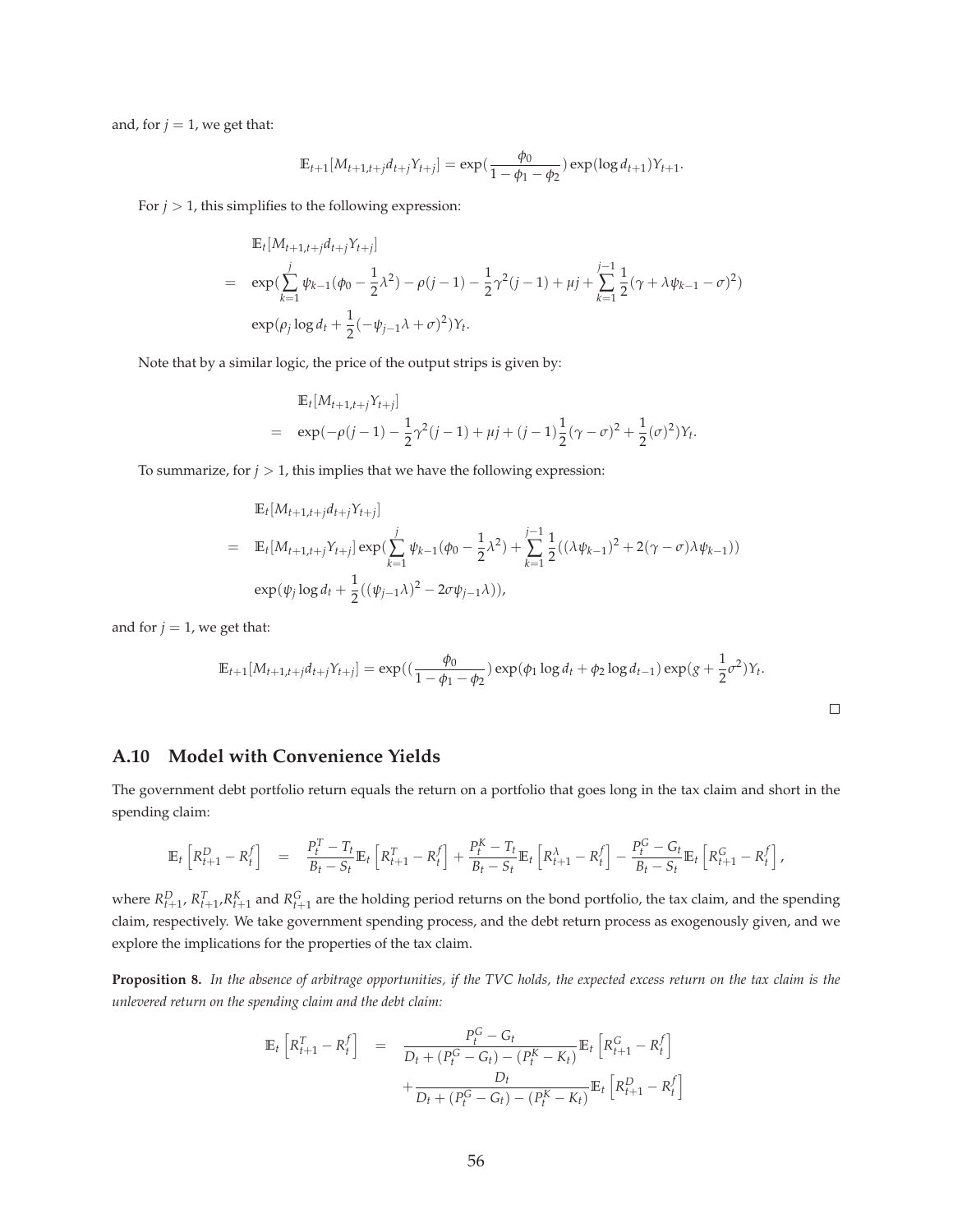and, for $j = 1$, we get that:

$$\mathbb{E}_{t+1}[M_{t+1,t+j} d_{t+j} Y_{t+j}] = \exp(\frac{\phi_0}{1-\phi_1-\phi_2}) \exp(\log d_{t+1}) Y_{t+1}.$$

For $j > 1$, this simplifies to the following expression:

$$\begin{aligned}
& \mathbb{E}_t[M_{t+1,t+j} d_{t+j} Y_{t+j}] \\
= \quad & \exp(\sum_{k=1}^{j} \psi_{k-1}(\phi_0 - \frac{1}{2}\lambda^2) - \rho(j-1) - \frac{1}{2}\gamma^2(j-1) + \mu j + \sum_{k=1}^{j-1} \frac{1}{2}(\gamma + \lambda\psi_{k-1} - \sigma)^2) \\
& \exp(\rho_j \log d_t + \frac{1}{2}(-\psi_{j-1}\lambda + \sigma)^2) Y_t.
\end{aligned}$$

Note that by a similar logic, the price of the output strips is given by:

$$\begin{aligned}
& \mathbb{E}_t[M_{t+1,t+j} Y_{t+j}] \\
= \quad & \exp(-\rho(j-1) - \frac{1}{2}\gamma^2(j-1) + \mu j + (j-1)\frac{1}{2}(\gamma - \sigma)^2 + \frac{1}{2}(\sigma)^2) Y_t.
\end{aligned}$$

To summarize, for $j > 1$, this implies that we have the following expression:

$$\begin{aligned}
& \mathbb{E}_t[M_{t+1,t+j} d_{t+j} Y_{t+j}] \\
= \quad & \mathbb{E}_t[M_{t+1,t+j} Y_{t+j}] \exp(\sum_{k=1}^{j} \psi_{k-1}(\phi_0 - \frac{1}{2}\lambda^2) + \sum_{k=1}^{j-1} \frac{1}{2}((\lambda\psi_{k-1})^2 + 2(\gamma - \sigma)\lambda\psi_{k-1})) \\
& \exp(\psi_j \log d_t + \frac{1}{2}((\psi_{j-1}\lambda)^2 - 2\sigma\psi_{j-1}\lambda)),
\end{aligned}$$

and for $j = 1$, we get that:

$$\mathbb{E}_{t+1}[M_{t+1,t+j} d_{t+j} Y_{t+j}] = \exp((\frac{\phi_0}{1-\phi_1-\phi_2}) \exp(\phi_1 \log d_t + \phi_2 \log d_{t-1}) \exp(g + \frac{1}{2}\sigma^2) Y_t.$$

□

## A.10 Model with Convenience Yields

The government debt portfolio return equals the return on a portfolio that goes long in the tax claim and short in the spending claim:

$$\mathbb{E}_t\left[R^D_{t+1} - R^f_t\right] = \frac{P^T_t - T_t}{B_t - S_t}\mathbb{E}_t\left[R^T_{t+1} - R^f_t\right] + \frac{P^K_t - T_t}{B_t - S_t}\mathbb{E}_t\left[R^\lambda_{t+1} - R^f_t\right] - \frac{P^G_t - G_t}{B_t - S_t}\mathbb{E}_t\left[R^G_{t+1} - R^f_t\right],$$

where $R^D_{t+1}$, $R^T_{t+1}$,$R^K_{t+1}$ and $R^G_{t+1}$ are the holding period returns on the bond portfolio, the tax claim, and the spending claim, respectively. We take government spending process, and the debt return process as exogenously given, and we explore the implications for the properties of the tax claim.

**Proposition 8.** *In the absence of arbitrage opportunities, if the TVC holds, the expected excess return on the tax claim is the unlevered return on the spending claim and the debt claim:*

$$\begin{aligned}
\mathbb{E}_t\left[R^T_{t+1} - R^f_t\right] \quad = \quad & \frac{P^G_t - G_t}{D_t + (P^G_t - G_t) - (P^K_t - K_t)}\mathbb{E}_t\left[R^G_{t+1} - R^f_t\right] \\
& + \frac{D_t}{D_t + (P^G_t - G_t) - (P^K_t - K_t)}\mathbb{E}_t\left[R^D_{t+1} - R^f_t\right]
\end{aligned}$$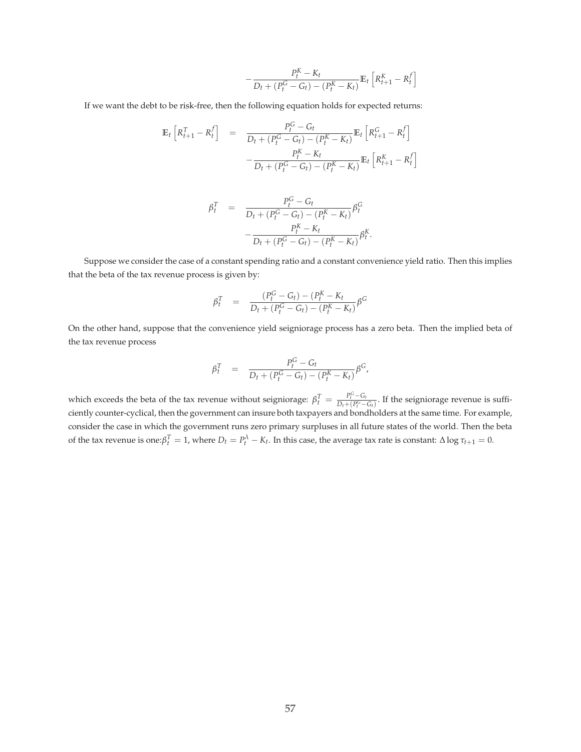$$
-\frac{P_t^K - K_t}{D_t + (P_t^G - G_t) - (P_t^K - K_t)} \mathbb{E}_t \left[ R_{t+1}^K - R_t^f \right]
$$

If we want the debt to be risk-free, then the following equation holds for expected returns:

$$
\begin{aligned}
\mathbb{E}_t \left[ R_{t+1}^T - R_t^f \right] &= \frac{P_t^G - G_t}{D_t + (P_t^G - G_t) - (P_t^K - K_t)} \mathbb{E}_t \left[ R_{t+1}^G - R_t^f \right] \\
&\quad - \frac{P_t^K - K_t}{D_t + (P_t^G - G_t) - (P_t^K - K_t)} \mathbb{E}_t \left[ R_{t+1}^K - R_t^f \right]
\end{aligned}
$$

$$
\begin{aligned}
\beta_t^T &= \frac{P_t^G - G_t}{D_t + (P_t^G - G_t) - (P_t^K - K_t)} \beta_t^G \\
&\quad - \frac{P_t^K - K_t}{D_t + (P_t^G - G_t) - (P_t^K - K_t)} \beta_t^K.
\end{aligned}
$$

Suppose we consider the case of a constant spending ratio and a constant convenience yield ratio. Then this implies that the beta of the tax revenue process is given by:

$$
\beta_t^T = \frac{(P_t^G - G_t) - (P_t^K - K_t}{D_t + (P_t^G - G_t) - (P_t^K - K_t)} \beta^G
$$

On the other hand, suppose that the convenience yield seigniorage process has a zero beta. Then the implied beta of the tax revenue process

$$
\beta_t^T = \frac{P_t^G - G_t}{D_t + (P_t^G - G_t) - (P_t^K - K_t)} \beta^G,
$$

which exceeds the beta of the tax revenue without seigniorage: $\beta_t^T = \frac{P_t^G - G_t}{D_t + (P_t^G - G_t)}$. If the seigniorage revenue is sufficiently counter-cyclical, then the government can insure both taxpayers and bondholders at the same time. For example, consider the case in which the government runs zero primary surpluses in all future states of the world. Then the beta of the tax revenue is one:$\beta_t^T = 1$, where $D_t = P_t^\lambda - K_t$. In this case, the average tax rate is constant: $\Delta \log \tau_{t+1} = 0$.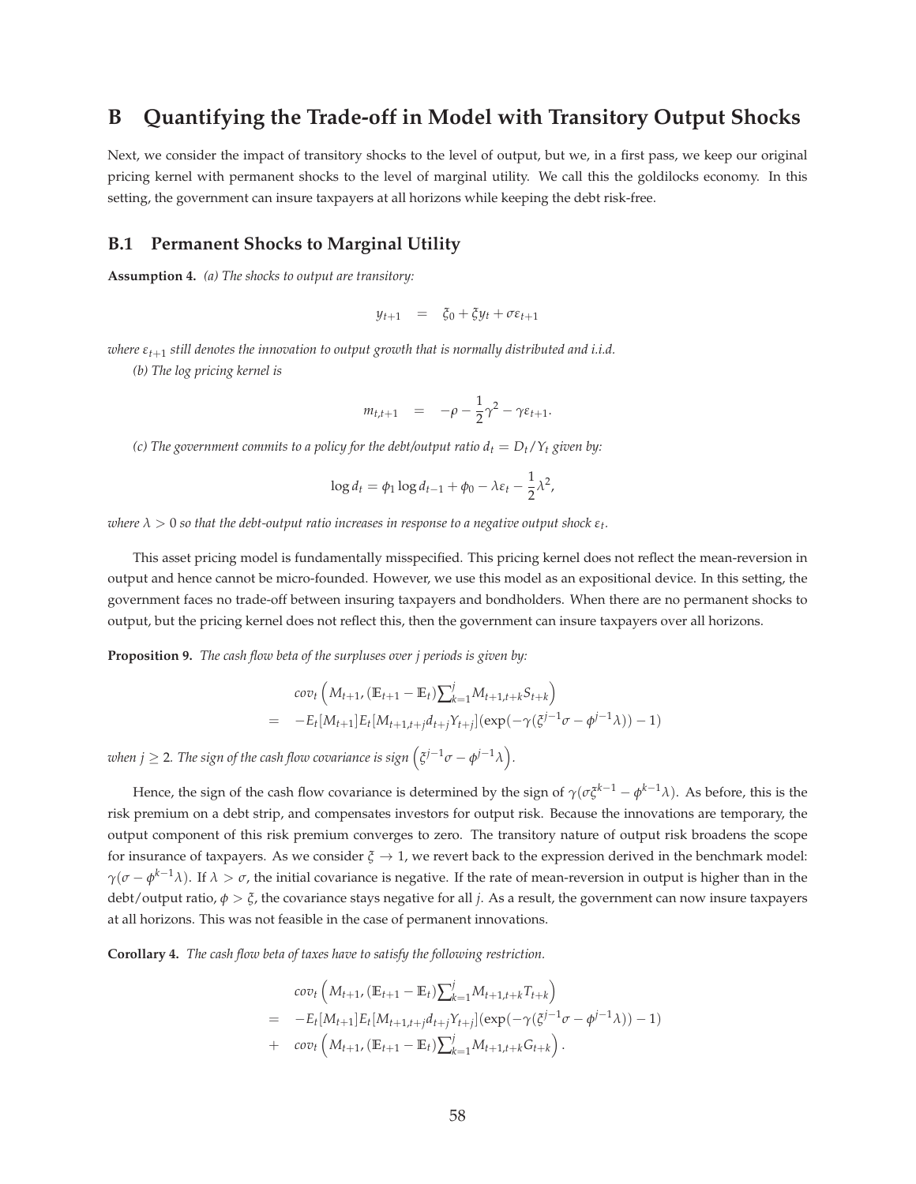# B Quantifying the Trade-off in Model with Transitory Output Shocks

Next, we consider the impact of transitory shocks to the level of output, but we, in a first pass, we keep our original pricing kernel with permanent shocks to the level of marginal utility. We call this the goldilocks economy. In this setting, the government can insure taxpayers at all horizons while keeping the debt risk-free.

## B.1 Permanent Shocks to Marginal Utility

**Assumption 4.** *(a) The shocks to output are transitory:*

$$y_{t+1} \quad = \quad \xi_0 + \xi y_t + \sigma \varepsilon_{t+1}$$

*where $\varepsilon_{t+1}$ still denotes the innovation to output growth that is normally distributed and i.i.d.*

*(b) The log pricing kernel is*

$$m_{t,t+1} \quad = \quad -\rho - \frac{1}{2}\gamma^2 - \gamma \varepsilon_{t+1}.$$

*(c) The government commits to a policy for the debt/output ratio $d_t = D_t/Y_t$ given by:*

$$\log d_t = \phi_1 \log d_{t-1} + \phi_0 - \lambda \varepsilon_t - \frac{1}{2}\lambda^2,$$

*where $\lambda > 0$ so that the debt-output ratio increases in response to a negative output shock $\varepsilon_t$.*

This asset pricing model is fundamentally misspecified. This pricing kernel does not reflect the mean-reversion in output and hence cannot be micro-founded. However, we use this model as an expositional device. In this setting, the government faces no trade-off between insuring taxpayers and bondholders. When there are no permanent shocks to output, but the pricing kernel does not reflect this, then the government can insure taxpayers over all horizons.

**Proposition 9.** *The cash flow beta of the surpluses over j periods is given by:*

$$\begin{aligned}
& cov_t\left(M_{t+1}, (\mathbb{E}_{t+1} - \mathbb{E}_t)\textstyle\sum_{k=1}^{j} M_{t+1,t+k} S_{t+k}\right) \\
= \quad & -E_t[M_{t+1}] E_t[M_{t+1,t+j} Y_{t+j}](\exp(-\gamma(\xi^{j-1}\sigma - \phi^{j-1}\lambda)) - 1)
\end{aligned}$$

*when $j \geq 2$. The sign of the cash flow covariance is sign $\left(\xi^{j-1}\sigma - \phi^{j-1}\lambda\right)$.*

Hence, the sign of the cash flow covariance is determined by the sign of $\gamma(\sigma\xi^{k-1} - \phi^{k-1}\lambda)$. As before, this is the risk premium on a debt strip, and compensates investors for output risk. Because the innovations are temporary, the output component of this risk premium converges to zero. The transitory nature of output risk broadens the scope for insurance of taxpayers. As we consider $\xi \to 1$, we revert back to the expression derived in the benchmark model: $\gamma(\sigma - \phi^{k-1}\lambda)$. If $\lambda > \sigma$, the initial covariance is negative. If the rate of mean-reversion in output is higher than in the debt/output ratio, $\phi > \xi$, the covariance stays negative for all $j$. As a result, the government can now insure taxpayers at all horizons. This was not feasible in the case of permanent innovations.

**Corollary 4.** *The cash flow beta of taxes have to satisfy the following restriction.*

$$\begin{aligned}
& cov_t\left(M_{t+1}, (\mathbb{E}_{t+1} - \mathbb{E}_t)\textstyle\sum_{k=1}^{j} M_{t+1,t+k} T_{t+k}\right) \\
= \quad & -E_t[M_{t+1}] E_t[M_{t+1,t+j} d_{t+j} Y_{t+j}](\exp(-\gamma(\xi^{j-1}\sigma - \phi^{j-1}\lambda)) - 1) \\
+ \quad & cov_t\left(M_{t+1}, (\mathbb{E}_{t+1} - \mathbb{E}_t)\textstyle\sum_{k=1}^{j} M_{t+1,t+k} G_{t+k}\right).
\end{aligned}$$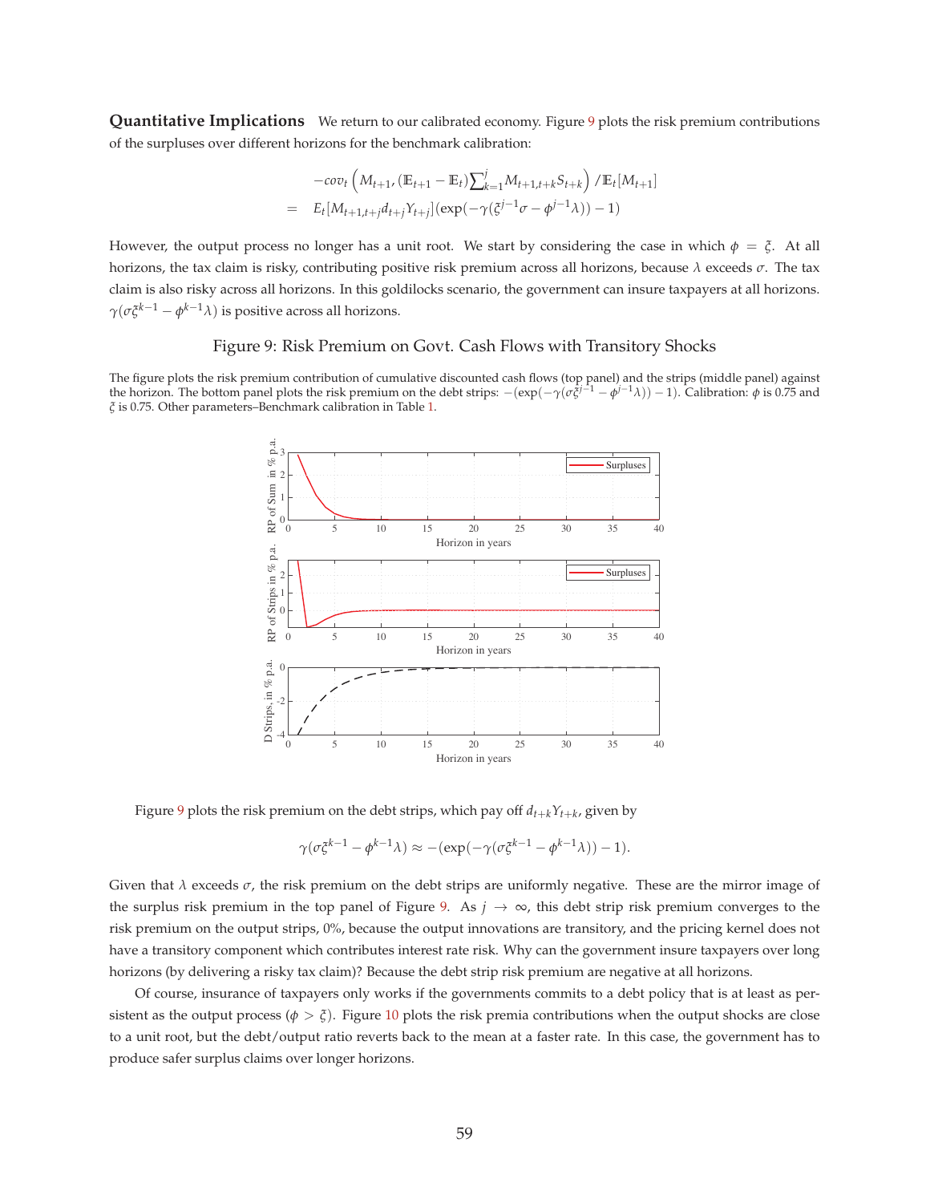**Quantitative Implications** We return to our calibrated economy. Figure 9 plots the risk premium contributions of the surpluses over different horizons for the benchmark calibration:

$$
\begin{aligned}
& -cov_t\left(M_{t+1}, (\mathbb{E}_{t+1}-\mathbb{E}_t)\sum_{k=1}^{j} M_{t+1,t+k}S_{t+k}\right)/\mathbb{E}_t[M_{t+1}] \\
= \quad & E_t[M_{t+1,t+j}d_{t+j}Y_{t+j}](\exp(-\gamma(\xi^{j-1}\sigma-\phi^{j-1}\lambda))-1)
\end{aligned}
$$

However, the output process no longer has a unit root. We start by considering the case in which $\phi = \xi$. At all horizons, the tax claim is risky, contributing positive risk premium across all horizons, because $\lambda$ exceeds $\sigma$. The tax claim is also risky across all horizons. In this goldilocks scenario, the government can insure taxpayers at all horizons. $\gamma(\sigma\xi^{k-1}-\phi^{k-1}\lambda)$ is positive across all horizons.

Figure 9: Risk Premium on Govt. Cash Flows with Transitory Shocks

The figure plots the risk premium contribution of cumulative discounted cash flows (top panel) and the strips (middle panel) against the horizon. The bottom panel plots the risk premium on the debt strips: $-(\exp(-\gamma(\sigma\xi^{j-1}-\phi^{j-1}\lambda))-1)$. Calibration: $\phi$ is 0.75 and $\xi$ is 0.75. Other parameters–Benchmark calibration in Table 1.

Figure 9 plots the risk premium on the debt strips, which pay off $d_{t+k}Y_{t+k}$, given by

$$
\gamma(\sigma\xi^{k-1}-\phi^{k-1}\lambda) \approx -(\exp(-\gamma(\sigma\xi^{k-1}-\phi^{k-1}\lambda))-1).
$$

Given that $\lambda$ exceeds $\sigma$, the risk premium on the debt strips are uniformly negative. These are the mirror image of the surplus risk premium in the top panel of Figure 9. As $j \to \infty$, this debt strip risk premium converges to the risk premium on the output strips, 0%, because the output innovations are transitory, and the pricing kernel does not have a transitory component which contributes interest rate risk. Why can the government insure taxpayers over long horizons (by delivering a risky tax claim)? Because the debt strip risk premium are negative at all horizons.

Of course, insurance of taxpayers only works if the governments commits to a debt policy that is at least as persistent as the output process ($\phi > \xi$). Figure 10 plots the risk premia contributions when the output shocks are close to a unit root, but the debt/output ratio reverts back to the mean at a faster rate. In this case, the government has to produce safer surplus claims over longer horizons.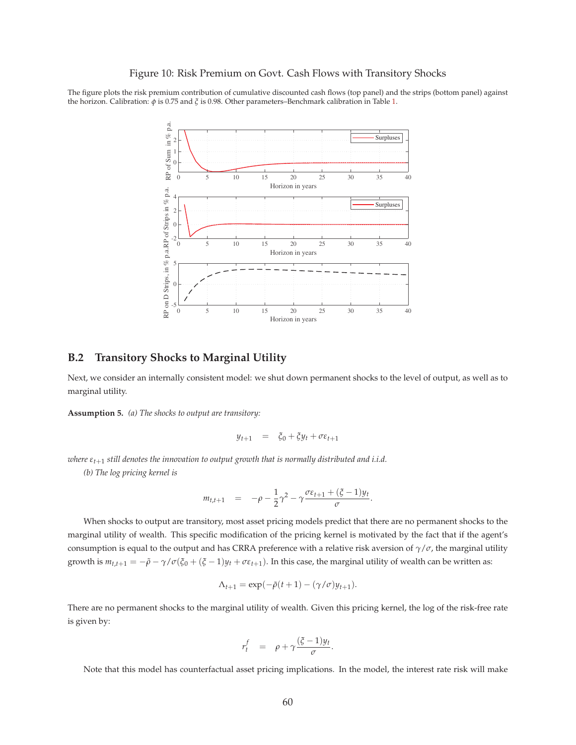Figure 10: Risk Premium on Govt. Cash Flows with Transitory Shocks

The figure plots the risk premium contribution of cumulative discounted cash flows (top panel) and the strips (bottom panel) against the horizon. Calibration: $\phi$ is 0.75 and $\xi$ is 0.98. Other parameters–Benchmark calibration in Table 1.

## B.2 Transitory Shocks to Marginal Utility

Next, we consider an internally consistent model: we shut down permanent shocks to the level of output, as well as to marginal utility.

**Assumption 5.** *(a) The shocks to output are transitory:*

$$y_{t+1} = \xi_0 + \xi y_t + \sigma \varepsilon_{t+1}$$

*where $\varepsilon_{t+1}$ still denotes the innovation to output growth that is normally distributed and i.i.d.*

*(b) The log pricing kernel is*

$$m_{t,t+1} = -\rho - \frac{1}{2}\gamma^2 - \gamma \frac{\sigma \varepsilon_{t+1} + (\xi - 1) y_t}{\sigma}.$$

When shocks to output are transitory, most asset pricing models predict that there are no permanent shocks to the marginal utility of wealth. This specific modification of the pricing kernel is motivated by the fact that if the agent's consumption is equal to the output and has CRRA preference with a relative risk aversion of $\gamma/\sigma$, the marginal utility growth is $m_{t,t+1} = -\tilde{\rho} - \gamma/\sigma(\xi_0 + (\xi - 1)y_t + \sigma\varepsilon_{t+1})$. In this case, the marginal utility of wealth can be written as:

$$\Lambda_{t+1} = \exp(-\tilde{\rho}(t+1) - (\gamma/\sigma) y_{t+1}).$$

There are no permanent shocks to the marginal utility of wealth. Given this pricing kernel, the log of the risk-free rate is given by:

$$r_t^f = \rho + \gamma \frac{(\xi - 1) y_t}{\sigma}.$$

Note that this model has counterfactual asset pricing implications. In the model, the interest rate risk will make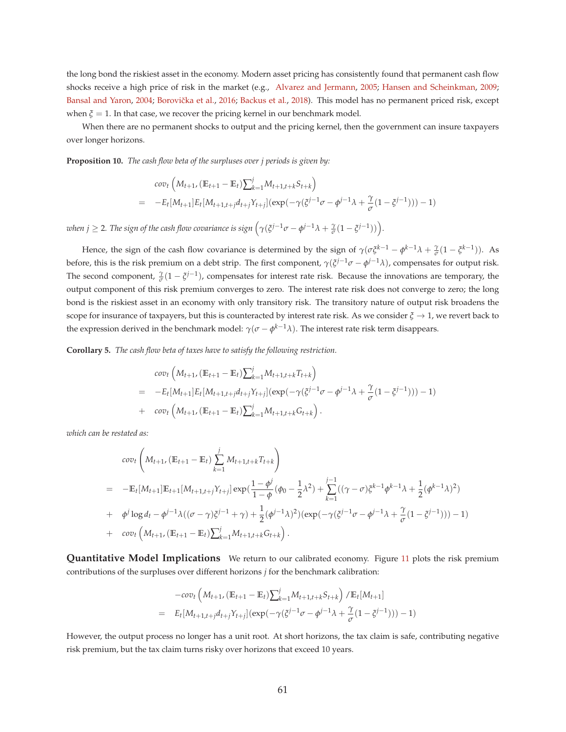the long bond the riskiest asset in the economy. Modern asset pricing has consistently found that permanent cash flow shocks receive a high price of risk in the market (e.g., Alvarez and Jermann, 2005; Hansen and Scheinkman, 2009; Bansal and Yaron, 2004; Borovička et al., 2016; Backus et al., 2018). This model has no permanent priced risk, except when $\xi = 1$. In that case, we recover the pricing kernel in our benchmark model.

When there are no permanent shocks to output and the pricing kernel, then the government can insure taxpayers over longer horizons.

**Proposition 10.** *The cash flow beta of the surpluses over j periods is given by:*

$$
\begin{aligned}
& cov_t\left(M_{t+1}, (\mathbb{E}_{t+1} - \mathbb{E}_t)\sum_{k=1}^{j} M_{t+1,t+k} S_{t+k}\right) \\
= \quad & -E_t[M_{t+1}]E_t[M_{t+1,t+j} d_{t+j} Y_{t+j}](\exp(-\gamma(\xi^{j-1}\sigma - \phi^{j-1}\lambda + \frac{\gamma}{\sigma}(1-\xi^{j-1}))) - 1)
\end{aligned}
$$

*when $j \geq 2$. The sign of the cash flow covariance is sign $\left(\gamma(\xi^{j-1}\sigma - \phi^{j-1}\lambda + \frac{\gamma}{\sigma}(1-\xi^{j-1}))\right)$.*

Hence, the sign of the cash flow covariance is determined by the sign of $\gamma(\sigma\xi^{k-1} - \phi^{k-1}\lambda + \frac{\gamma}{\sigma}(1-\xi^{k-1}))$. As before, this is the risk premium on a debt strip. The first component, $\gamma(\xi^{j-1}\sigma - \phi^{j-1}\lambda)$, compensates for output risk. The second component, $\frac{\gamma}{\sigma}(1-\xi^{j-1})$, compensates for interest rate risk. Because the innovations are temporary, the output component of this risk premium converges to zero. The interest rate risk does not converge to zero; the long bond is the riskiest asset in an economy with only transitory risk. The transitory nature of output risk broadens the scope for insurance of taxpayers, but this is counteracted by interest rate risk. As we consider $\xi \to 1$, we revert back to the expression derived in the benchmark model: $\gamma(\sigma - \phi^{k-1}\lambda)$. The interest rate risk term disappears.

**Corollary 5.** *The cash flow beta of taxes have to satisfy the following restriction.*

$$
\begin{aligned}
& cov_t\left(M_{t+1}, (\mathbb{E}_{t+1} - \mathbb{E}_t)\sum_{k=1}^{j} M_{t+1,t+k} T_{t+k}\right) \\
= \quad & -E_t[M_{t+1}]E_t[M_{t+1,t+j} d_{t+j} Y_{t+j}](\exp(-\gamma(\xi^{j-1}\sigma - \phi^{j-1}\lambda + \frac{\gamma}{\sigma}(1-\xi^{j-1}))) - 1) \\
+ \quad & cov_t\left(M_{t+1}, (\mathbb{E}_{t+1} - \mathbb{E}_t)\sum_{k=1}^{j} M_{t+1,t+k} G_{t+k}\right).
\end{aligned}
$$

*which can be restated as:*

$$
\begin{aligned}
& cov_t\left(M_{t+1}, (\mathbb{E}_{t+1} - \mathbb{E}_t)\sum_{k=1}^{j} M_{t+1,t+k} T_{t+k}\right) \\
= \quad & -\mathbb{E}_t[M_{t+1}]\mathbb{E}_{t+1}[M_{t+1,t+j} Y_{t+j}]\exp\Big(\frac{1-\phi^j}{1-\phi}(\phi_0 - \frac{1}{2}\lambda^2) + \sum_{k=1}^{j-1}((\gamma-\sigma)\xi^{k-1}\phi^{k-1}\lambda + \frac{1}{2}(\phi^{k-1}\lambda)^2) \\
+ \quad & \phi^j \log d_t - \phi^{j-1}\lambda((\sigma-\gamma)\xi^{j-1} + \gamma) + \frac{1}{2}(\phi^{j-1}\lambda)^2\Big)(\exp(-\gamma(\xi^{j-1}\sigma - \phi^{j-1}\lambda + \frac{\gamma}{\sigma}(1-\xi^{j-1}))) - 1) \\
+ \quad & cov_t\left(M_{t+1}, (\mathbb{E}_{t+1} - \mathbb{E}_t)\sum_{k=1}^{j} M_{t+1,t+k} G_{t+k}\right).
\end{aligned}
$$

**Quantitative Model Implications** We return to our calibrated economy. Figure 11 plots the risk premium contributions of the surpluses over different horizons $j$ for the benchmark calibration:

$$
\begin{aligned}
& -cov_t\left(M_{t+1}, (\mathbb{E}_{t+1} - \mathbb{E}_t)\sum_{k=1}^{j} M_{t+1,t+k} S_{t+k}\right) / \mathbb{E}_t[M_{t+1}] \\
= \quad & E_t[M_{t+1,t+j} d_{t+j} Y_{t+j}](\exp(-\gamma(\xi^{j-1}\sigma - \phi^{j-1}\lambda + \frac{\gamma}{\sigma}(1-\xi^{j-1}))) - 1)
\end{aligned}
$$

However, the output process no longer has a unit root. At short horizons, the tax claim is safe, contributing negative risk premium, but the tax claim turns risky over horizons that exceed 10 years.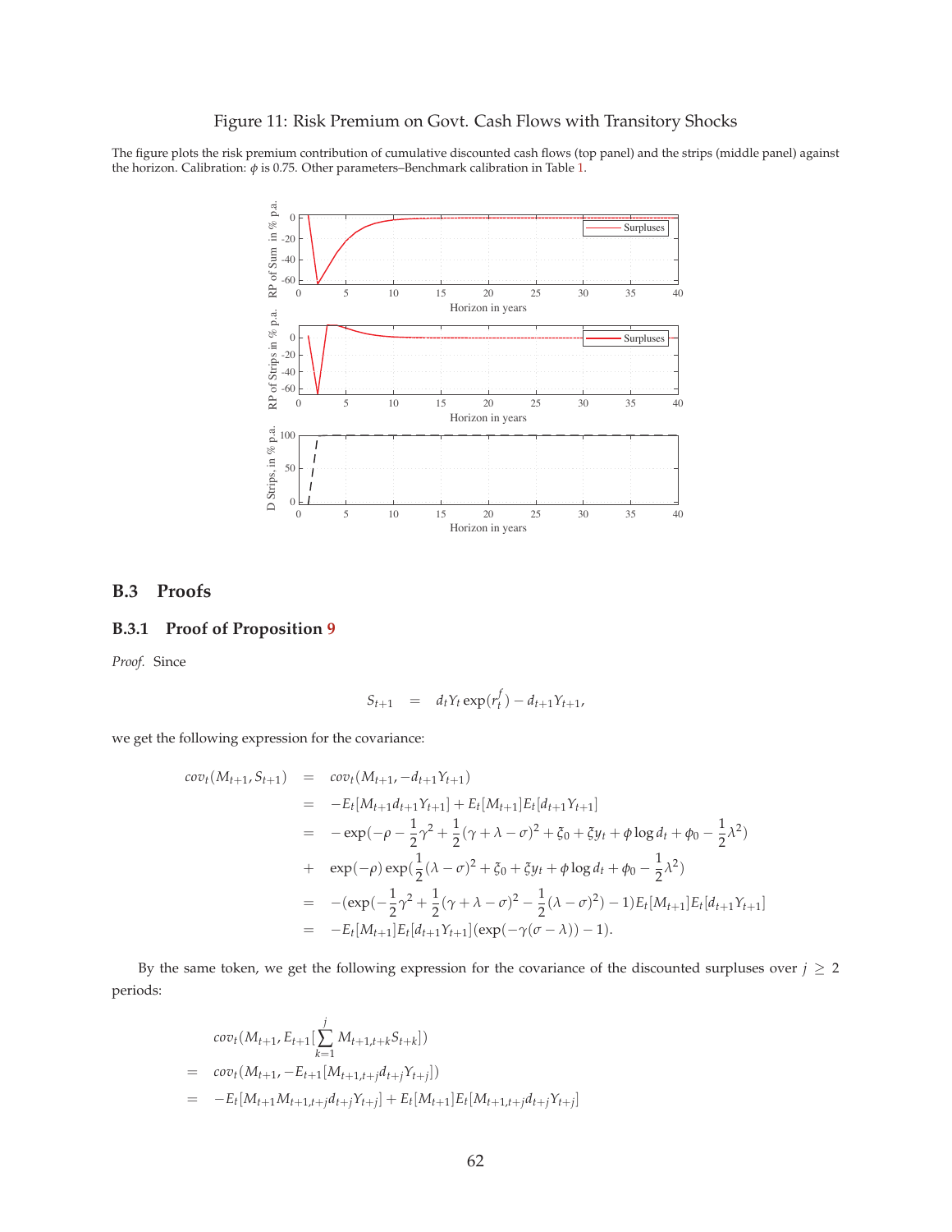Figure 11: Risk Premium on Govt. Cash Flows with Transitory Shocks

The figure plots the risk premium contribution of cumulative discounted cash flows (top panel) and the strips (middle panel) against the horizon. Calibration: $\phi$ is 0.75. Other parameters–Benchmark calibration in Table 1.

### B.3 Proofs

#### B.3.1 Proof of Proposition 9

*Proof.* Since

$$S_{t+1} = d_t Y_t \exp(r_t^f) - d_{t+1} Y_{t+1},$$

we get the following expression for the covariance:

$$\begin{aligned}
cov_t(M_{t+1}, S_{t+1}) &= cov_t(M_{t+1}, -d_{t+1}Y_{t+1}) \\
&= -E_t[M_{t+1}d_{t+1}Y_{t+1}] + E_t[M_{t+1}]E_t[d_{t+1}Y_{t+1}] \\
&= -\exp(-\rho - \frac{1}{2}\gamma^2 + \frac{1}{2}(\gamma+\lambda-\sigma)^2 + \xi_0 + \xi y_t + \phi \log d_t + \phi_0 - \frac{1}{2}\lambda^2) \\
&+ \exp(-\rho)\exp(\frac{1}{2}(\lambda-\sigma)^2 + \xi_0 + \xi y_t + \phi \log d_t + \phi_0 - \frac{1}{2}\lambda^2) \\
&= -(\exp(-\frac{1}{2}\gamma^2 + \frac{1}{2}(\gamma+\lambda-\sigma)^2 - \frac{1}{2}(\lambda-\sigma)^2) - 1)E_t[M_{t+1}]E_t[d_{t+1}Y_{t+1}] \\
&= -E_t[M_{t+1}]E_t[d_{t+1}Y_{t+1}](\exp(-\gamma(\sigma-\lambda)) - 1).
\end{aligned}$$

By the same token, we get the following expression for the covariance of the discounted surpluses over $j \geq 2$ periods:

$$\begin{aligned}
& cov_t(M_{t+1}, E_{t+1}[\sum_{k=1}^{j} M_{t+1,t+k}S_{t+k}]) \\
=\ & cov_t(M_{t+1}, -E_{t+1}[M_{t+1,t+j}d_{t+j}Y_{t+j}]) \\
=\ & -E_t[M_{t+1}M_{t+1,t+j}d_{t+j}Y_{t+j}] + E_t[M_{t+1}]E_t[M_{t+1,t+j}d_{t+j}Y_{t+j}]
\end{aligned}$$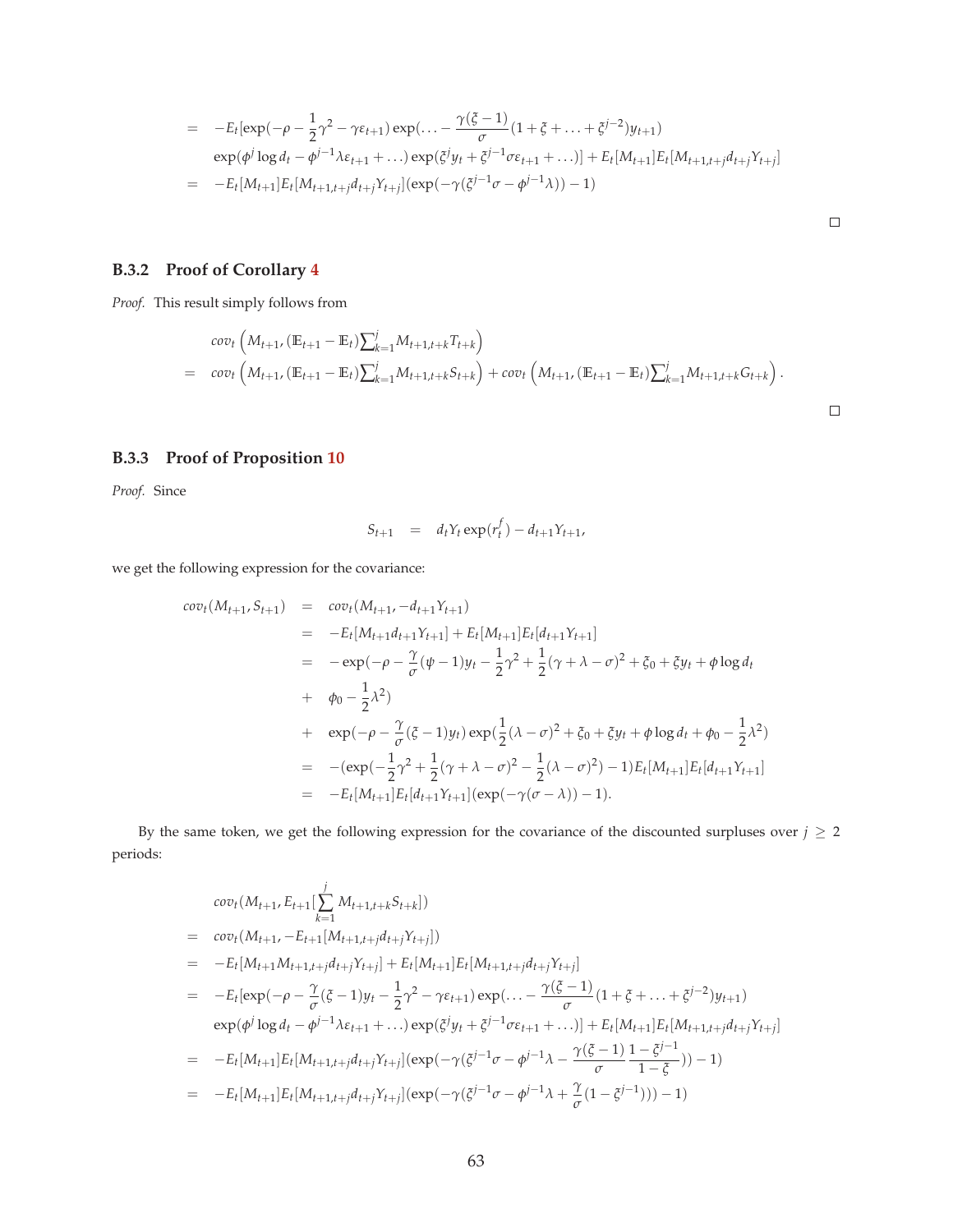$$
\begin{aligned}
&= -E_t[\exp(-\rho - \frac{1}{2}\gamma^2 - \gamma\varepsilon_{t+1})\exp(\ldots - \frac{\gamma(\xi-1)}{\sigma}(1+\xi+\ldots+\xi^{j-2})y_{t+1}) \\
&\quad \exp(\phi^j \log d_t - \phi^{j-1}\lambda\varepsilon_{t+1} + \ldots)\exp(\xi^j y_t + \xi^{j-1}\sigma\varepsilon_{t+1} + \ldots)] + E_t[M_{t+1}]E_t[M_{t+1,t+j}d_{t+j}Y_{t+j}] \\
&= -E_t[M_{t+1}]E_t[M_{t+1,t+j}d_{t+j}Y_{t+j}](\exp(-\gamma(\xi^{j-1}\sigma - \phi^{j-1}\lambda)) - 1)
\end{aligned}
$$

□

### B.3.2 Proof of Corollary 4

*Proof.* This result simply follows from

$$
\begin{aligned}
& cov_t\left(M_{t+1}, (\mathbb{E}_{t+1} - \mathbb{E}_t)\textstyle\sum_{k=1}^{j} M_{t+1,t+k}T_{t+k}\right) \\
= \; & cov_t\left(M_{t+1}, (\mathbb{E}_{t+1} - \mathbb{E}_t)\textstyle\sum_{k=1}^{j} M_{t+1,t+k}S_{t+k}\right) + cov_t\left(M_{t+1}, (\mathbb{E}_{t+1} - \mathbb{E}_t)\textstyle\sum_{k=1}^{j} M_{t+1,t+k}G_{t+k}\right).
\end{aligned}
$$

□

### B.3.3 Proof of Proposition 10

*Proof.* Since

$$
S_{t+1} \quad = \quad d_t Y_t \exp(r_t^f) - d_{t+1}Y_{t+1},
$$

we get the following expression for the covariance:

$$
\begin{aligned}
cov_t(M_{t+1}, S_{t+1}) &= cov_t(M_{t+1}, -d_{t+1}Y_{t+1}) \\
&= -E_t[M_{t+1}d_{t+1}Y_{t+1}] + E_t[M_{t+1}]E_t[d_{t+1}Y_{t+1}] \\
&= -\exp(-\rho - \frac{\gamma}{\sigma}(\psi - 1)y_t - \frac{1}{2}\gamma^2 + \frac{1}{2}(\gamma + \lambda - \sigma)^2 + \xi_0 + \xi y_t + \phi\log d_t \\
&+ \phi_0 - \frac{1}{2}\lambda^2) \\
&+ \exp(-\rho - \frac{\gamma}{\sigma}(\xi - 1)y_t)\exp(\frac{1}{2}(\lambda - \sigma)^2 + \xi_0 + \xi y_t + \phi\log d_t + \phi_0 - \frac{1}{2}\lambda^2) \\
&= -(\exp(-\frac{1}{2}\gamma^2 + \frac{1}{2}(\gamma + \lambda - \sigma)^2 - \frac{1}{2}(\lambda - \sigma)^2) - 1)E_t[M_{t+1}]E_t[d_{t+1}Y_{t+1}] \\
&= -E_t[M_{t+1}]E_t[d_{t+1}Y_{t+1}](\exp(-\gamma(\sigma - \lambda)) - 1).
\end{aligned}
$$

By the same token, we get the following expression for the covariance of the discounted surpluses over $j \geq 2$ periods:

$$
\begin{aligned}
& cov_t(M_{t+1}, E_{t+1}[\sum_{k=1}^{j} M_{t+1,t+k}S_{t+k}]) \\
= \; & cov_t(M_{t+1}, -E_{t+1}[M_{t+1,t+j}d_{t+j}Y_{t+j}]) \\
= \; & -E_t[M_{t+1}M_{t+1,t+j}d_{t+j}Y_{t+j}] + E_t[M_{t+1}]E_t[M_{t+1,t+j}d_{t+j}Y_{t+j}] \\
= \; & -E_t[\exp(-\rho - \frac{\gamma}{\sigma}(\xi - 1)y_t - \frac{1}{2}\gamma^2 - \gamma\varepsilon_{t+1})\exp(\ldots - \frac{\gamma(\xi-1)}{\sigma}(1+\xi+\ldots+\xi^{j-2})y_{t+1}) \\
& \exp(\phi^j\log d_t - \phi^{j-1}\lambda\varepsilon_{t+1} + \ldots)\exp(\xi^j y_t + \xi^{j-1}\sigma\varepsilon_{t+1} + \ldots)] + E_t[M_{t+1}]E_t[M_{t+1,t+j}d_{t+j}Y_{t+j}] \\
= \; & -E_t[M_{t+1}]E_t[M_{t+1,t+j}d_{t+j}Y_{t+j}](\exp(-\gamma(\xi^{j-1}\sigma - \phi^{j-1}\lambda - \frac{\gamma(\xi-1)}{\sigma}\frac{1-\xi^{j-1}}{1-\xi})) - 1) \\
= \; & -E_t[M_{t+1}]E_t[M_{t+1,t+j}d_{t+j}Y_{t+j}](\exp(-\gamma(\xi^{j-1}\sigma - \phi^{j-1}\lambda + \frac{\gamma}{\sigma}(1 - \xi^{j-1}))) - 1)
\end{aligned}
$$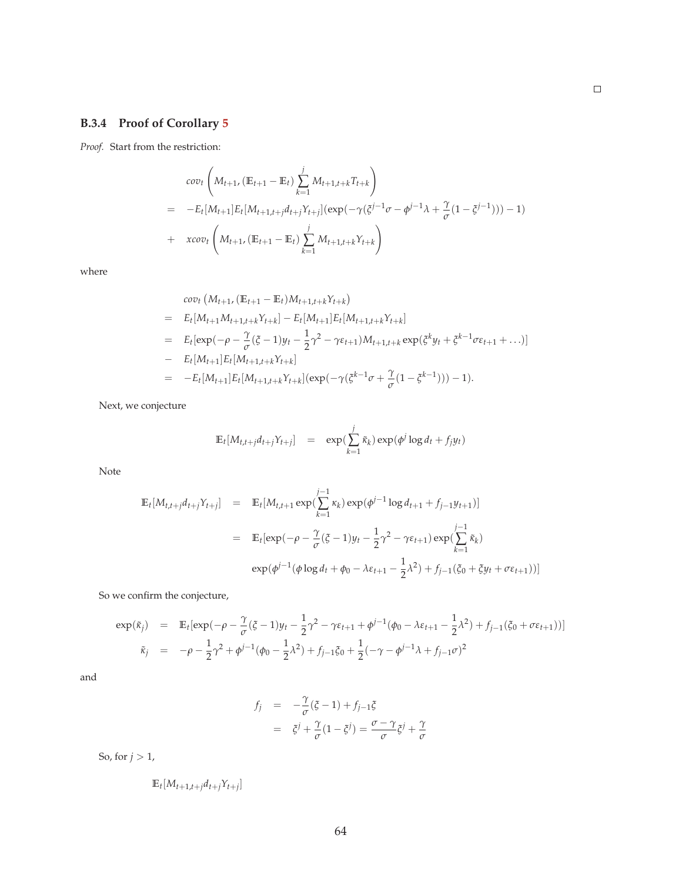### B.3.4 Proof of Corollary 5

*Proof.* Start from the restriction:

$$
\begin{aligned}
& cov_t\left(M_{t+1}, (\mathbb{E}_{t+1} - \mathbb{E}_t)\sum_{k=1}^{j} M_{t+1,t+k}T_{t+k}\right) \\
= & \quad -E_t[M_{t+1}]E_t[M_{t+1,t+j}d_{t+j}Y_{t+j}](\exp(-\gamma(\xi^{j-1}\sigma - \phi^{j-1}\lambda + \frac{\gamma}{\sigma}(1-\xi^{j-1}))) - 1) \\
+ & \quad x cov_t\left(M_{t+1}, (\mathbb{E}_{t+1} - \mathbb{E}_t)\sum_{k=1}^{j} M_{t+1,t+k}Y_{t+k}\right)
\end{aligned}
$$

where

$$
\begin{aligned}
& cov_t\left(M_{t+1}, (\mathbb{E}_{t+1} - \mathbb{E}_t)M_{t+1,t+k}Y_{t+k}\right) \\
= & \quad E_t[M_{t+1}M_{t+1,t+k}Y_{t+k}] - E_t[M_{t+1}]E_t[M_{t+1,t+k}Y_{t+k}] \\
= & \quad E_t[\exp(-\rho - \frac{\gamma}{\sigma}(\xi-1)y_t - \frac{1}{2}\gamma^2 - \gamma\varepsilon_{t+1})M_{t+1,t+k}\exp(\xi^k y_t + \xi^{k-1}\sigma\varepsilon_{t+1} + \ldots)] \\
- & \quad E_t[M_{t+1}]E_t[M_{t+1,t+k}Y_{t+k}] \\
= & \quad -E_t[M_{t+1}]E_t[M_{t+1,t+k}Y_{t+k}](\exp(-\gamma(\xi^{k-1}\sigma + \frac{\gamma}{\sigma}(1-\xi^{k-1}))) - 1).
\end{aligned}
$$

Next, we conjecture

$$
\mathbb{E}_t[M_{t,t+j}d_{t+j}Y_{t+j}] = \exp(\sum_{k=1}^{j}\tilde{\kappa}_k)\exp(\phi^j \log d_t + f_j y_t)
$$

Note

$$
\begin{aligned}
\mathbb{E}_t[M_{t,t+j}d_{t+j}Y_{t+j}] &= \mathbb{E}_t[M_{t,t+1}\exp(\sum_{k=1}^{j-1}\kappa_k)\exp(\phi^{j-1}\log d_{t+1} + f_{j-1}y_{t+1})] \\
&= \mathbb{E}_t[\exp(-\rho - \frac{\gamma}{\sigma}(\xi-1)y_t - \frac{1}{2}\gamma^2 - \gamma\varepsilon_{t+1})\exp(\sum_{k=1}^{j-1}\tilde{\kappa}_k) \\
&\quad \exp(\phi^{j-1}(\phi\log d_t + \phi_0 - \lambda\varepsilon_{t+1} - \frac{1}{2}\lambda^2) + f_{j-1}(\xi_0 + \xi y_t + \sigma\varepsilon_{t+1}))]
\end{aligned}
$$

So we confirm the conjecture,

$$
\begin{aligned}
\exp(\tilde{\kappa}_j) &= \mathbb{E}_t[\exp(-\rho - \frac{\gamma}{\sigma}(\xi-1)y_t - \frac{1}{2}\gamma^2 - \gamma\varepsilon_{t+1} + \phi^{j-1}(\phi_0 - \lambda\varepsilon_{t+1} - \frac{1}{2}\lambda^2) + f_{j-1}(\xi_0 + \sigma\varepsilon_{t+1}))] \\
\tilde{\kappa}_j &= -\rho - \frac{1}{2}\gamma^2 + \phi^{j-1}(\phi_0 - \frac{1}{2}\lambda^2) + f_{j-1}\xi_0 + \frac{1}{2}(-\gamma - \phi^{j-1}\lambda + f_{j-1}\sigma)^2
\end{aligned}
$$

and

$$
\begin{aligned}
f_j &= -\frac{\gamma}{\sigma}(\xi - 1) + f_{j-1}\xi \\
&= \xi^j + \frac{\gamma}{\sigma}(1-\xi^j) = \frac{\sigma-\gamma}{\sigma}\xi^j + \frac{\gamma}{\sigma}
\end{aligned}
$$

So, for $j > 1$,

$$
\mathbb{E}_t[M_{t+1,t+j}d_{t+j}Y_{t+j}]
$$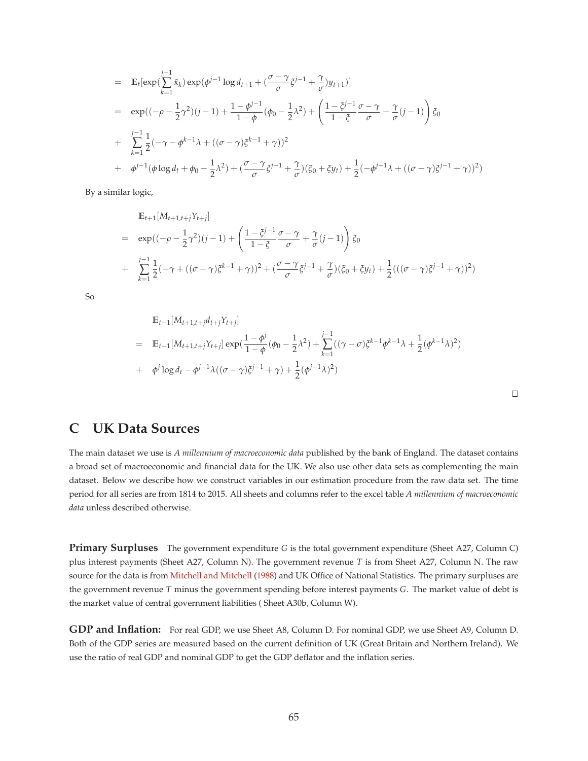$$
\begin{aligned}
&= \mathbb{E}_t[\exp(\sum_{k=1}^{j-1}\tilde{\kappa}_k)\exp(\phi^{j-1}\log d_{t+1} + (\frac{\sigma-\gamma}{\sigma}\xi^{j-1} + \frac{\gamma}{\sigma})y_{t+1})] \\
&= \exp((-\rho - \frac{1}{2}\gamma^2)(j-1) + \frac{1-\phi^{j-1}}{1-\phi}(\phi_0 - \frac{1}{2}\lambda^2) + \left(\frac{1-\xi^{j-1}}{1-\xi}\frac{\sigma-\gamma}{\sigma} + \frac{\gamma}{\sigma}(j-1)\right)\xi_0 \\
&+ \sum_{k=1}^{j-1}\frac{1}{2}(-\gamma - \phi^{k-1}\lambda + ((\sigma-\gamma)\xi^{k-1} + \gamma))^2 \\
&+ \phi^{j-1}(\phi\log d_t + \phi_0 - \frac{1}{2}\lambda^2) + (\frac{\sigma-\gamma}{\sigma}\xi^{j-1} + \frac{\gamma}{\sigma})(\xi_0 + \xi y_t) + \frac{1}{2}(-\phi^{j-1}\lambda + ((\sigma-\gamma)\xi^{j-1} + \gamma))^2)
\end{aligned}
$$

By a similar logic,

$$
\begin{aligned}
&\mathbb{E}_{t+1}[M_{t+1,t+j}Y_{t+j}] \\
&= \exp((-\rho - \frac{1}{2}\gamma^2)(j-1) + \left(\frac{1-\xi^{j-1}}{1-\xi}\frac{\sigma-\gamma}{\sigma} + \frac{\gamma}{\sigma}(j-1)\right)\xi_0 \\
&+ \sum_{k=1}^{j-1}\frac{1}{2}(-\gamma + ((\sigma-\gamma)\xi^{k-1} + \gamma))^2 + (\frac{\sigma-\gamma}{\sigma}\xi^{j-1} + \frac{\gamma}{\sigma})(\xi_0 + \xi y_t) + \frac{1}{2}(((\sigma-\gamma)\xi^{j-1} + \gamma))^2)
\end{aligned}
$$

So

$$
\begin{aligned}
&\mathbb{E}_{t+1}[M_{t+1,t+j}d_{t+j}Y_{t+j}] \\
&= \mathbb{E}_{t+1}[M_{t+1,t+j}Y_{t+j}]\exp(\frac{1-\phi^j}{1-\phi}(\phi_0 - \frac{1}{2}\lambda^2) + \sum_{k=1}^{j-1}((\gamma-\sigma)\xi^{k-1}\phi^{k-1}\lambda + \frac{1}{2}(\phi^{k-1}\lambda)^2) \\
&+ \phi^j\log d_t - \phi^{j-1}\lambda((\sigma-\gamma)\xi^{j-1} + \gamma) + \frac{1}{2}(\phi^{j-1}\lambda)^2)
\end{aligned}
$$

□

# C UK Data Sources

The main dataset we use is *A millennium of macroeconomic data* published by the bank of England. The dataset contains a broad set of macroeconomic and financial data for the UK. We also use other data sets as complementing the main dataset. Below we describe how we construct variables in our estimation procedure from the raw data set. The time period for all series are from 1814 to 2015. All sheets and columns refer to the excel table *A millennium of macroeconomic data* unless described otherwise.

**Primary Surpluses** The government expenditure $G$ is the total government expenditure (Sheet A27, Column C) plus interest payments (Sheet A27, Column N). The government revenue $T$ is from Sheet A27, Column N. The raw source for the data is from Mitchell and Mitchell (1988) and UK Office of National Statistics. The primary surpluses are the government revenue $T$ minus the government spending before interest payments $G$. The market value of debt is the market value of central government liabilities ( Sheet A30b, Column W).

**GDP and Inflation:** For real GDP, we use Sheet A8, Column D. For nominal GDP, we use Sheet A9, Column D. Both of the GDP series are measured based on the current definition of UK (Great Britain and Northern Ireland). We use the ratio of real GDP and nominal GDP to get the GDP deflator and the inflation series.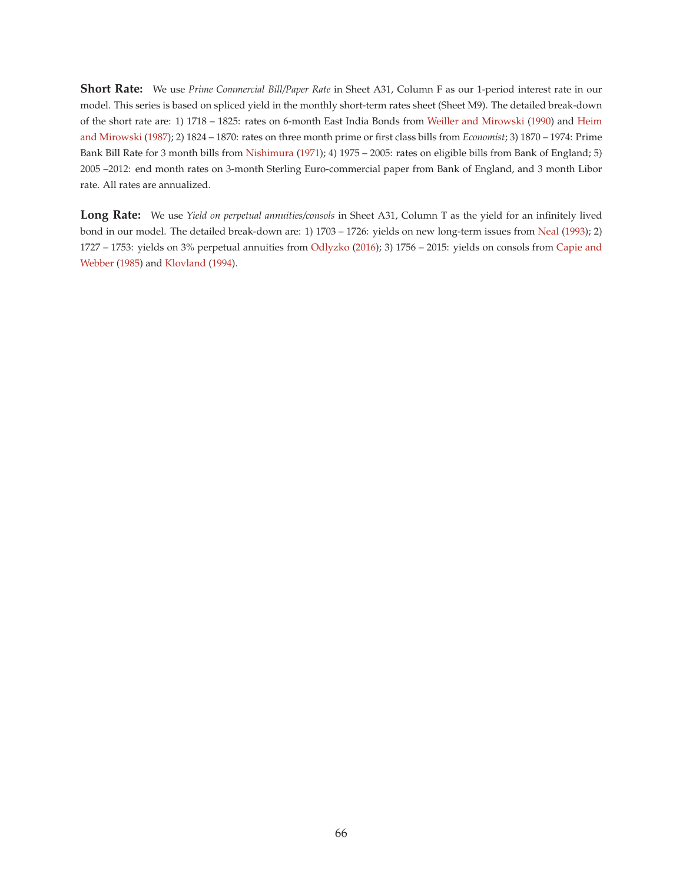**Short Rate:** We use *Prime Commercial Bill/Paper Rate* in Sheet A31, Column F as our 1-period interest rate in our model. This series is based on spliced yield in the monthly short-term rates sheet (Sheet M9). The detailed break-down of the short rate are: 1) 1718 – 1825: rates on 6-month East India Bonds from Weiller and Mirowski (1990) and Heim and Mirowski (1987); 2) 1824 – 1870: rates on three month prime or first class bills from *Economist*; 3) 1870 – 1974: Prime Bank Bill Rate for 3 month bills from Nishimura (1971); 4) 1975 – 2005: rates on eligible bills from Bank of England; 5) 2005 –2012: end month rates on 3-month Sterling Euro-commercial paper from Bank of England, and 3 month Libor rate. All rates are annualized.

**Long Rate:** We use *Yield on perpetual annuities/consols* in Sheet A31, Column T as the yield for an infinitely lived bond in our model. The detailed break-down are: 1) 1703 – 1726: yields on new long-term issues from Neal (1993); 2) 1727 – 1753: yields on 3% perpetual annuities from Odlyzko (2016); 3) 1756 – 2015: yields on consols from Capie and Webber (1985) and Klovland (1994).